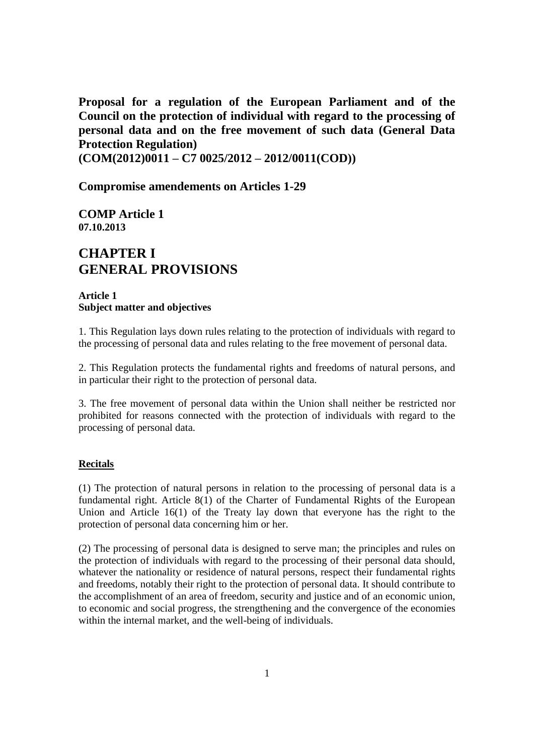**Proposal for a regulation of the European Parliament and of the Council on the protection of individual with regard to the processing of personal data and on the free movement of such data (General Data Protection Regulation)**
**(COM(2012)0011 – C7 0025/2012 – 2012/0011(COD))**

**Compromise amendements on Articles 1-29**

**COMP Article 1**
**07.10.2013**

# CHAPTER I
# GENERAL PROVISIONS

**Article 1**
**Subject matter and objectives**

1. This Regulation lays down rules relating to the protection of individuals with regard to the processing of personal data and rules relating to the free movement of personal data.

2. This Regulation protects the fundamental rights and freedoms of natural persons, and in particular their right to the protection of personal data.

3. The free movement of personal data within the Union shall neither be restricted nor prohibited for reasons connected with the protection of individuals with regard to the processing of personal data.

**Recitals**

(1) The protection of natural persons in relation to the processing of personal data is a fundamental right. Article 8(1) of the Charter of Fundamental Rights of the European Union and Article 16(1) of the Treaty lay down that everyone has the right to the protection of personal data concerning him or her.

(2) The processing of personal data is designed to serve man; the principles and rules on the protection of individuals with regard to the processing of their personal data should, whatever the nationality or residence of natural persons, respect their fundamental rights and freedoms, notably their right to the protection of personal data. It should contribute to the accomplishment of an area of freedom, security and justice and of an economic union, to economic and social progress, the strengthening and the convergence of the economies within the internal market, and the well-being of individuals.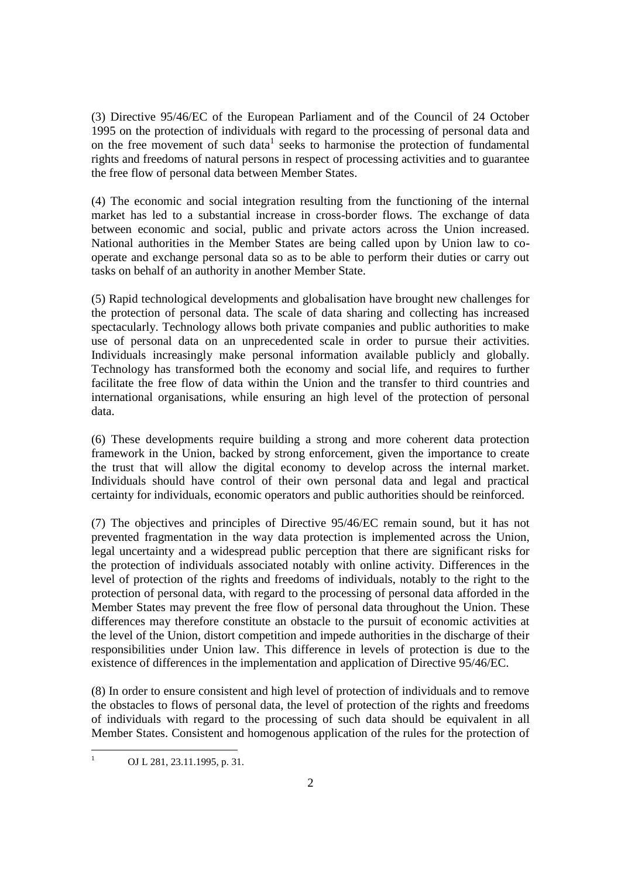(3) Directive 95/46/EC of the European Parliament and of the Council of 24 October 1995 on the protection of individuals with regard to the processing of personal data and on the free movement of such data[1] seeks to harmonise the protection of fundamental rights and freedoms of natural persons in respect of processing activities and to guarantee the free flow of personal data between Member States.

(4) The economic and social integration resulting from the functioning of the internal market has led to a substantial increase in cross-border flows. The exchange of data between economic and social, public and private actors across the Union increased. National authorities in the Member States are being called upon by Union law to co-operate and exchange personal data so as to be able to perform their duties or carry out tasks on behalf of an authority in another Member State.

(5) Rapid technological developments and globalisation have brought new challenges for the protection of personal data. The scale of data sharing and collecting has increased spectacularly. Technology allows both private companies and public authorities to make use of personal data on an unprecedented scale in order to pursue their activities. Individuals increasingly make personal information available publicly and globally. Technology has transformed both the economy and social life, and requires to further facilitate the free flow of data within the Union and the transfer to third countries and international organisations, while ensuring an high level of the protection of personal data.

(6) These developments require building a strong and more coherent data protection framework in the Union, backed by strong enforcement, given the importance to create the trust that will allow the digital economy to develop across the internal market. Individuals should have control of their own personal data and legal and practical certainty for individuals, economic operators and public authorities should be reinforced.

(7) The objectives and principles of Directive 95/46/EC remain sound, but it has not prevented fragmentation in the way data protection is implemented across the Union, legal uncertainty and a widespread public perception that there are significant risks for the protection of individuals associated notably with online activity. Differences in the level of protection of the rights and freedoms of individuals, notably to the right to the protection of personal data, with regard to the processing of personal data afforded in the Member States may prevent the free flow of personal data throughout the Union. These differences may therefore constitute an obstacle to the pursuit of economic activities at the level of the Union, distort competition and impede authorities in the discharge of their responsibilities under Union law. This difference in levels of protection is due to the existence of differences in the implementation and application of Directive 95/46/EC.

(8) In order to ensure consistent and high level of protection of individuals and to remove the obstacles to flows of personal data, the level of protection of the rights and freedoms of individuals with regard to the processing of such data should be equivalent in all Member States. Consistent and homogenous application of the rules for the protection of

[1] OJ L 281, 23.11.1995, p. 31.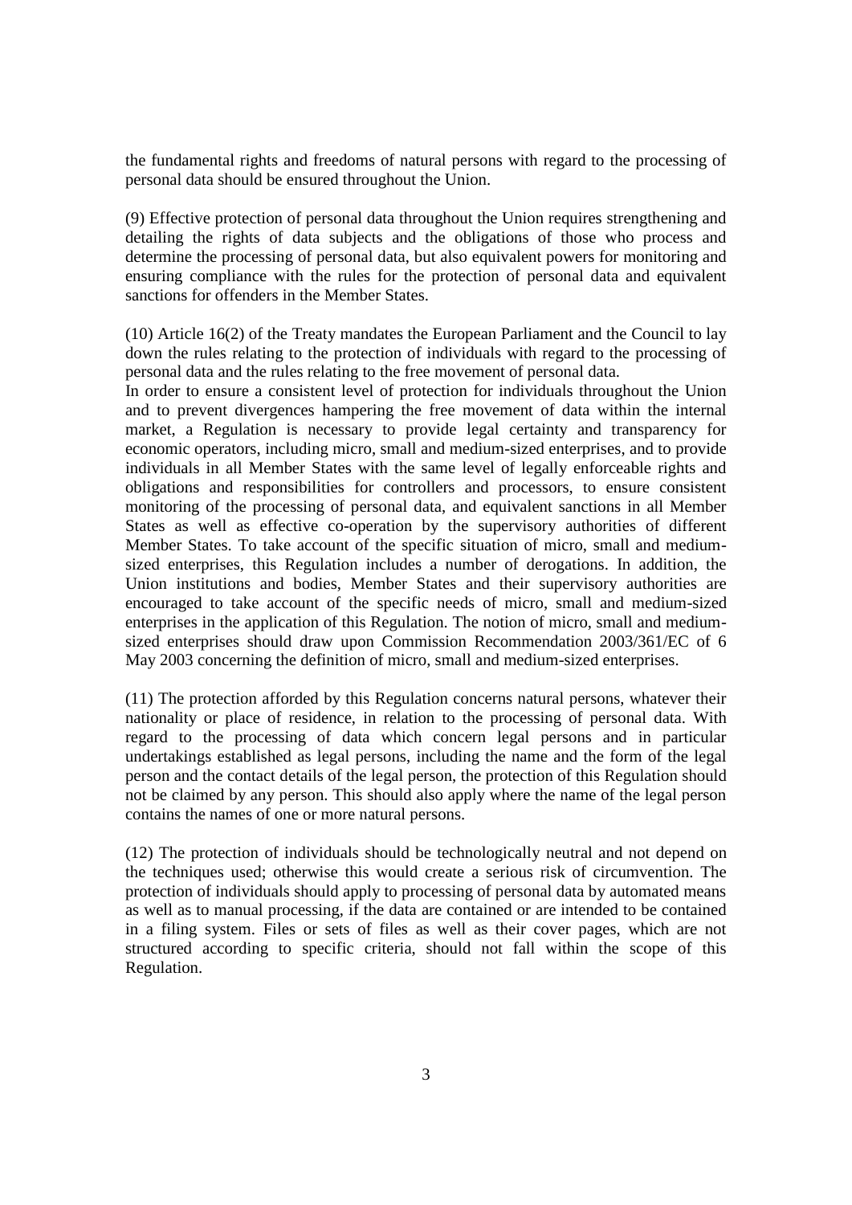the fundamental rights and freedoms of natural persons with regard to the processing of personal data should be ensured throughout the Union.

(9) Effective protection of personal data throughout the Union requires strengthening and detailing the rights of data subjects and the obligations of those who process and determine the processing of personal data, but also equivalent powers for monitoring and ensuring compliance with the rules for the protection of personal data and equivalent sanctions for offenders in the Member States.

(10) Article 16(2) of the Treaty mandates the European Parliament and the Council to lay down the rules relating to the protection of individuals with regard to the processing of personal data and the rules relating to the free movement of personal data.
In order to ensure a consistent level of protection for individuals throughout the Union and to prevent divergences hampering the free movement of data within the internal market, a Regulation is necessary to provide legal certainty and transparency for economic operators, including micro, small and medium-sized enterprises, and to provide individuals in all Member States with the same level of legally enforceable rights and obligations and responsibilities for controllers and processors, to ensure consistent monitoring of the processing of personal data, and equivalent sanctions in all Member States as well as effective co-operation by the supervisory authorities of different Member States. To take account of the specific situation of micro, small and medium-sized enterprises, this Regulation includes a number of derogations. In addition, the Union institutions and bodies, Member States and their supervisory authorities are encouraged to take account of the specific needs of micro, small and medium-sized enterprises in the application of this Regulation. The notion of micro, small and medium-sized enterprises should draw upon Commission Recommendation 2003/361/EC of 6 May 2003 concerning the definition of micro, small and medium-sized enterprises.

(11) The protection afforded by this Regulation concerns natural persons, whatever their nationality or place of residence, in relation to the processing of personal data. With regard to the processing of data which concern legal persons and in particular undertakings established as legal persons, including the name and the form of the legal person and the contact details of the legal person, the protection of this Regulation should not be claimed by any person. This should also apply where the name of the legal person contains the names of one or more natural persons.

(12) The protection of individuals should be technologically neutral and not depend on the techniques used; otherwise this would create a serious risk of circumvention. The protection of individuals should apply to processing of personal data by automated means as well as to manual processing, if the data are contained or are intended to be contained in a filing system. Files or sets of files as well as their cover pages, which are not structured according to specific criteria, should not fall within the scope of this Regulation.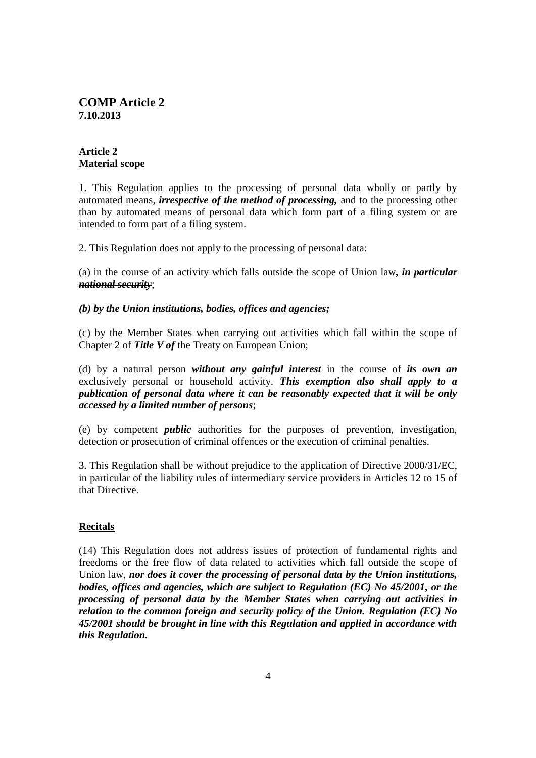## COMP Article 2
**7.10.2013**

### Article 2
### Material scope

1. This Regulation applies to the processing of personal data wholly or partly by automated means, ***irrespective of the method of processing,*** and to the processing other than by automated means of personal data which form part of a filing system or are intended to form part of a filing system.

2. This Regulation does not apply to the processing of personal data:

(a) in the course of an activity which falls outside the scope of Union law~~***, in particular national security***~~;

~~***(b) by the Union institutions, bodies, offices and agencies;***~~

(c) by the Member States when carrying out activities which fall within the scope of Chapter 2 of ***Title V of*** the Treaty on European Union;

(d) by a natural person ~~***without any gainful interest***~~ in the course of ~~***its own***~~ ***an*** exclusively personal or household activity. ***This exemption also shall apply to a publication of personal data where it can be reasonably expected that it will be only accessed by a limited number of persons***;

(e) by competent ***public*** authorities for the purposes of prevention, investigation, detection or prosecution of criminal offences or the execution of criminal penalties.

3. This Regulation shall be without prejudice to the application of Directive 2000/31/EC, in particular of the liability rules of intermediary service providers in Articles 12 to 15 of that Directive.

**Recitals**

(14) This Regulation does not address issues of protection of fundamental rights and freedoms or the free flow of data related to activities which fall outside the scope of Union law, ~~***nor does it cover the processing of personal data by the Union institutions, bodies, offices and agencies, which are subject to Regulation (EC) No 45/2001, or the processing of personal data by the Member States when carrying out activities in relation to the common foreign and security policy of the Union.***~~ ***Regulation (EC) No 45/2001 should be brought in line with this Regulation and applied in accordance with this Regulation.***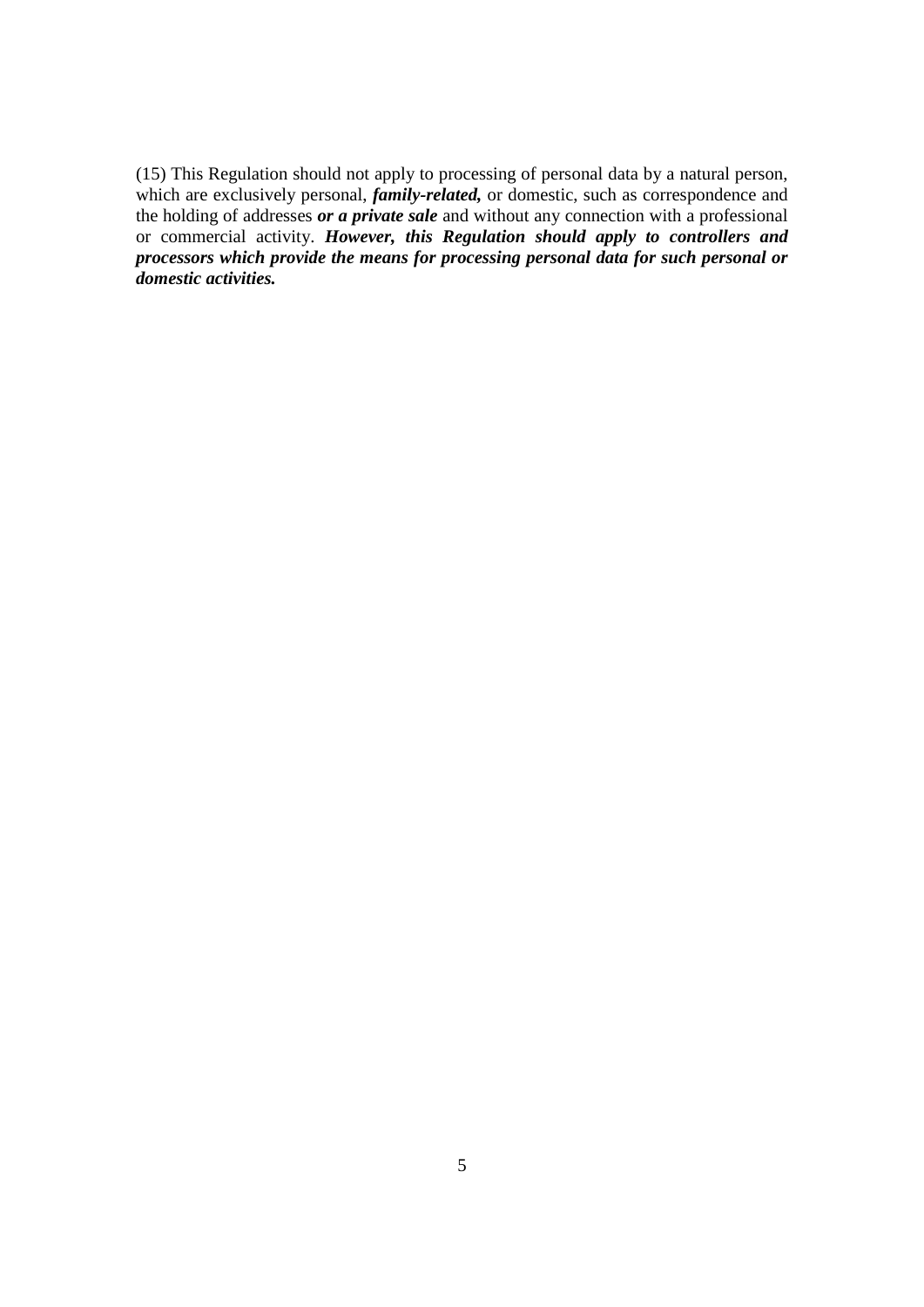(15) This Regulation should not apply to processing of personal data by a natural person, which are exclusively personal, ***family-related,*** or domestic, such as correspondence and the holding of addresses ***or a private sale*** and without any connection with a professional or commercial activity. ***However, this Regulation should apply to controllers and processors which provide the means for processing personal data for such personal or domestic activities.***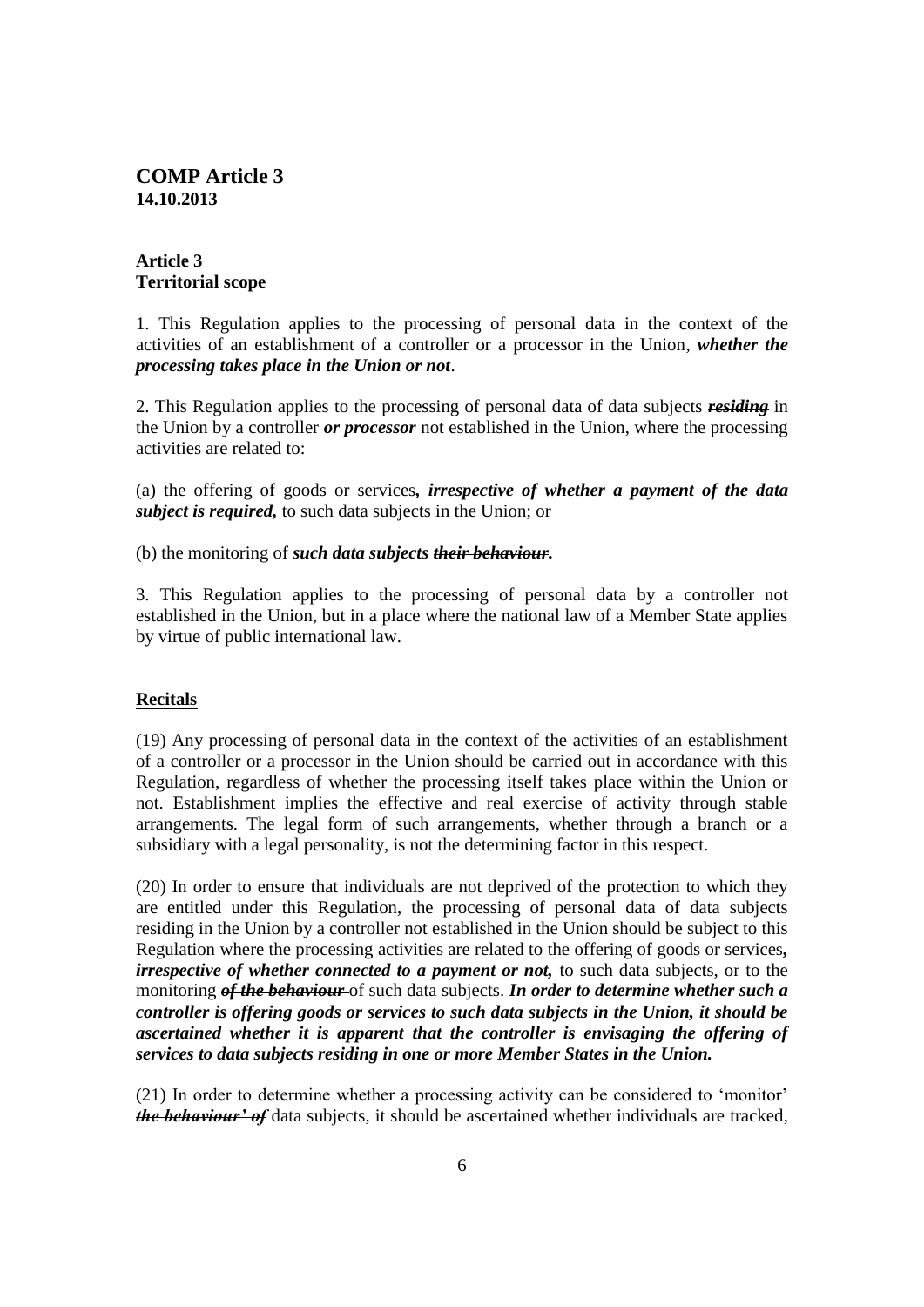# COMP Article 3

**14.10.2013**

**Article 3**
**Territorial scope**

1. This Regulation applies to the processing of personal data in the context of the activities of an establishment of a controller or a processor in the Union, ***whether the processing takes place in the Union or not***.

2. This Regulation applies to the processing of personal data of data subjects ~~***residing***~~ in the Union by a controller ***or processor*** not established in the Union, where the processing activities are related to:

(a) the offering of goods or services***, irrespective of whether a payment of the data subject is required,*** to such data subjects in the Union; or

(b) the monitoring of ***such data subjects*** ~~***their behaviour***~~***.***

3. This Regulation applies to the processing of personal data by a controller not established in the Union, but in a place where the national law of a Member State applies by virtue of public international law.

## Recitals

(19) Any processing of personal data in the context of the activities of an establishment of a controller or a processor in the Union should be carried out in accordance with this Regulation, regardless of whether the processing itself takes place within the Union or not. Establishment implies the effective and real exercise of activity through stable arrangements. The legal form of such arrangements, whether through a branch or a subsidiary with a legal personality, is not the determining factor in this respect.

(20) In order to ensure that individuals are not deprived of the protection to which they are entitled under this Regulation, the processing of personal data of data subjects residing in the Union by a controller not established in the Union should be subject to this Regulation where the processing activities are related to the offering of goods or services***, irrespective of whether connected to a payment or not,*** to such data subjects, or to the monitoring ~~***of the behaviour***~~ of such data subjects. ***In order to determine whether such a controller is offering goods or services to such data subjects in the Union, it should be ascertained whether it is apparent that the controller is envisaging the offering of services to data subjects residing in one or more Member States in the Union.***

(21) In order to determine whether a processing activity can be considered to 'monitor' ~~***the behaviour' of***~~ data subjects, it should be ascertained whether individuals are tracked,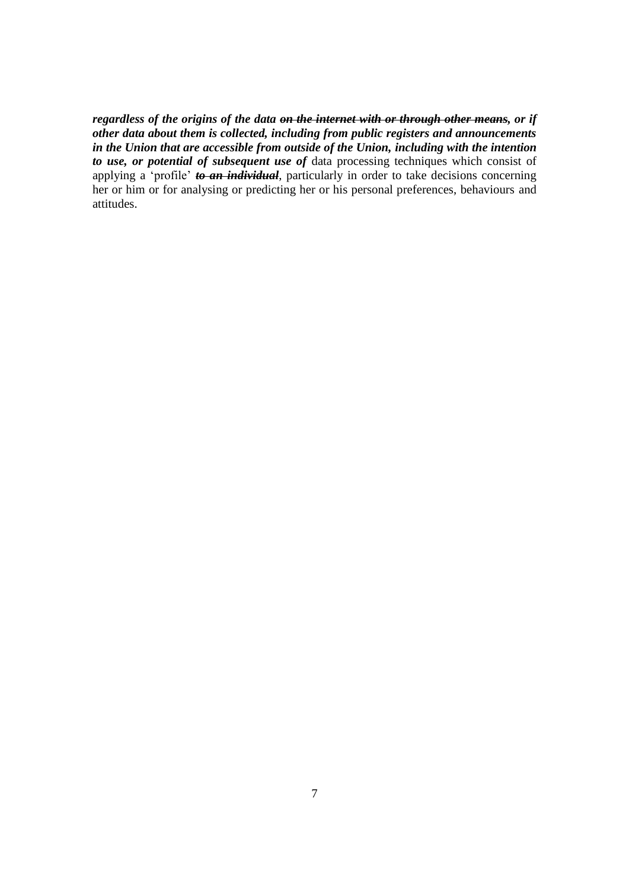***regardless of the origins of the data ~~on the internet with or through other means~~, or if other data about them is collected, including from public registers and announcements in the Union that are accessible from outside of the Union, including with the intention to use, or potential of subsequent use of*** data processing techniques which consist of applying a 'profile' ***~~to an individual~~***, particularly in order to take decisions concerning her or him or for analysing or predicting her or his personal preferences, behaviours and attitudes.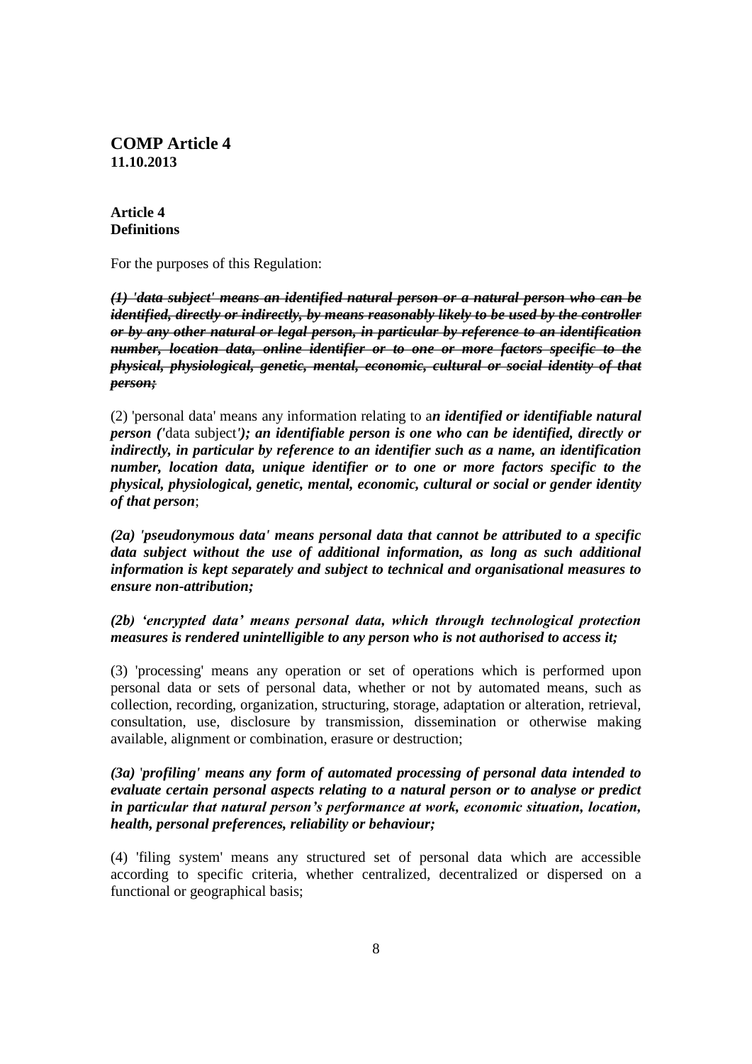**COMP Article 4**
**11.10.2013**

**Article 4**
**Definitions**

For the purposes of this Regulation:

~~***(1) 'data subject' means an identified natural person or a natural person who can be identified, directly or indirectly, by means reasonably likely to be used by the controller or by any other natural or legal person, in particular by reference to an identification number, location data, online identifier or to one or more factors specific to the physical, physiological, genetic, mental, economic, cultural or social identity of that person;***~~

(2) 'personal data' means any information relating to a***n identified or identifiable natural person ('***data subject***'); an identifiable person is one who can be identified, directly or indirectly, in particular by reference to an identifier such as a name, an identification number, location data, unique identifier or to one or more factors specific to the physical, physiological, genetic, mental, economic, cultural or social or gender identity of that person***;

***(2a) 'pseudonymous data' means personal data that cannot be attributed to a specific data subject without the use of additional information, as long as such additional information is kept separately and subject to technical and organisational measures to ensure non-attribution;***

***(2b) 'encrypted data' means personal data, which through technological protection measures is rendered unintelligible to any person who is not authorised to access it;***

(3) 'processing' means any operation or set of operations which is performed upon personal data or sets of personal data, whether or not by automated means, such as collection, recording, organization, structuring, storage, adaptation or alteration, retrieval, consultation, use, disclosure by transmission, dissemination or otherwise making available, alignment or combination, erasure or destruction;

***(3a) 'profiling' means any form of automated processing of personal data intended to evaluate certain personal aspects relating to a natural person or to analyse or predict in particular that natural person's performance at work, economic situation, location, health, personal preferences, reliability or behaviour;***

(4) 'filing system' means any structured set of personal data which are accessible according to specific criteria, whether centralized, decentralized or dispersed on a functional or geographical basis;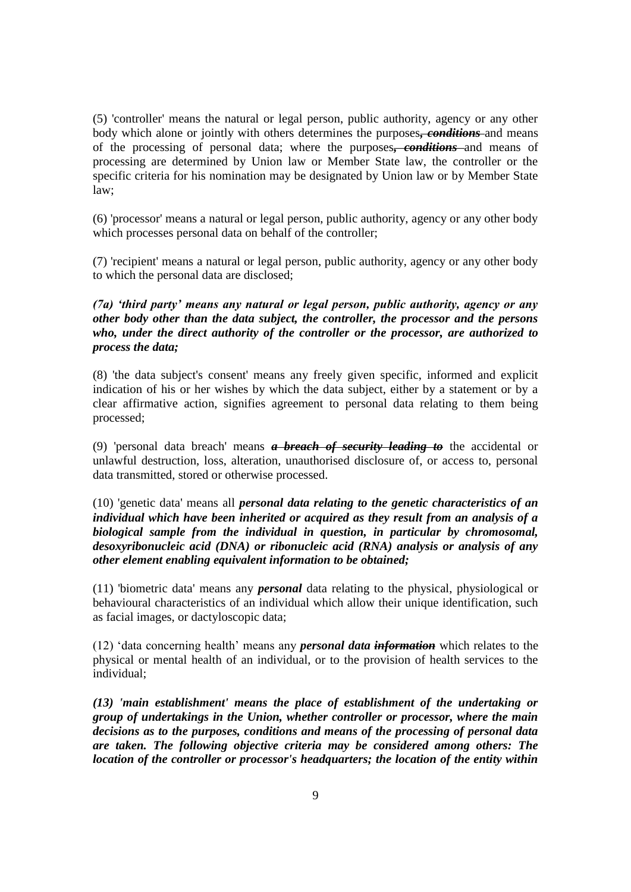(5) 'controller' means the natural or legal person, public authority, agency or any other body which alone or jointly with others determines the purposes~~***, conditions***~~ and means of the processing of personal data; where the purposes~~***, conditions***~~ and means of processing are determined by Union law or Member State law, the controller or the specific criteria for his nomination may be designated by Union law or by Member State law;

(6) 'processor' means a natural or legal person, public authority, agency or any other body which processes personal data on behalf of the controller;

(7) 'recipient' means a natural or legal person, public authority, agency or any other body to which the personal data are disclosed;

***(7a) 'third party' means any natural or legal person, public authority, agency or any other body other than the data subject, the controller, the processor and the persons who, under the direct authority of the controller or the processor, are authorized to process the data;***

(8) 'the data subject's consent' means any freely given specific, informed and explicit indication of his or her wishes by which the data subject, either by a statement or by a clear affirmative action, signifies agreement to personal data relating to them being processed;

(9) 'personal data breach' means ~~***a breach of security leading to***~~ the accidental or unlawful destruction, loss, alteration, unauthorised disclosure of, or access to, personal data transmitted, stored or otherwise processed.

(10) 'genetic data' means all ***personal data relating to the genetic characteristics of an individual which have been inherited or acquired as they result from an analysis of a biological sample from the individual in question, in particular by chromosomal, desoxyribonucleic acid (DNA) or ribonucleic acid (RNA) analysis or analysis of any other element enabling equivalent information to be obtained;***

(11) 'biometric data' means any ***personal*** data relating to the physical, physiological or behavioural characteristics of an individual which allow their unique identification, such as facial images, or dactyloscopic data;

(12) 'data concerning health' means any ***personal data*** ~~***information***~~ which relates to the physical or mental health of an individual, or to the provision of health services to the individual;

***(13) 'main establishment' means the place of establishment of the undertaking or group of undertakings in the Union, whether controller or processor, where the main decisions as to the purposes, conditions and means of the processing of personal data are taken. The following objective criteria may be considered among others: The location of the controller or processor's headquarters; the location of the entity within***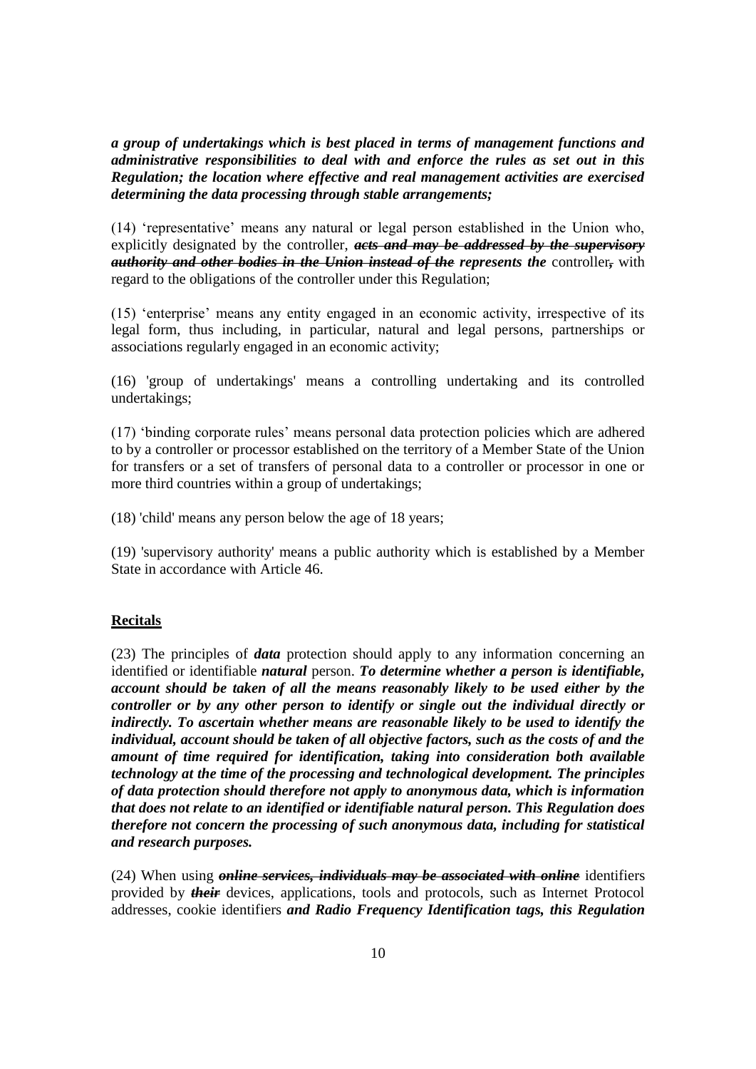***a group of undertakings which is best placed in terms of management functions and administrative responsibilities to deal with and enforce the rules as set out in this Regulation; the location where effective and real management activities are exercised determining the data processing through stable arrangements;***

(14) 'representative' means any natural or legal person established in the Union who, explicitly designated by the controller, ~~***acts and may be addressed by the supervisory authority and other bodies in the Union instead of the***~~ ***represents the*** controller~~,~~ with regard to the obligations of the controller under this Regulation;

(15) 'enterprise' means any entity engaged in an economic activity, irrespective of its legal form, thus including, in particular, natural and legal persons, partnerships or associations regularly engaged in an economic activity;

(16) 'group of undertakings' means a controlling undertaking and its controlled undertakings;

(17) 'binding corporate rules' means personal data protection policies which are adhered to by a controller or processor established on the territory of a Member State of the Union for transfers or a set of transfers of personal data to a controller or processor in one or more third countries within a group of undertakings;

(18) 'child' means any person below the age of 18 years;

(19) 'supervisory authority' means a public authority which is established by a Member State in accordance with Article 46.

**Recitals**

(23) The principles of ***data*** protection should apply to any information concerning an identified or identifiable ***natural*** person. ***To determine whether a person is identifiable, account should be taken of all the means reasonably likely to be used either by the controller or by any other person to identify or single out the individual directly or indirectly. To ascertain whether means are reasonable likely to be used to identify the individual, account should be taken of all objective factors, such as the costs of and the amount of time required for identification, taking into consideration both available technology at the time of the processing and technological development. The principles of data protection should therefore not apply to anonymous data, which is information that does not relate to an identified or identifiable natural person. This Regulation does therefore not concern the processing of such anonymous data, including for statistical and research purposes.***

(24) When using ~~***online services, individuals may be associated with online***~~ identifiers provided by ~~***their***~~ devices, applications, tools and protocols, such as Internet Protocol addresses, cookie identifiers ***and Radio Frequency Identification tags, this Regulation***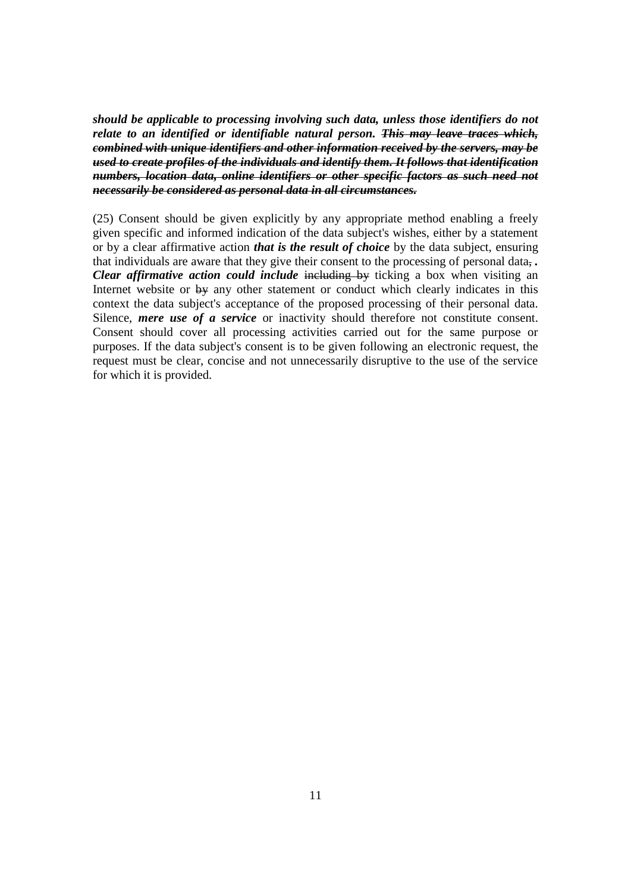***should be applicable to processing involving such data, unless those identifiers do not relate to an identified or identifiable natural person.*** ***~~This may leave traces which, combined with unique identifiers and other information received by the servers, may be used to create profiles of the individuals and identify them. It follows that identification numbers, location data, online identifiers or other specific factors as such need not necessarily be considered as personal data in all circumstances.~~***

(25) Consent should be given explicitly by any appropriate method enabling a freely given specific and informed indication of the data subject's wishes, either by a statement or by a clear affirmative action ***that is the result of choice*** by the data subject, ensuring that individuals are aware that they give their consent to the processing of personal data~~,~~ ***.*** ***Clear affirmative action could include*** ~~including by~~ ticking a box when visiting an Internet website or ~~by~~ any other statement or conduct which clearly indicates in this context the data subject's acceptance of the proposed processing of their personal data. Silence, ***mere use of a service*** or inactivity should therefore not constitute consent. Consent should cover all processing activities carried out for the same purpose or purposes. If the data subject's consent is to be given following an electronic request, the request must be clear, concise and not unnecessarily disruptive to the use of the service for which it is provided.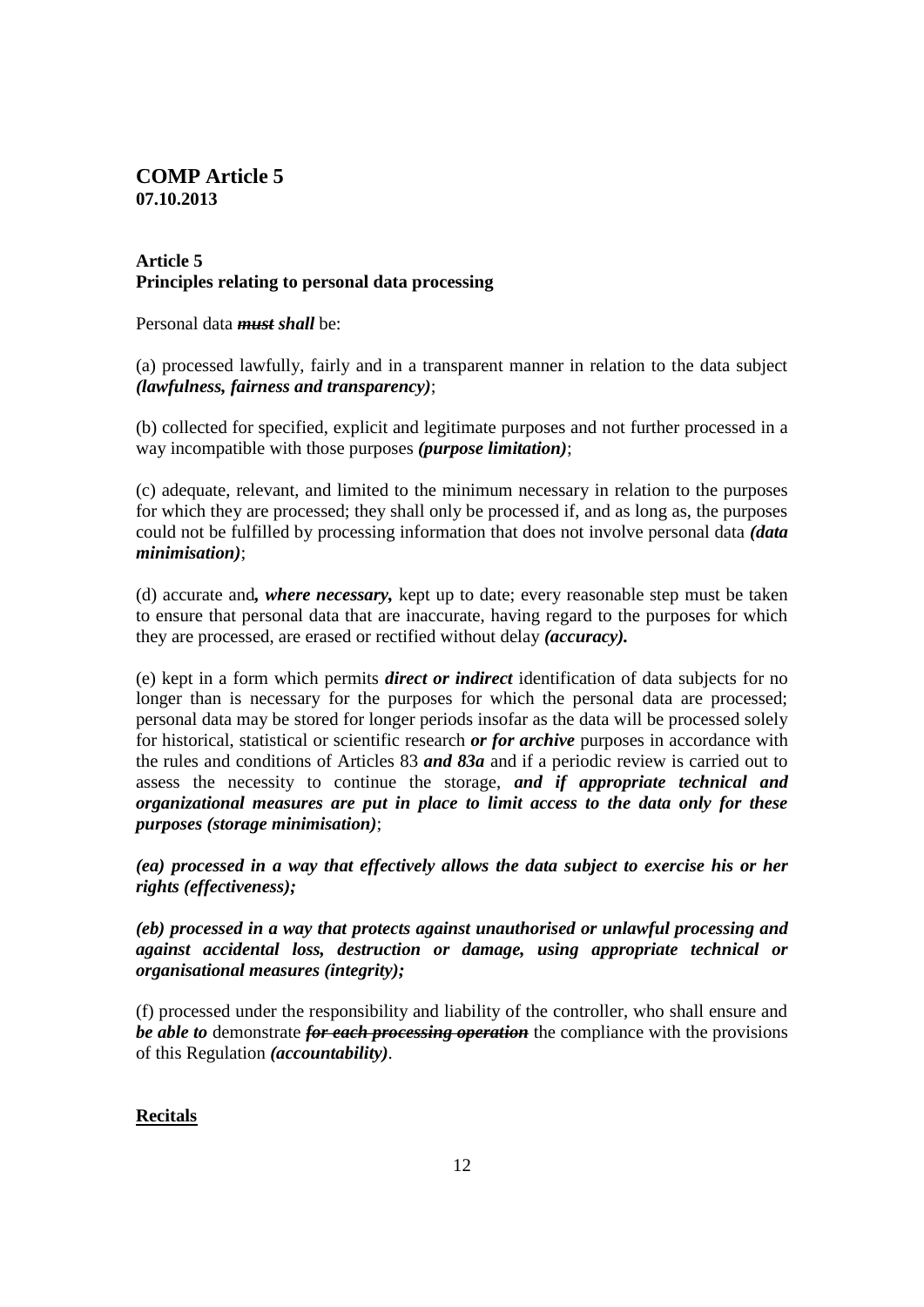# COMP Article 5
**07.10.2013**

## Article 5
## Principles relating to personal data processing

Personal data ~~***must***~~ ***shall*** be:

(a) processed lawfully, fairly and in a transparent manner in relation to the data subject ***(lawfulness, fairness and transparency)***;

(b) collected for specified, explicit and legitimate purposes and not further processed in a way incompatible with those purposes ***(purpose limitation)***;

(c) adequate, relevant, and limited to the minimum necessary in relation to the purposes for which they are processed; they shall only be processed if, and as long as, the purposes could not be fulfilled by processing information that does not involve personal data ***(data minimisation)***;

(d) accurate and***, where necessary,*** kept up to date; every reasonable step must be taken to ensure that personal data that are inaccurate, having regard to the purposes for which they are processed, are erased or rectified without delay ***(accuracy).***

(e) kept in a form which permits ***direct or indirect*** identification of data subjects for no longer than is necessary for the purposes for which the personal data are processed; personal data may be stored for longer periods insofar as the data will be processed solely for historical, statistical or scientific research ***or for archive*** purposes in accordance with the rules and conditions of Articles 83 ***and 83a*** and if a periodic review is carried out to assess the necessity to continue the storage, ***and if appropriate technical and organizational measures are put in place to limit access to the data only for these purposes (storage minimisation)***;

***(ea) processed in a way that effectively allows the data subject to exercise his or her rights (effectiveness);***

***(eb) processed in a way that protects against unauthorised or unlawful processing and against accidental loss, destruction or damage, using appropriate technical or organisational measures (integrity);***

(f) processed under the responsibility and liability of the controller, who shall ensure and ***be able to*** demonstrate ~~***for each processing operation***~~ the compliance with the provisions of this Regulation ***(accountability)***.

**Recitals**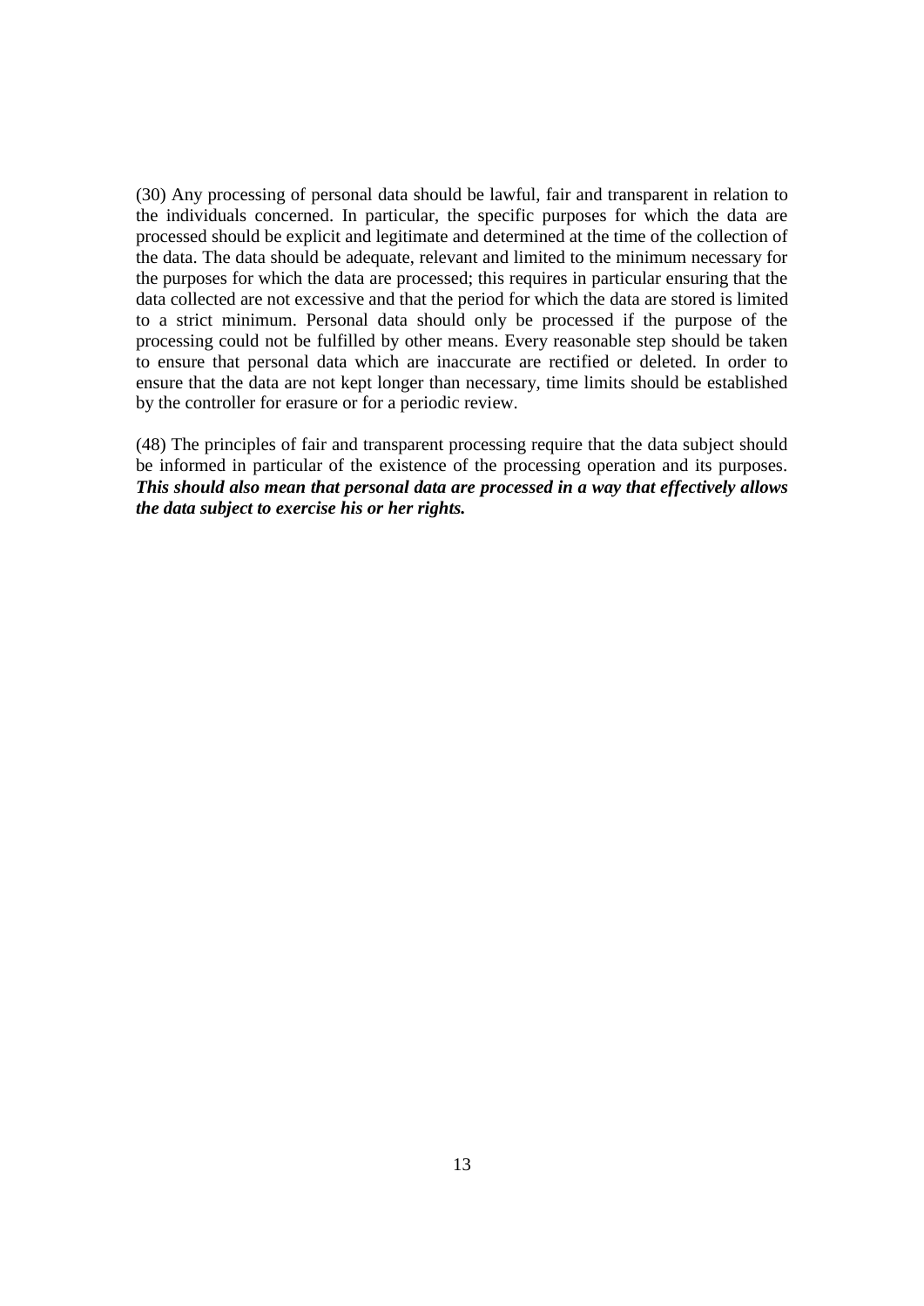(30) Any processing of personal data should be lawful, fair and transparent in relation to the individuals concerned. In particular, the specific purposes for which the data are processed should be explicit and legitimate and determined at the time of the collection of the data. The data should be adequate, relevant and limited to the minimum necessary for the purposes for which the data are processed; this requires in particular ensuring that the data collected are not excessive and that the period for which the data are stored is limited to a strict minimum. Personal data should only be processed if the purpose of the processing could not be fulfilled by other means. Every reasonable step should be taken to ensure that personal data which are inaccurate are rectified or deleted. In order to ensure that the data are not kept longer than necessary, time limits should be established by the controller for erasure or for a periodic review.

(48) The principles of fair and transparent processing require that the data subject should be informed in particular of the existence of the processing operation and its purposes. ***This should also mean that personal data are processed in a way that effectively allows the data subject to exercise his or her rights.***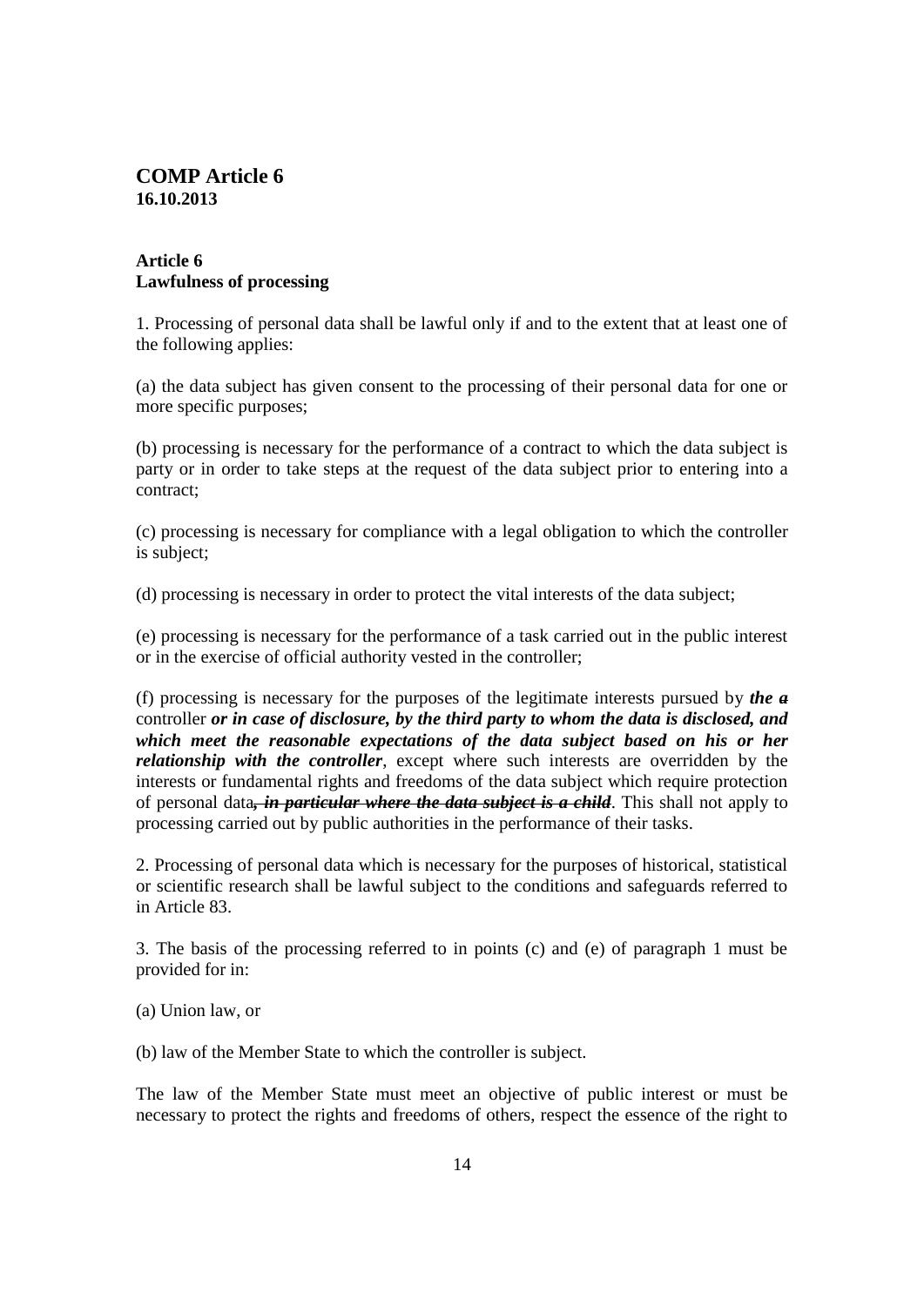# COMP Article 6

**16.10.2013**

## Article 6
## Lawfulness of processing

1. Processing of personal data shall be lawful only if and to the extent that at least one of the following applies:

(a) the data subject has given consent to the processing of their personal data for one or more specific purposes;

(b) processing is necessary for the performance of a contract to which the data subject is party or in order to take steps at the request of the data subject prior to entering into a contract;

(c) processing is necessary for compliance with a legal obligation to which the controller is subject;

(d) processing is necessary in order to protect the vital interests of the data subject;

(e) processing is necessary for the performance of a task carried out in the public interest or in the exercise of official authority vested in the controller;

(f) processing is necessary for the purposes of the legitimate interests pursued by ***the*** ~~***a***~~ controller ***or in case of disclosure, by the third party to whom the data is disclosed, and which meet the reasonable expectations of the data subject based on his or her relationship with the controller***, except where such interests are overridden by the interests or fundamental rights and freedoms of the data subject which require protection of personal data~~***, in particular where the data subject is a child***~~. This shall not apply to processing carried out by public authorities in the performance of their tasks.

2. Processing of personal data which is necessary for the purposes of historical, statistical or scientific research shall be lawful subject to the conditions and safeguards referred to in Article 83.

3. The basis of the processing referred to in points (c) and (e) of paragraph 1 must be provided for in:

(a) Union law, or

(b) law of the Member State to which the controller is subject.

The law of the Member State must meet an objective of public interest or must be necessary to protect the rights and freedoms of others, respect the essence of the right to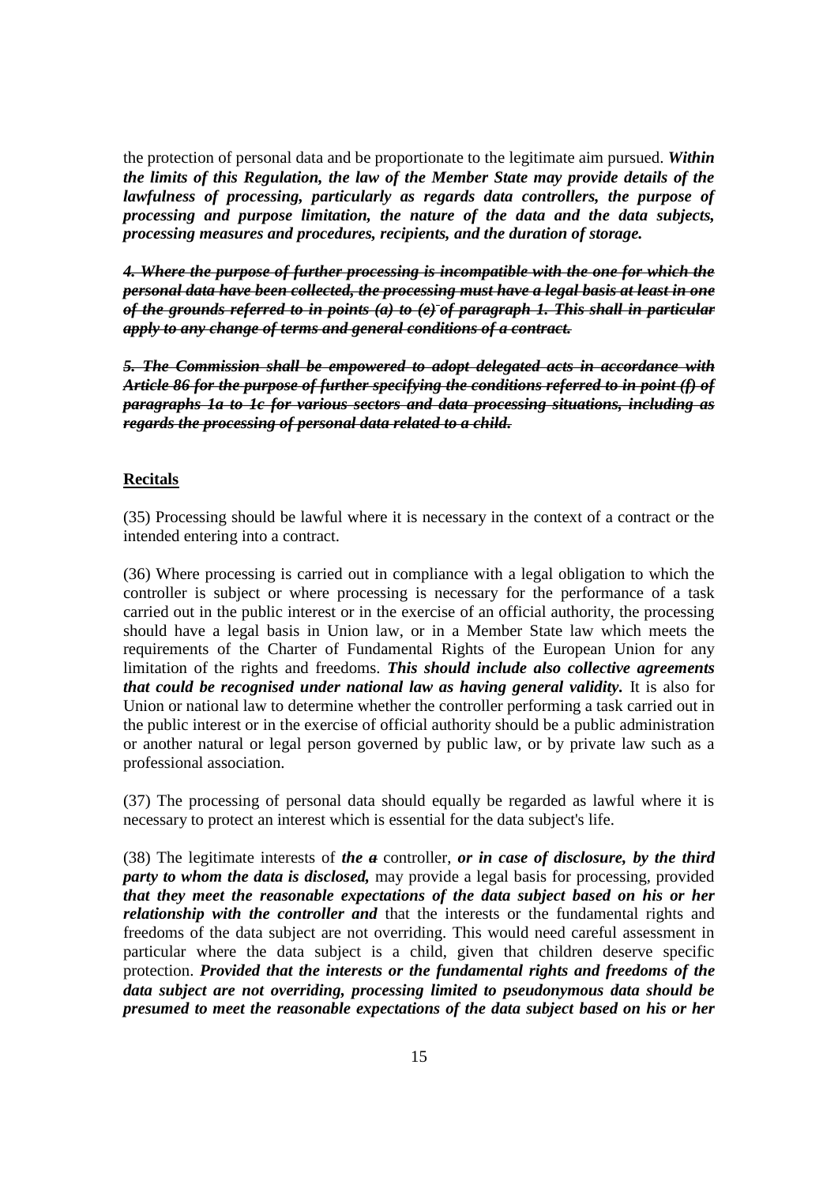the protection of personal data and be proportionate to the legitimate aim pursued. ***Within the limits of this Regulation, the law of the Member State may provide details of the lawfulness of processing, particularly as regards data controllers, the purpose of processing and purpose limitation, the nature of the data and the data subjects, processing measures and procedures, recipients, and the duration of storage.***

***~~4. Where the purpose of further processing is incompatible with the one for which the personal data have been collected, the processing must have a legal basis at least in one of the grounds referred to in points (a) to (e) of paragraph 1. This shall in particular apply to any change of terms and general conditions of a contract.~~***

***~~5. The Commission shall be empowered to adopt delegated acts in accordance with Article 86 for the purpose of further specifying the conditions referred to in point (f) of paragraphs 1a to 1c for various sectors and data processing situations, including as regards the processing of personal data related to a child.~~***

**<u>Recitals</u>**

(35) Processing should be lawful where it is necessary in the context of a contract or the intended entering into a contract.

(36) Where processing is carried out in compliance with a legal obligation to which the controller is subject or where processing is necessary for the performance of a task carried out in the public interest or in the exercise of an official authority, the processing should have a legal basis in Union law, or in a Member State law which meets the requirements of the Charter of Fundamental Rights of the European Union for any limitation of the rights and freedoms. ***This should include also collective agreements that could be recognised under national law as having general validity.*** It is also for Union or national law to determine whether the controller performing a task carried out in the public interest or in the exercise of official authority should be a public administration or another natural or legal person governed by public law, or by private law such as a professional association.

(37) The processing of personal data should equally be regarded as lawful where it is necessary to protect an interest which is essential for the data subject's life.

(38) The legitimate interests of ***the*** ***~~a~~*** controller, ***or in case of disclosure, by the third party to whom the data is disclosed,*** may provide a legal basis for processing, provided ***that they meet the reasonable expectations of the data subject based on his or her relationship with the controller and*** that the interests or the fundamental rights and freedoms of the data subject are not overriding. This would need careful assessment in particular where the data subject is a child, given that children deserve specific protection. ***Provided that the interests or the fundamental rights and freedoms of the data subject are not overriding, processing limited to pseudonymous data should be presumed to meet the reasonable expectations of the data subject based on his or her***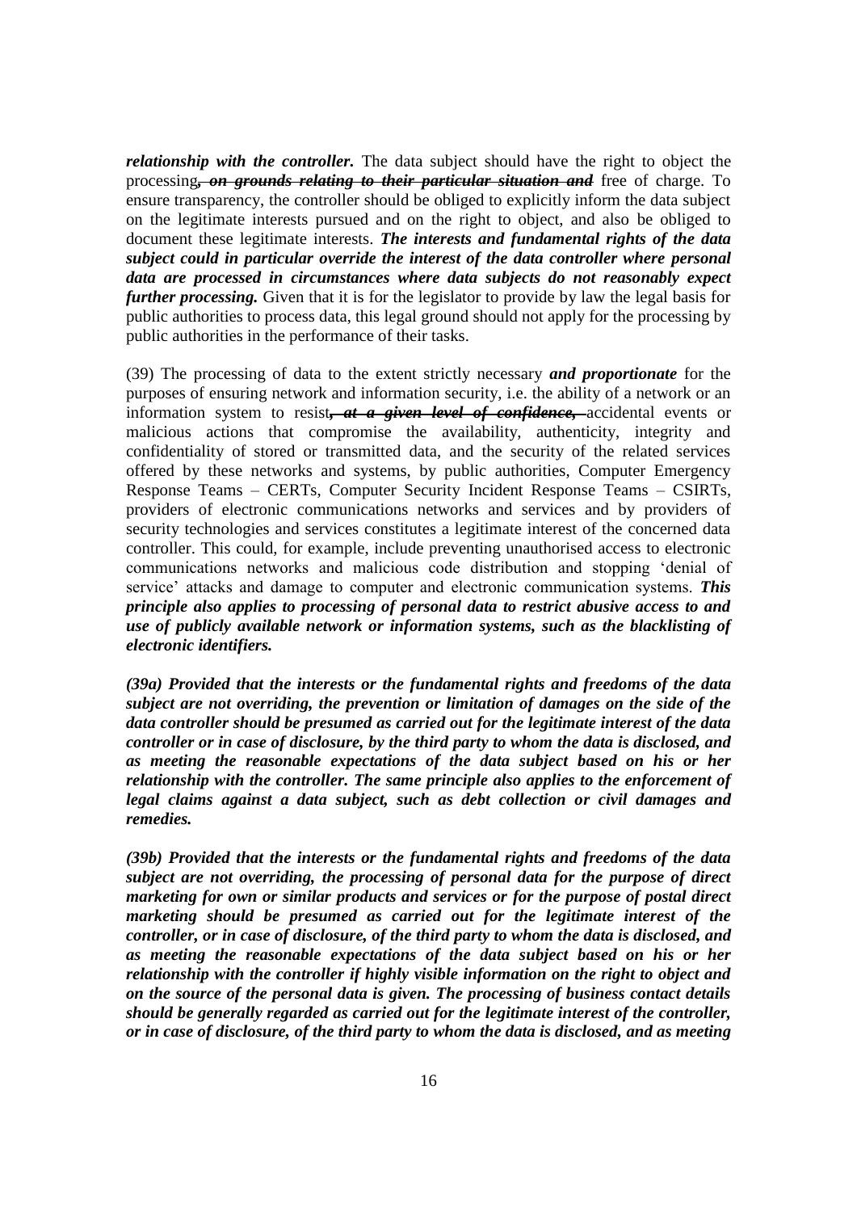***relationship with the controller.*** The data subject should have the right to object the processing~~***, on grounds relating to their particular situation and***~~ free of charge. To ensure transparency, the controller should be obliged to explicitly inform the data subject on the legitimate interests pursued and on the right to object, and also be obliged to document these legitimate interests. ***The interests and fundamental rights of the data subject could in particular override the interest of the data controller where personal data are processed in circumstances where data subjects do not reasonably expect further processing.*** Given that it is for the legislator to provide by law the legal basis for public authorities to process data, this legal ground should not apply for the processing by public authorities in the performance of their tasks.

(39) The processing of data to the extent strictly necessary ***and proportionate*** for the purposes of ensuring network and information security, i.e. the ability of a network or an information system to resist~~***, at a given level of confidence,***~~ accidental events or malicious actions that compromise the availability, authenticity, integrity and confidentiality of stored or transmitted data, and the security of the related services offered by these networks and systems, by public authorities, Computer Emergency Response Teams – CERTs, Computer Security Incident Response Teams – CSIRTs, providers of electronic communications networks and services and by providers of security technologies and services constitutes a legitimate interest of the concerned data controller. This could, for example, include preventing unauthorised access to electronic communications networks and malicious code distribution and stopping 'denial of service' attacks and damage to computer and electronic communication systems. ***This principle also applies to processing of personal data to restrict abusive access to and use of publicly available network or information systems, such as the blacklisting of electronic identifiers.***

***(39a) Provided that the interests or the fundamental rights and freedoms of the data subject are not overriding, the prevention or limitation of damages on the side of the data controller should be presumed as carried out for the legitimate interest of the data controller or in case of disclosure, by the third party to whom the data is disclosed, and as meeting the reasonable expectations of the data subject based on his or her relationship with the controller. The same principle also applies to the enforcement of legal claims against a data subject, such as debt collection or civil damages and remedies.***

***(39b) Provided that the interests or the fundamental rights and freedoms of the data subject are not overriding, the processing of personal data for the purpose of direct marketing for own or similar products and services or for the purpose of postal direct marketing should be presumed as carried out for the legitimate interest of the controller, or in case of disclosure, of the third party to whom the data is disclosed, and as meeting the reasonable expectations of the data subject based on his or her relationship with the controller if highly visible information on the right to object and on the source of the personal data is given. The processing of business contact details should be generally regarded as carried out for the legitimate interest of the controller, or in case of disclosure, of the third party to whom the data is disclosed, and as meeting***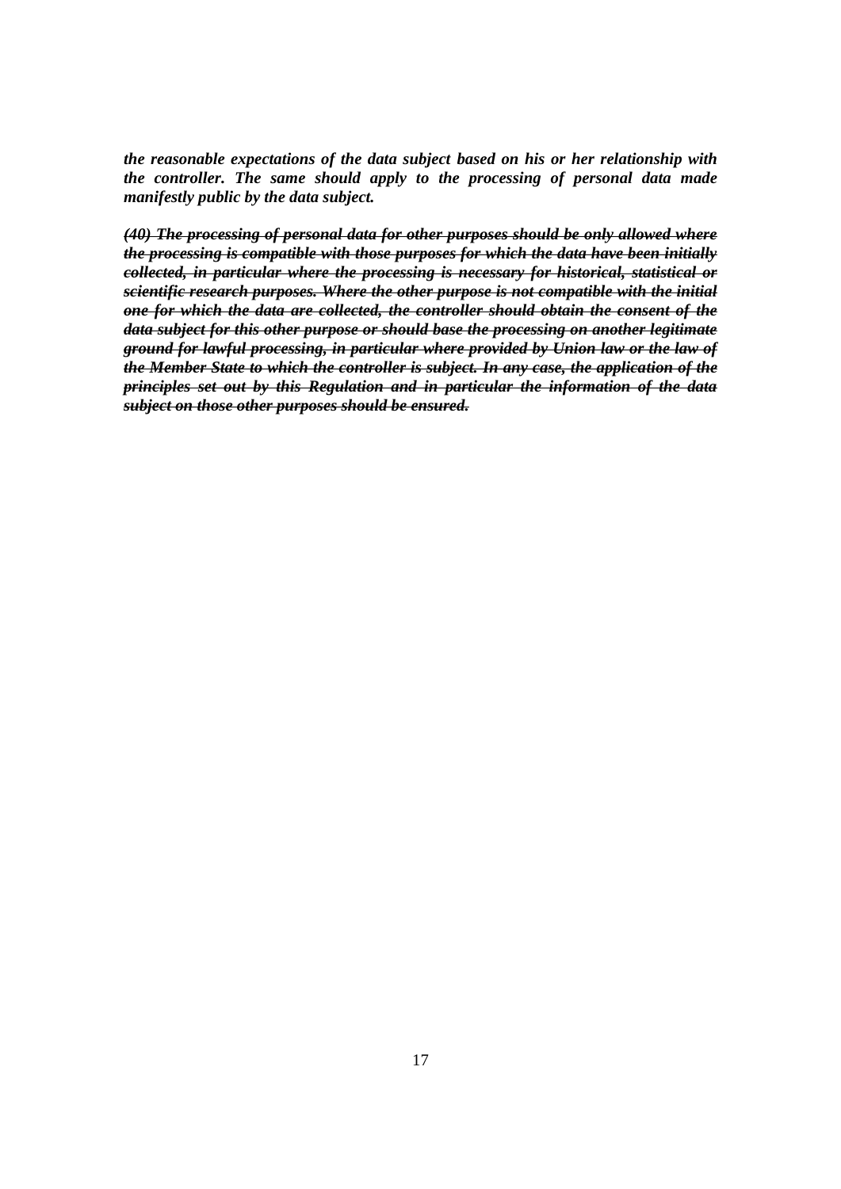***the reasonable expectations of the data subject based on his or her relationship with the controller. The same should apply to the processing of personal data made manifestly public by the data subject.***

***~~(40) The processing of personal data for other purposes should be only allowed where the processing is compatible with those purposes for which the data have been initially collected, in particular where the processing is necessary for historical, statistical or scientific research purposes. Where the other purpose is not compatible with the initial one for which the data are collected, the controller should obtain the consent of the data subject for this other purpose or should base the processing on another legitimate ground for lawful processing, in particular where provided by Union law or the law of the Member State to which the controller is subject. In any case, the application of the principles set out by this Regulation and in particular the information of the data subject on those other purposes should be ensured.~~***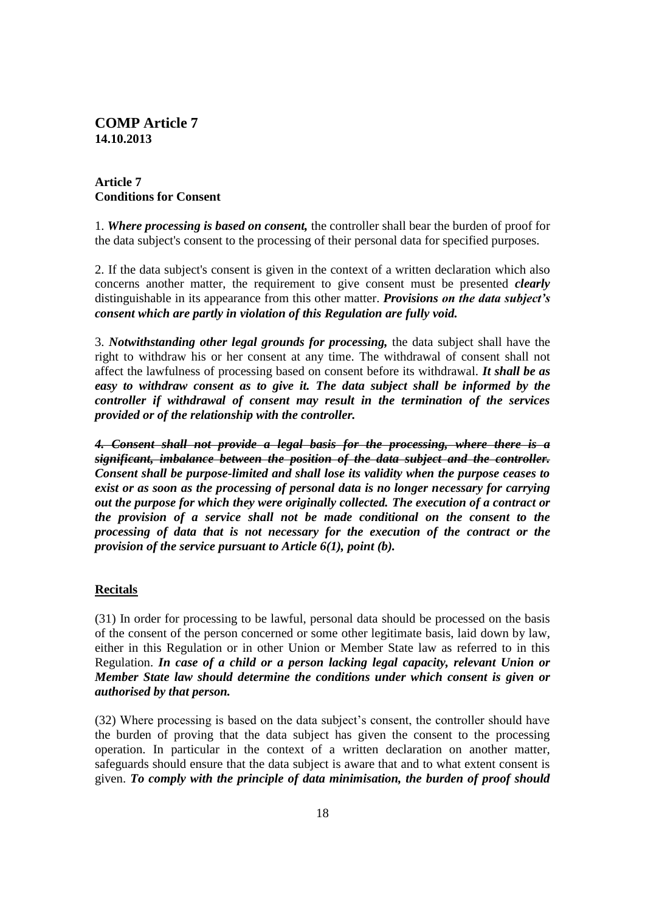# COMP Article 7
**14.10.2013**

**Article 7**
**Conditions for Consent**

1. ***Where processing is based on consent,*** the controller shall bear the burden of proof for the data subject's consent to the processing of their personal data for specified purposes.

2. If the data subject's consent is given in the context of a written declaration which also concerns another matter, the requirement to give consent must be presented ***clearly*** distinguishable in its appearance from this other matter. ***Provisions on the data subject's consent which are partly in violation of this Regulation are fully void.***

3. ***Notwithstanding other legal grounds for processing,*** the data subject shall have the right to withdraw his or her consent at any time. The withdrawal of consent shall not affect the lawfulness of processing based on consent before its withdrawal. ***It shall be as easy to withdraw consent as to give it. The data subject shall be informed by the controller if withdrawal of consent may result in the termination of the services provided or of the relationship with the controller.***

***~~4. Consent shall not provide a legal basis for the processing, where there is a significant, imbalance between the position of the data subject and the controller.~~ Consent shall be purpose-limited and shall lose its validity when the purpose ceases to exist or as soon as the processing of personal data is no longer necessary for carrying out the purpose for which they were originally collected. The execution of a contract or the provision of a service shall not be made conditional on the consent to the processing of data that is not necessary for the execution of the contract or the provision of the service pursuant to Article 6(1), point (b).***

**Recitals**

(31) In order for processing to be lawful, personal data should be processed on the basis of the consent of the person concerned or some other legitimate basis, laid down by law, either in this Regulation or in other Union or Member State law as referred to in this Regulation. ***In case of a child or a person lacking legal capacity, relevant Union or Member State law should determine the conditions under which consent is given or authorised by that person.***

(32) Where processing is based on the data subject's consent, the controller should have the burden of proving that the data subject has given the consent to the processing operation. In particular in the context of a written declaration on another matter, safeguards should ensure that the data subject is aware that and to what extent consent is given. ***To comply with the principle of data minimisation, the burden of proof should***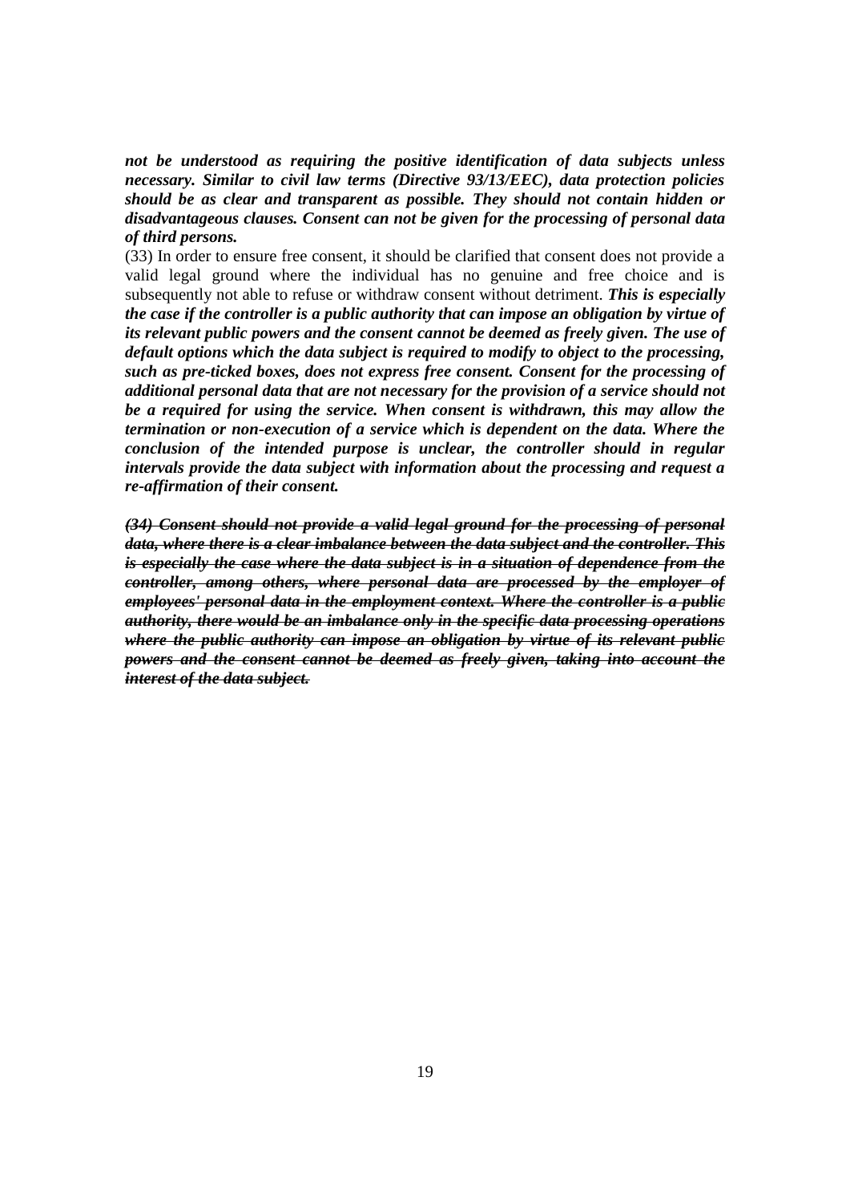***not be understood as requiring the positive identification of data subjects unless necessary. Similar to civil law terms (Directive 93/13/EEC), data protection policies should be as clear and transparent as possible. They should not contain hidden or disadvantageous clauses. Consent can not be given for the processing of personal data of third persons.***

(33) In order to ensure free consent, it should be clarified that consent does not provide a valid legal ground where the individual has no genuine and free choice and is subsequently not able to refuse or withdraw consent without detriment. ***This is especially the case if the controller is a public authority that can impose an obligation by virtue of its relevant public powers and the consent cannot be deemed as freely given. The use of default options which the data subject is required to modify to object to the processing, such as pre-ticked boxes, does not express free consent. Consent for the processing of additional personal data that are not necessary for the provision of a service should not be a required for using the service. When consent is withdrawn, this may allow the termination or non-execution of a service which is dependent on the data. Where the conclusion of the intended purpose is unclear, the controller should in regular intervals provide the data subject with information about the processing and request a re-affirmation of their consent.***

~~***(34) Consent should not provide a valid legal ground for the processing of personal data, where there is a clear imbalance between the data subject and the controller. This is especially the case where the data subject is in a situation of dependence from the controller, among others, where personal data are processed by the employer of employees' personal data in the employment context. Where the controller is a public authority, there would be an imbalance only in the specific data processing operations where the public authority can impose an obligation by virtue of its relevant public powers and the consent cannot be deemed as freely given, taking into account the interest of the data subject.***~~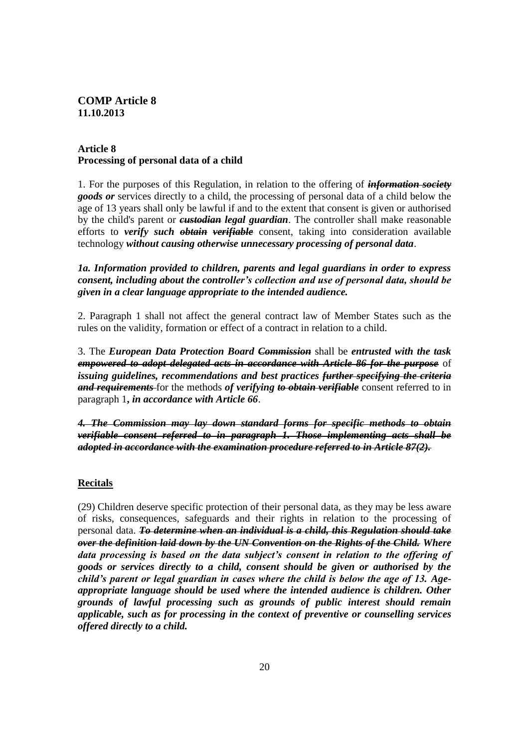**COMP Article 8**
**11.10.2013**

**Article 8**
**Processing of personal data of a child**

1. For the purposes of this Regulation, in relation to the offering of ***~~information society~~ goods or*** services directly to a child, the processing of personal data of a child below the age of 13 years shall only be lawful if and to the extent that consent is given or authorised by the child's parent or ***~~custodian~~ legal guardian***. The controller shall make reasonable efforts to ***verify such ~~obtain~~ ~~verifiable~~*** consent, taking into consideration available technology ***without causing otherwise unnecessary processing of personal data***.

***1a. Information provided to children, parents and legal guardians in order to express consent, including about the controller's collection and use of personal data, should be given in a clear language appropriate to the intended audience.***

2. Paragraph 1 shall not affect the general contract law of Member States such as the rules on the validity, formation or effect of a contract in relation to a child.

3. The ***European Data Protection Board ~~Commission~~*** shall be ***entrusted with the task ~~empowered to adopt delegated acts in accordance with Article 86 for the purpose~~*** of ***issuing guidelines, recommendations and best practices ~~further specifying the criteria and requirements~~*** for the methods ***of verifying ~~to obtain verifiable~~*** consent referred to in paragraph 1***, in accordance with Article 66***.

***~~4. The Commission may lay down standard forms for specific methods to obtain verifiable consent referred to in paragraph 1. Those implementing acts shall be adopted in accordance with the examination procedure referred to in Article 87(2).~~***

**Recitals**

(29) Children deserve specific protection of their personal data, as they may be less aware of risks, consequences, safeguards and their rights in relation to the processing of personal data. ***~~To determine when an individual is a child, this Regulation should take over the definition laid down by the UN Convention on the Rights of the Child.~~ Where data processing is based on the data subject's consent in relation to the offering of goods or services directly to a child, consent should be given or authorised by the child's parent or legal guardian in cases where the child is below the age of 13. Age-appropriate language should be used where the intended audience is children. Other grounds of lawful processing such as grounds of public interest should remain applicable, such as for processing in the context of preventive or counselling services offered directly to a child.***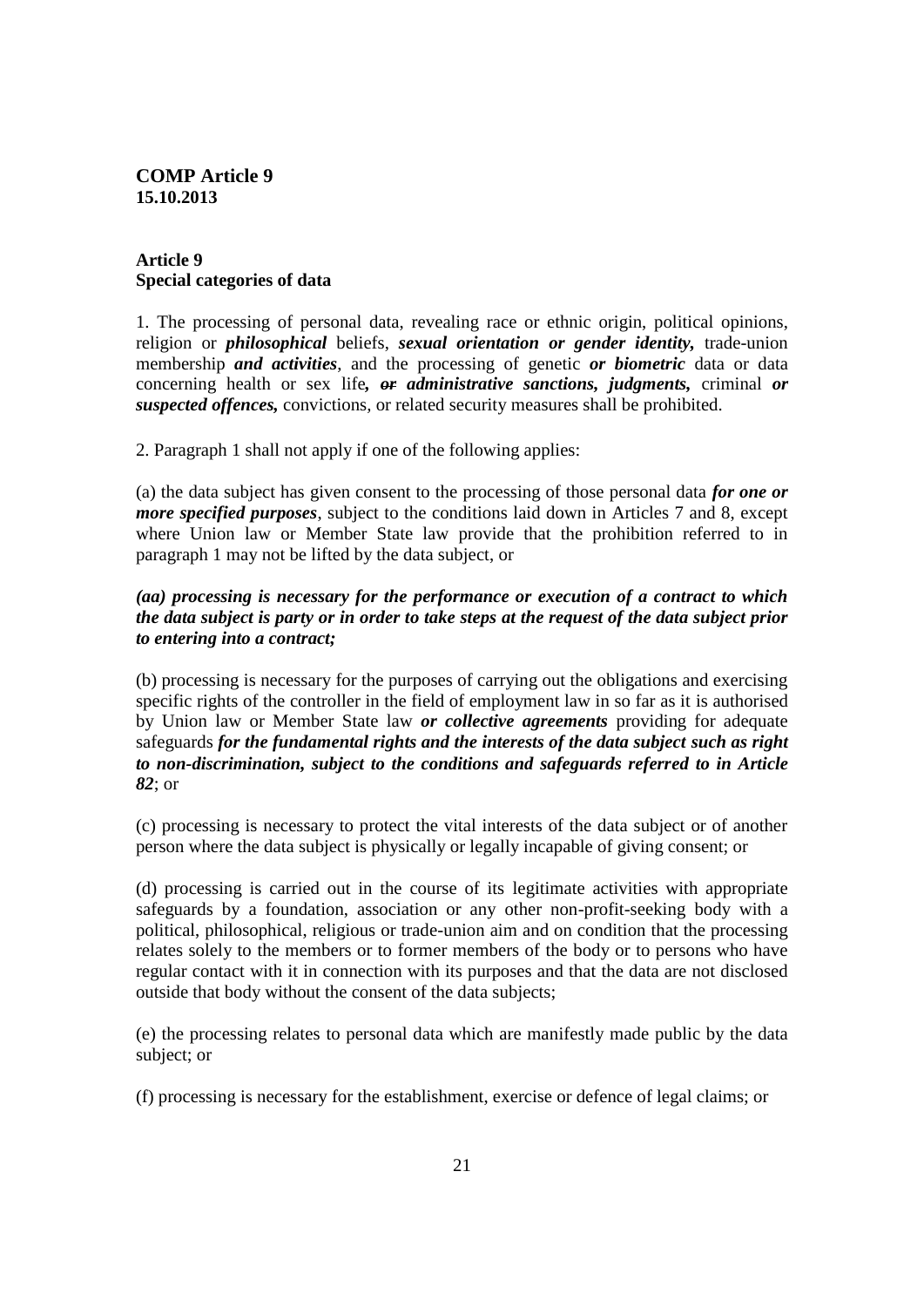**COMP Article 9**
**15.10.2013**

**Article 9**
**Special categories of data**

1. The processing of personal data, revealing race or ethnic origin, political opinions, religion or ***philosophical*** beliefs, ***sexual orientation or gender identity,*** trade-union membership ***and activities***, and the processing of genetic ***or biometric*** data or data concerning health or sex life***,*** ~~or~~ ***administrative sanctions, judgments,*** criminal ***or suspected offences,*** convictions, or related security measures shall be prohibited.

2. Paragraph 1 shall not apply if one of the following applies:

(a) the data subject has given consent to the processing of those personal data ***for one or more specified purposes***, subject to the conditions laid down in Articles 7 and 8, except where Union law or Member State law provide that the prohibition referred to in paragraph 1 may not be lifted by the data subject, or

***(aa) processing is necessary for the performance or execution of a contract to which the data subject is party or in order to take steps at the request of the data subject prior to entering into a contract;***

(b) processing is necessary for the purposes of carrying out the obligations and exercising specific rights of the controller in the field of employment law in so far as it is authorised by Union law or Member State law ***or collective agreements*** providing for adequate safeguards ***for the fundamental rights and the interests of the data subject such as right to non-discrimination, subject to the conditions and safeguards referred to in Article 82***; or

(c) processing is necessary to protect the vital interests of the data subject or of another person where the data subject is physically or legally incapable of giving consent; or

(d) processing is carried out in the course of its legitimate activities with appropriate safeguards by a foundation, association or any other non-profit-seeking body with a political, philosophical, religious or trade-union aim and on condition that the processing relates solely to the members or to former members of the body or to persons who have regular contact with it in connection with its purposes and that the data are not disclosed outside that body without the consent of the data subjects;

(e) the processing relates to personal data which are manifestly made public by the data subject; or

(f) processing is necessary for the establishment, exercise or defence of legal claims; or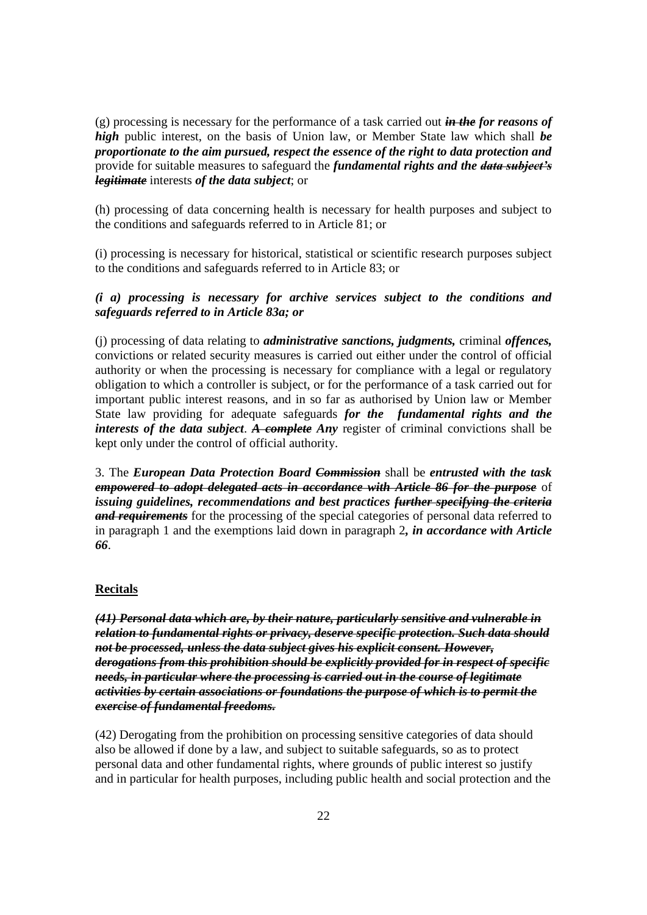(g) processing is necessary for the performance of a task carried out ***~~in the~~*** ***for reasons of high*** public interest, on the basis of Union law, or Member State law which shall ***be proportionate to the aim pursued, respect the essence of the right to data protection and*** provide for suitable measures to safeguard the ***fundamental rights and the*** ***~~data subject's legitimate~~*** interests ***of the data subject***; or

(h) processing of data concerning health is necessary for health purposes and subject to the conditions and safeguards referred to in Article 81; or

(i) processing is necessary for historical, statistical or scientific research purposes subject to the conditions and safeguards referred to in Article 83; or

***(i a) processing is necessary for archive services subject to the conditions and safeguards referred to in Article 83a; or***

(j) processing of data relating to ***administrative sanctions, judgments,*** criminal ***offences,*** convictions or related security measures is carried out either under the control of official authority or when the processing is necessary for compliance with a legal or regulatory obligation to which a controller is subject, or for the performance of a task carried out for important public interest reasons, and in so far as authorised by Union law or Member State law providing for adequate safeguards ***for the fundamental rights and the interests of the data subject***. ***~~A complete~~*** ***Any*** register of criminal convictions shall be kept only under the control of official authority.

3. The ***European Data Protection Board*** ***~~Commission~~*** shall be ***entrusted with the task*** ***~~empowered to adopt delegated acts in accordance with Article 86 for the purpose~~*** of ***issuing guidelines, recommendations and best practices*** ***~~further specifying the criteria and requirements~~*** for the processing of the special categories of personal data referred to in paragraph 1 and the exemptions laid down in paragraph 2***, in accordance with Article 66***.

**Recitals**

***~~(41) Personal data which are, by their nature, particularly sensitive and vulnerable in relation to fundamental rights or privacy, deserve specific protection. Such data should not be processed, unless the data subject gives his explicit consent. However, derogations from this prohibition should be explicitly provided for in respect of specific needs, in particular where the processing is carried out in the course of legitimate activities by certain associations or foundations the purpose of which is to permit the exercise of fundamental freedoms.~~***

(42) Derogating from the prohibition on processing sensitive categories of data should also be allowed if done by a law, and subject to suitable safeguards, so as to protect personal data and other fundamental rights, where grounds of public interest so justify and in particular for health purposes, including public health and social protection and the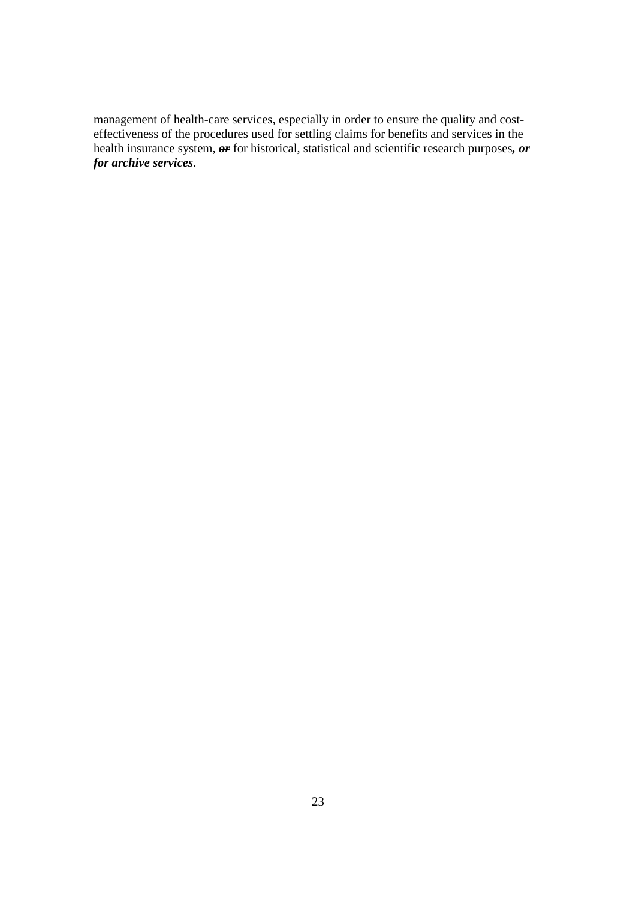management of health-care services, especially in order to ensure the quality and cost-effectiveness of the procedures used for settling claims for benefits and services in the health insurance system, ~~***or***~~ for historical, statistical and scientific research purposes***, or for archive services***.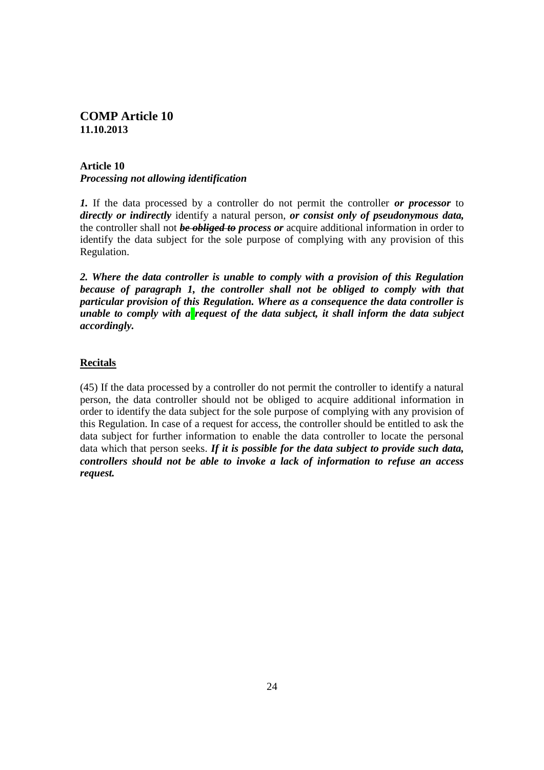# COMP Article 10

**11.10.2013**

**Article 10**

***Processing not allowing identification***

***1.*** If the data processed by a controller do not permit the controller ***or processor*** to ***directly or indirectly*** identify a natural person, ***or consist only of pseudonymous data,*** the controller shall not ~~***be obliged to***~~ ***process or*** acquire additional information in order to identify the data subject for the sole purpose of complying with any provision of this Regulation.

***2. Where the data controller is unable to comply with a provision of this Regulation because of paragraph 1, the controller shall not be obliged to comply with that particular provision of this Regulation. Where as a consequence the data controller is unable to comply with a request of the data subject, it shall inform the data subject accordingly.***

**Recitals**

(45) If the data processed by a controller do not permit the controller to identify a natural person, the data controller should not be obliged to acquire additional information in order to identify the data subject for the sole purpose of complying with any provision of this Regulation. In case of a request for access, the controller should be entitled to ask the data subject for further information to enable the data controller to locate the personal data which that person seeks. ***If it is possible for the data subject to provide such data, controllers should not be able to invoke a lack of information to refuse an access request.***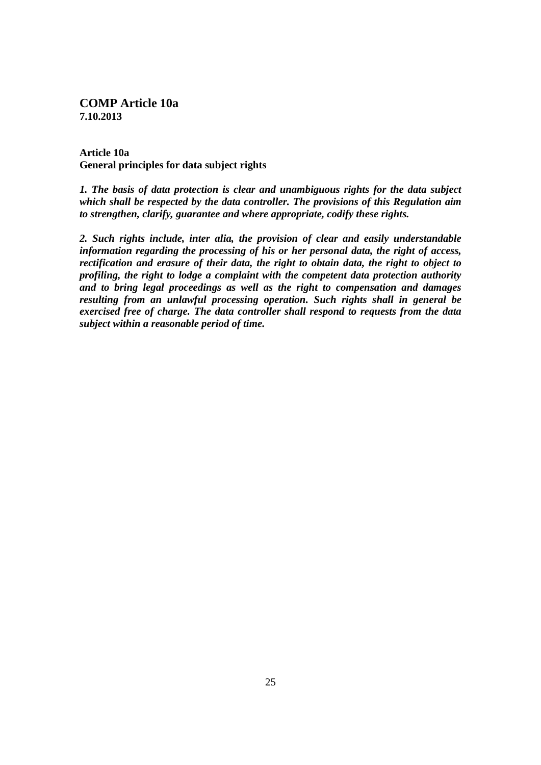**COMP Article 10a**
**7.10.2013**

**Article 10a**
**General principles for data subject rights**

***1. The basis of data protection is clear and unambiguous rights for the data subject which shall be respected by the data controller. The provisions of this Regulation aim to strengthen, clarify, guarantee and where appropriate, codify these rights.***

***2. Such rights include, inter alia, the provision of clear and easily understandable information regarding the processing of his or her personal data, the right of access, rectification and erasure of their data, the right to obtain data, the right to object to profiling, the right to lodge a complaint with the competent data protection authority and to bring legal proceedings as well as the right to compensation and damages resulting from an unlawful processing operation. Such rights shall in general be exercised free of charge. The data controller shall respond to requests from the data subject within a reasonable period of time.***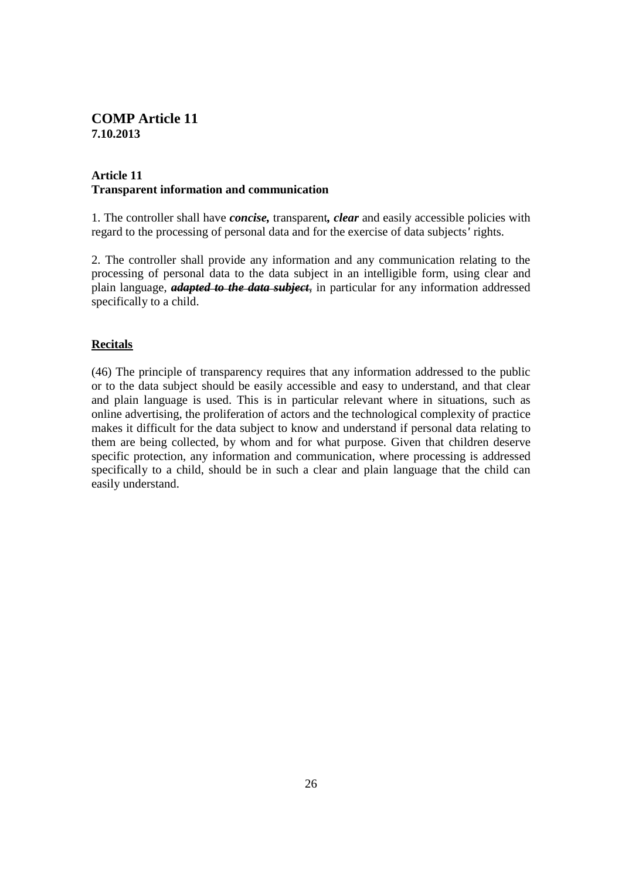## COMP Article 11
**7.10.2013**

### Article 11
**Transparent information and communication**

1. The controller shall have ***concise,*** transparent***, clear*** and easily accessible policies with regard to the processing of personal data and for the exercise of data subjects' rights.

2. The controller shall provide any information and any communication relating to the processing of personal data to the data subject in an intelligible form, using clear and plain language, ~~***adapted to the data subject***~~, in particular for any information addressed specifically to a child.

**<u>Recitals</u>**

(46) The principle of transparency requires that any information addressed to the public or to the data subject should be easily accessible and easy to understand, and that clear and plain language is used. This is in particular relevant where in situations, such as online advertising, the proliferation of actors and the technological complexity of practice makes it difficult for the data subject to know and understand if personal data relating to them are being collected, by whom and for what purpose. Given that children deserve specific protection, any information and communication, where processing is addressed specifically to a child, should be in such a clear and plain language that the child can easily understand.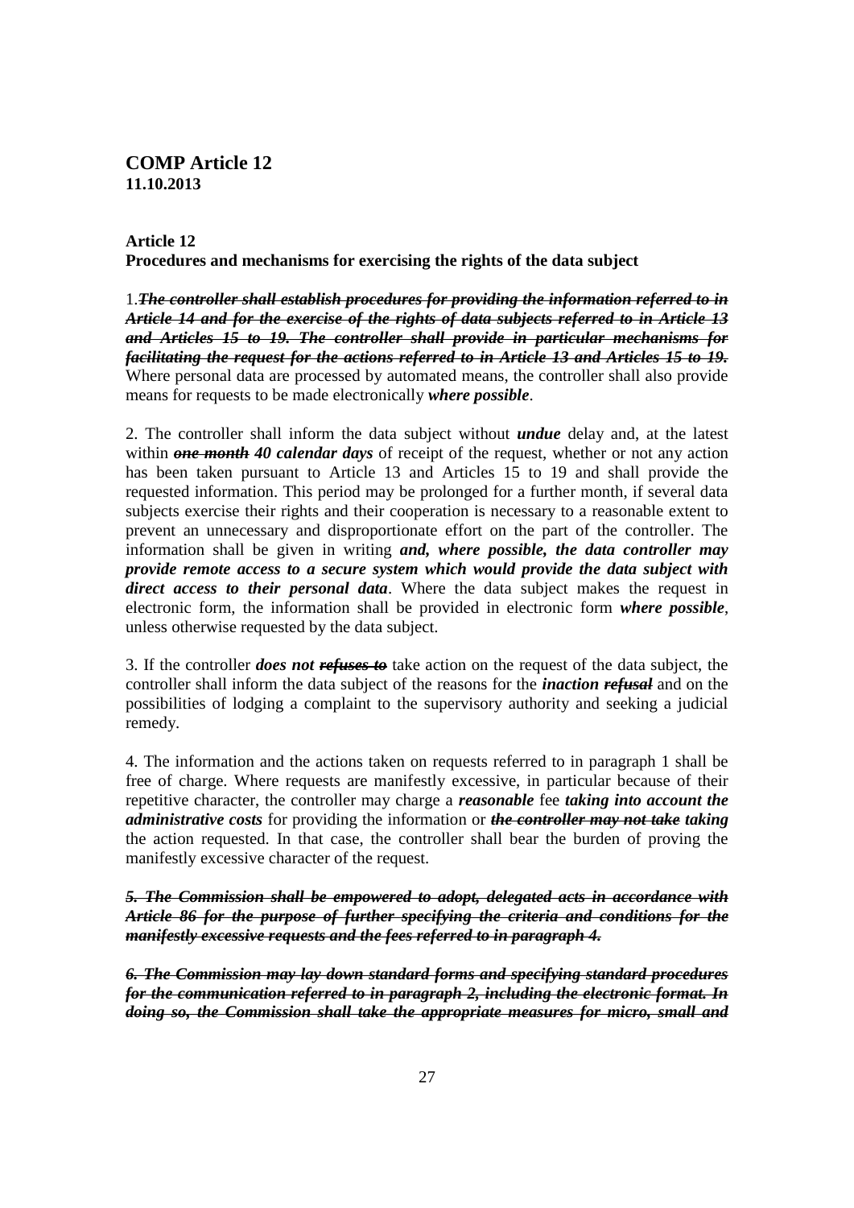## COMP Article 12
**11.10.2013**

**Article 12**
**Procedures and mechanisms for exercising the rights of the data subject**

1.***~~The controller shall establish procedures for providing the information referred to in Article 14 and for the exercise of the rights of data subjects referred to in Article 13 and Articles 15 to 19. The controller shall provide in particular mechanisms for facilitating the request for the actions referred to in Article 13 and Articles 15 to 19.~~*** Where personal data are processed by automated means, the controller shall also provide means for requests to be made electronically ***where possible***.

2. The controller shall inform the data subject without ***undue*** delay and, at the latest within ***~~one month~~ 40 calendar days*** of receipt of the request, whether or not any action has been taken pursuant to Article 13 and Articles 15 to 19 and shall provide the requested information. This period may be prolonged for a further month, if several data subjects exercise their rights and their cooperation is necessary to a reasonable extent to prevent an unnecessary and disproportionate effort on the part of the controller. The information shall be given in writing ***and, where possible, the data controller may provide remote access to a secure system which would provide the data subject with direct access to their personal data***. Where the data subject makes the request in electronic form, the information shall be provided in electronic form ***where possible***, unless otherwise requested by the data subject.

3. If the controller ***does not ~~refuses to~~*** take action on the request of the data subject, the controller shall inform the data subject of the reasons for the ***inaction ~~refusal~~*** and on the possibilities of lodging a complaint to the supervisory authority and seeking a judicial remedy.

4. The information and the actions taken on requests referred to in paragraph 1 shall be free of charge. Where requests are manifestly excessive, in particular because of their repetitive character, the controller may charge a ***reasonable*** fee ***taking into account the administrative costs*** for providing the information or ***~~the controller may not take~~ taking*** the action requested. In that case, the controller shall bear the burden of proving the manifestly excessive character of the request.

***~~5. The Commission shall be empowered to adopt, delegated acts in accordance with Article 86 for the purpose of further specifying the criteria and conditions for the manifestly excessive requests and the fees referred to in paragraph 4.~~***

***~~6. The Commission may lay down standard forms and specifying standard procedures for the communication referred to in paragraph 2, including the electronic format. In doing so, the Commission shall take the appropriate measures for micro, small and~~***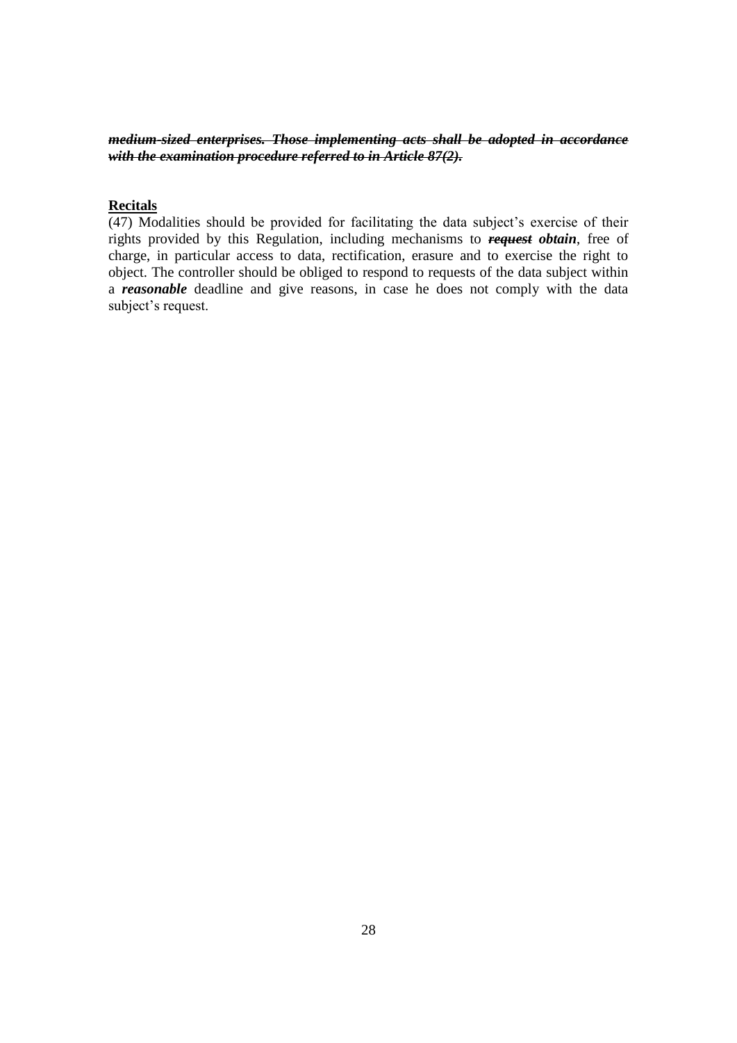***~~medium-sized enterprises. Those implementing acts shall be adopted in accordance with the examination procedure referred to in Article 87(2).~~***

**Recitals**

(47) Modalities should be provided for facilitating the data subject's exercise of their rights provided by this Regulation, including mechanisms to ***~~request~~*** ***obtain***, free of charge, in particular access to data, rectification, erasure and to exercise the right to object. The controller should be obliged to respond to requests of the data subject within a ***reasonable*** deadline and give reasons, in case he does not comply with the data subject's request.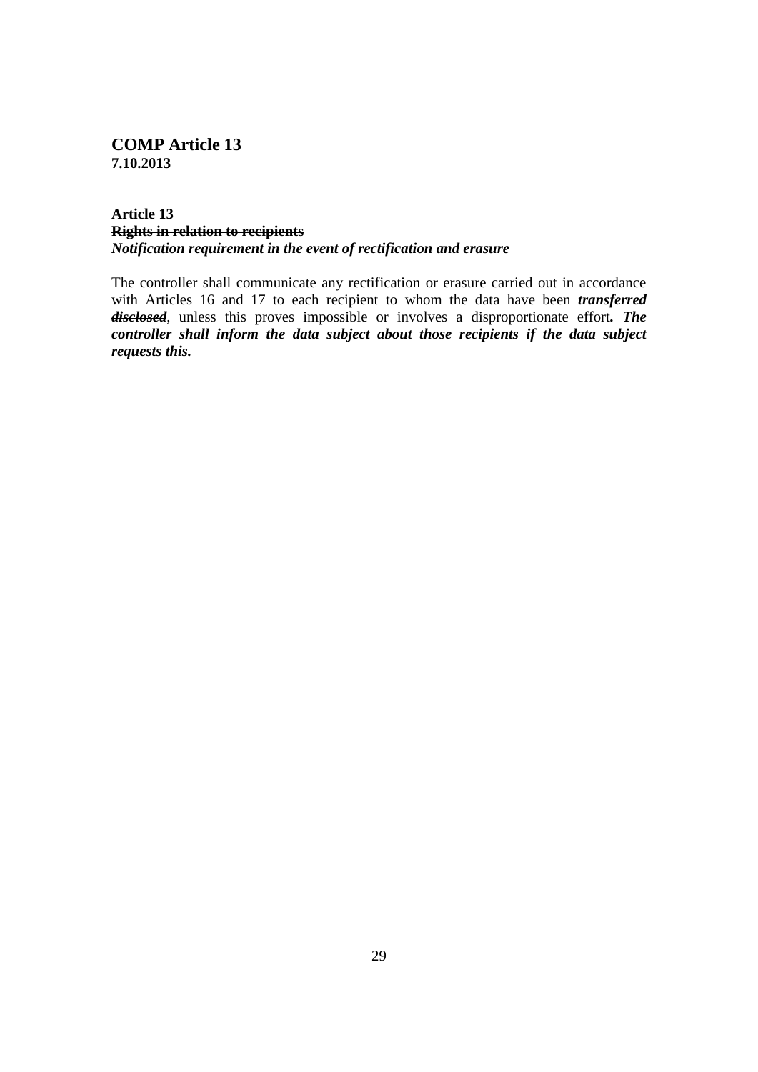**COMP Article 13**
**7.10.2013**

**Article 13**
**~~Rights in relation to recipients~~**
***Notification requirement in the event of rectification and erasure***

The controller shall communicate any rectification or erasure carried out in accordance with Articles 16 and 17 to each recipient to whom the data have been ***transferred*** ***~~disclosed~~***, unless this proves impossible or involves a disproportionate effort***. The controller shall inform the data subject about those recipients if the data subject requests this.***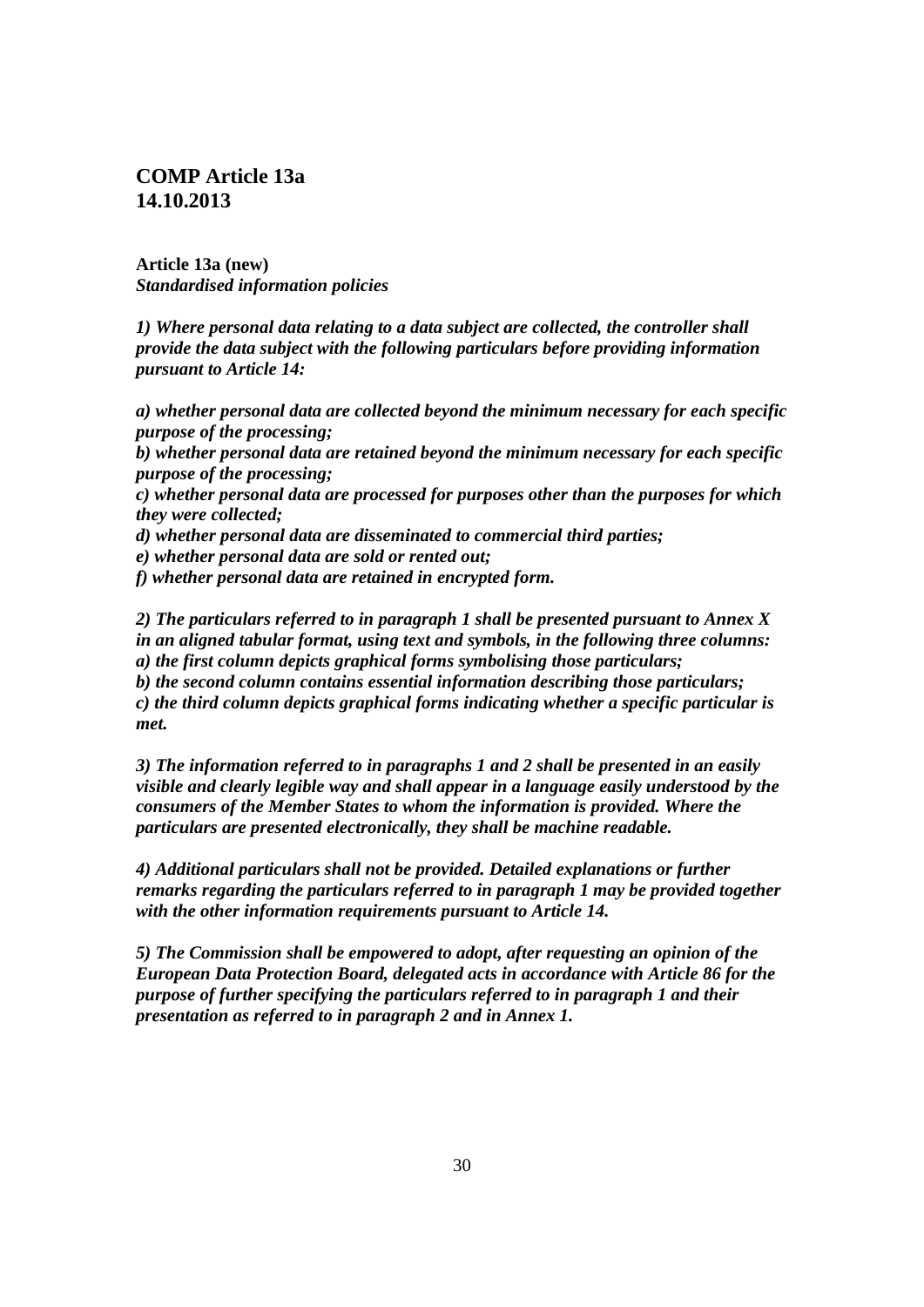## COMP Article 13a
## 14.10.2013

**Article 13a (new)**
***Standardised information policies***

***1) Where personal data relating to a data subject are collected, the controller shall provide the data subject with the following particulars before providing information pursuant to Article 14:***

***a) whether personal data are collected beyond the minimum necessary for each specific purpose of the processing;***
***b) whether personal data are retained beyond the minimum necessary for each specific purpose of the processing;***
***c) whether personal data are processed for purposes other than the purposes for which they were collected;***
***d) whether personal data are disseminated to commercial third parties;***
***e) whether personal data are sold or rented out;***
***f) whether personal data are retained in encrypted form.***

***2) The particulars referred to in paragraph 1 shall be presented pursuant to Annex X in an aligned tabular format, using text and symbols, in the following three columns:***
***a) the first column depicts graphical forms symbolising those particulars;***
***b) the second column contains essential information describing those particulars;***
***c) the third column depicts graphical forms indicating whether a specific particular is met.***

***3) The information referred to in paragraphs 1 and 2 shall be presented in an easily visible and clearly legible way and shall appear in a language easily understood by the consumers of the Member States to whom the information is provided. Where the particulars are presented electronically, they shall be machine readable.***

***4) Additional particulars shall not be provided. Detailed explanations or further remarks regarding the particulars referred to in paragraph 1 may be provided together with the other information requirements pursuant to Article 14.***

***5) The Commission shall be empowered to adopt, after requesting an opinion of the European Data Protection Board, delegated acts in accordance with Article 86 for the purpose of further specifying the particulars referred to in paragraph 1 and their presentation as referred to in paragraph 2 and in Annex 1.***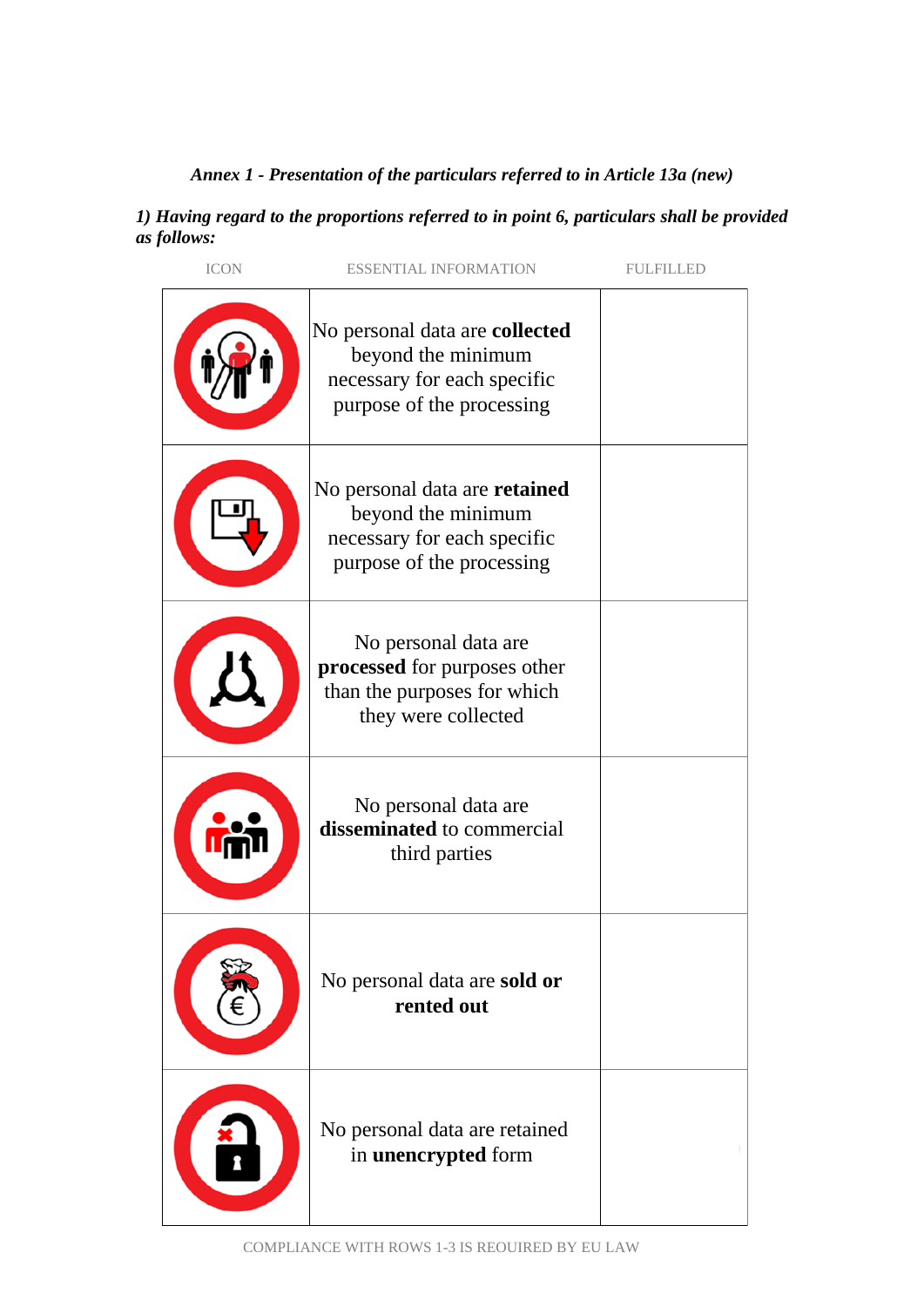*Annex 1 - Presentation of the particulars referred to in Article 13a (new)*

***1) Having regard to the proportions referred to in point 6, particulars shall be provided as follows:***

| ICON | ESSENTIAL INFORMATION | FULFILLED |
|---|---|---|
| | No personal data are **collected** beyond the minimum necessary for each specific purpose of the processing | |
| | No personal data are **retained** beyond the minimum necessary for each specific purpose of the processing | |
| | No personal data are **processed** for purposes other than the purposes for which they were collected | |
| | No personal data are **disseminated** to commercial third parties | |
| | No personal data are **sold or rented out** | |
| | No personal data are retained in **unencrypted** form | |

COMPLIANCE WITH ROWS 1-3 IS REQUIRED BY EU LAW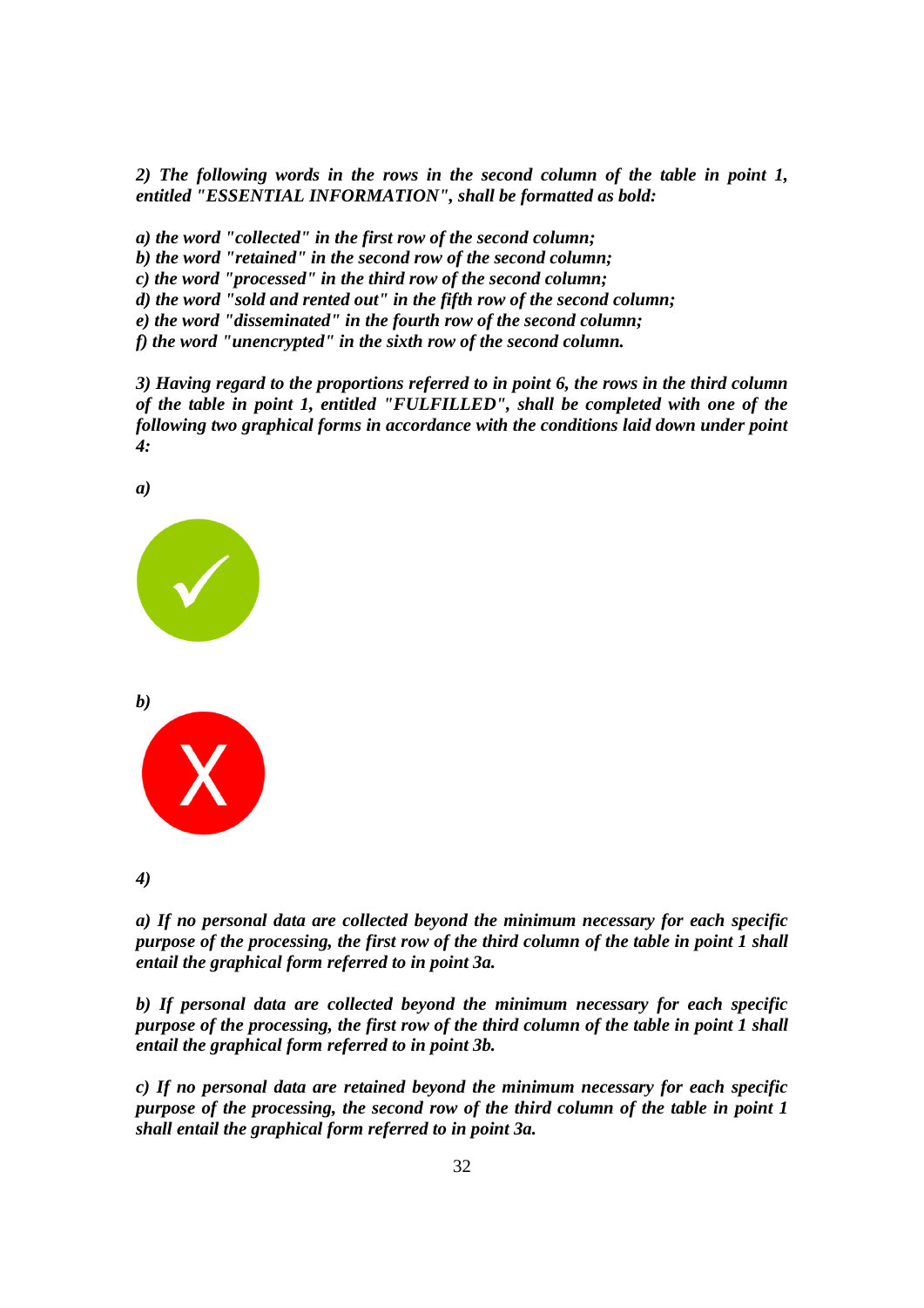*2) The following words in the rows in the second column of the table in point 1, entitled "ESSENTIAL INFORMATION", shall be formatted as bold:*

*a) the word "collected" in the first row of the second column;*
*b) the word "retained" in the second row of the second column;*
*c) the word "processed" in the third row of the second column;*
*d) the word "sold and rented out" in the fifth row of the second column;*
*e) the word "disseminated" in the fourth row of the second column;*
*f) the word "unencrypted" in the sixth row of the second column.*

*3) Having regard to the proportions referred to in point 6, the rows in the third column of the table in point 1, entitled "FULFILLED", shall be completed with one of the following two graphical forms in accordance with the conditions laid down under point 4:*

*a)*

✓

*b)*

X

*4)*

*a) If no personal data are collected beyond the minimum necessary for each specific purpose of the processing, the first row of the third column of the table in point 1 shall entail the graphical form referred to in point 3a.*

*b) If personal data are collected beyond the minimum necessary for each specific purpose of the processing, the first row of the third column of the table in point 1 shall entail the graphical form referred to in point 3b.*

*c) If no personal data are retained beyond the minimum necessary for each specific purpose of the processing, the second row of the third column of the table in point 1 shall entail the graphical form referred to in point 3a.*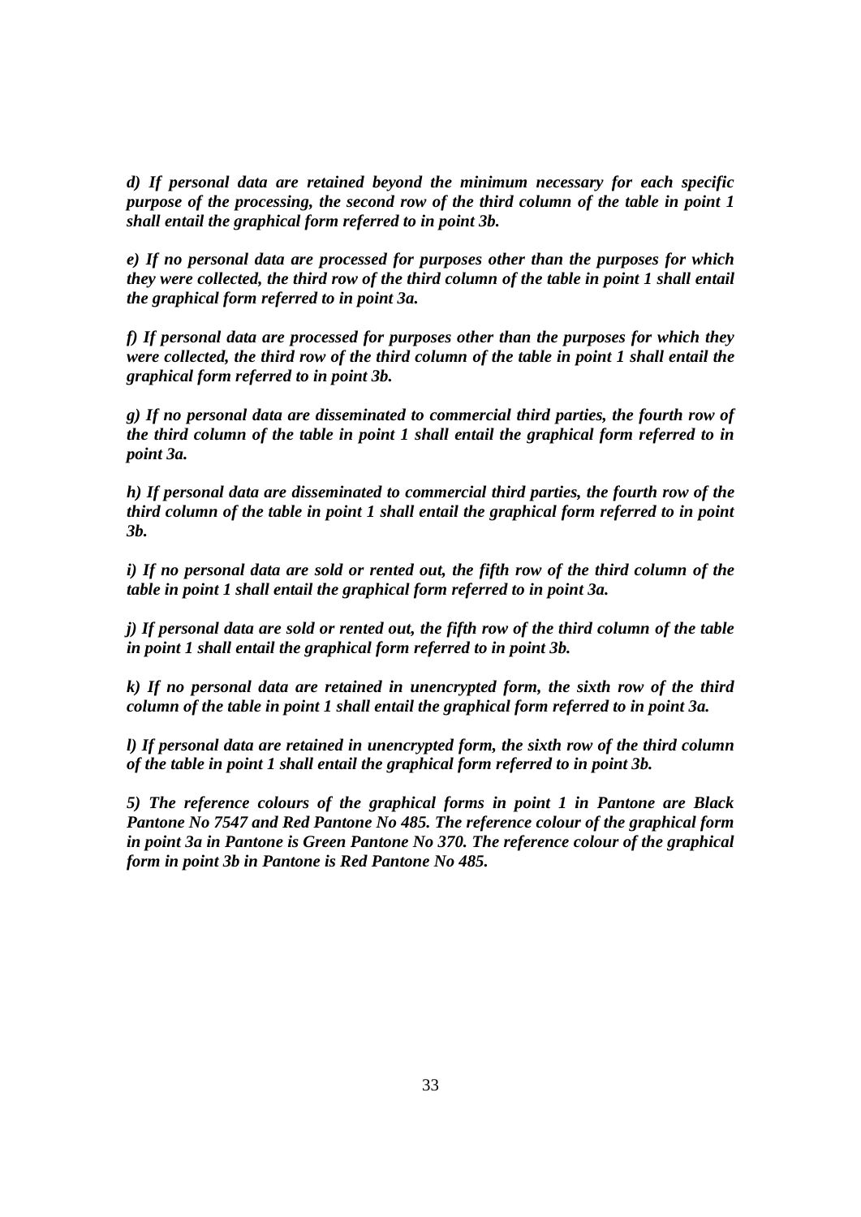***d) If personal data are retained beyond the minimum necessary for each specific purpose of the processing, the second row of the third column of the table in point 1 shall entail the graphical form referred to in point 3b.***

***e) If no personal data are processed for purposes other than the purposes for which they were collected, the third row of the third column of the table in point 1 shall entail the graphical form referred to in point 3a.***

***f) If personal data are processed for purposes other than the purposes for which they were collected, the third row of the third column of the table in point 1 shall entail the graphical form referred to in point 3b.***

***g) If no personal data are disseminated to commercial third parties, the fourth row of the third column of the table in point 1 shall entail the graphical form referred to in point 3a.***

***h) If personal data are disseminated to commercial third parties, the fourth row of the third column of the table in point 1 shall entail the graphical form referred to in point 3b.***

***i) If no personal data are sold or rented out, the fifth row of the third column of the table in point 1 shall entail the graphical form referred to in point 3a.***

***j) If personal data are sold or rented out, the fifth row of the third column of the table in point 1 shall entail the graphical form referred to in point 3b.***

***k) If no personal data are retained in unencrypted form, the sixth row of the third column of the table in point 1 shall entail the graphical form referred to in point 3a.***

***l) If personal data are retained in unencrypted form, the sixth row of the third column of the table in point 1 shall entail the graphical form referred to in point 3b.***

***5) The reference colours of the graphical forms in point 1 in Pantone are Black Pantone No 7547 and Red Pantone No 485. The reference colour of the graphical form in point 3a in Pantone is Green Pantone No 370. The reference colour of the graphical form in point 3b in Pantone is Red Pantone No 485.***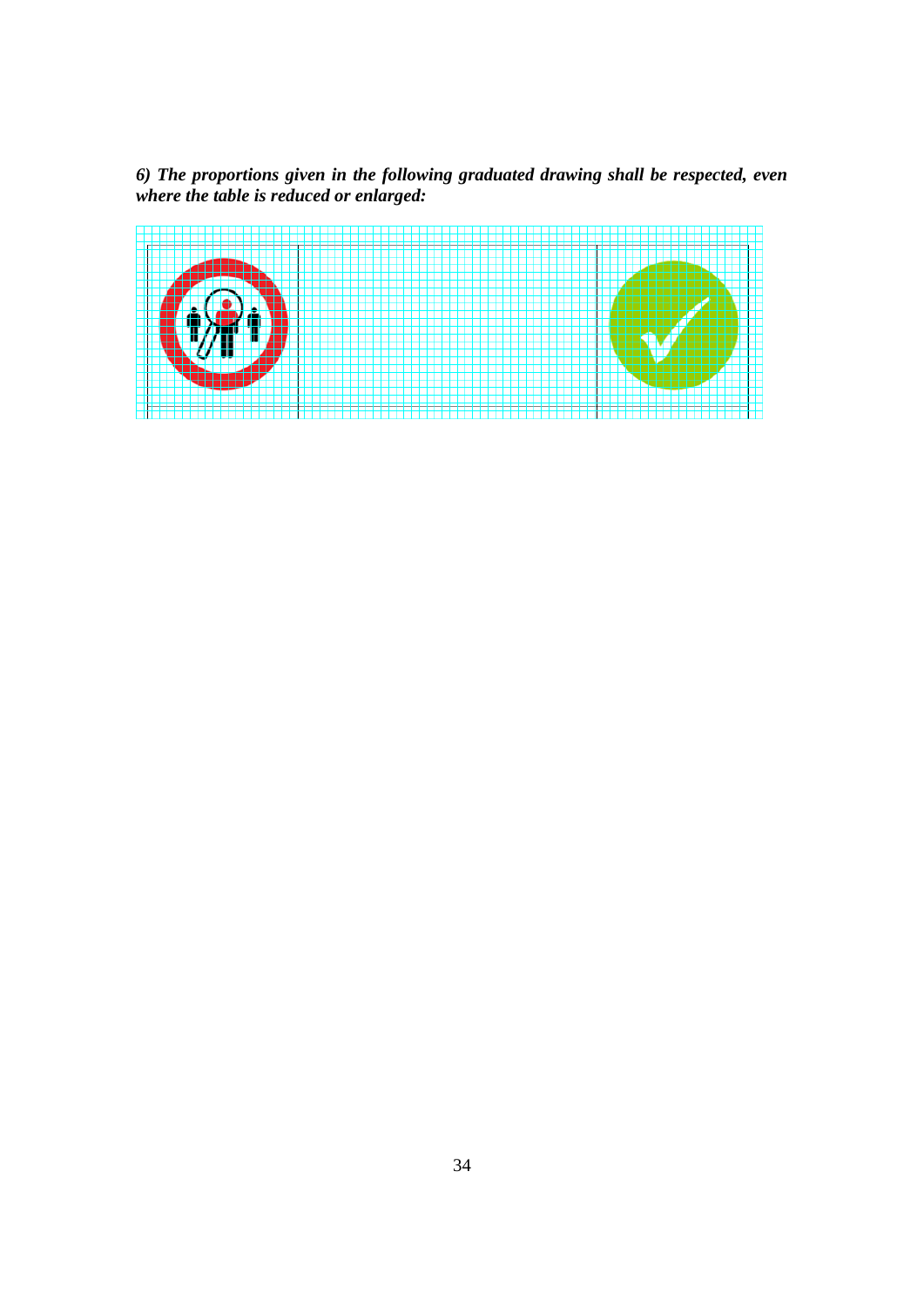***6) The proportions given in the following graduated drawing shall be respected, even where the table is reduced or enlarged:***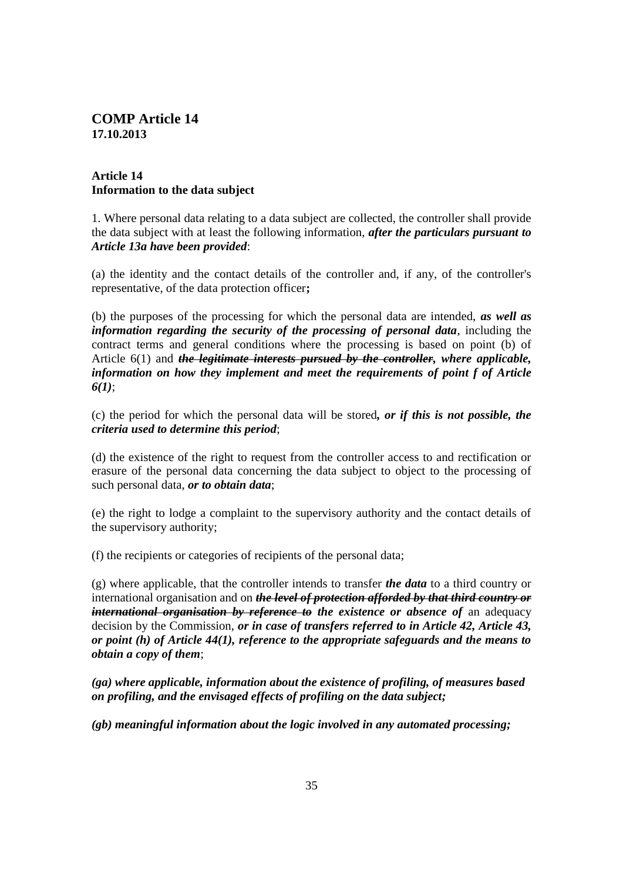**COMP Article 14**
**17.10.2013**

**Article 14**
**Information to the data subject**

1. Where personal data relating to a data subject are collected, the controller shall provide the data subject with at least the following information, ***after the particulars pursuant to Article 13a have been provided***:

(a) the identity and the contact details of the controller and, if any, of the controller's representative, of the data protection officer**;**

(b) the purposes of the processing for which the personal data are intended, ***as well as information regarding the security of the processing of personal data***, including the contract terms and general conditions where the processing is based on point (b) of Article 6(1) and ***~~the legitimate interests pursued by the controller~~, where applicable, information on how they implement and meet the requirements of point f of Article 6(1)***;

(c) the period for which the personal data will be stored***, or if this is not possible, the criteria used to determine this period***;

(d) the existence of the right to request from the controller access to and rectification or erasure of the personal data concerning the data subject to object to the processing of such personal data, ***or to obtain data***;

(e) the right to lodge a complaint to the supervisory authority and the contact details of the supervisory authority;

(f) the recipients or categories of recipients of the personal data;

(g) where applicable, that the controller intends to transfer ***the data*** to a third country or international organisation and on ***~~the level of protection afforded by that third country or international organisation by reference to~~ the existence or absence of*** an adequacy decision by the Commission, ***or in case of transfers referred to in Article 42, Article 43, or point (h) of Article 44(1), reference to the appropriate safeguards and the means to obtain a copy of them***;

***(ga) where applicable, information about the existence of profiling, of measures based on profiling, and the envisaged effects of profiling on the data subject;***

***(gb) meaningful information about the logic involved in any automated processing;***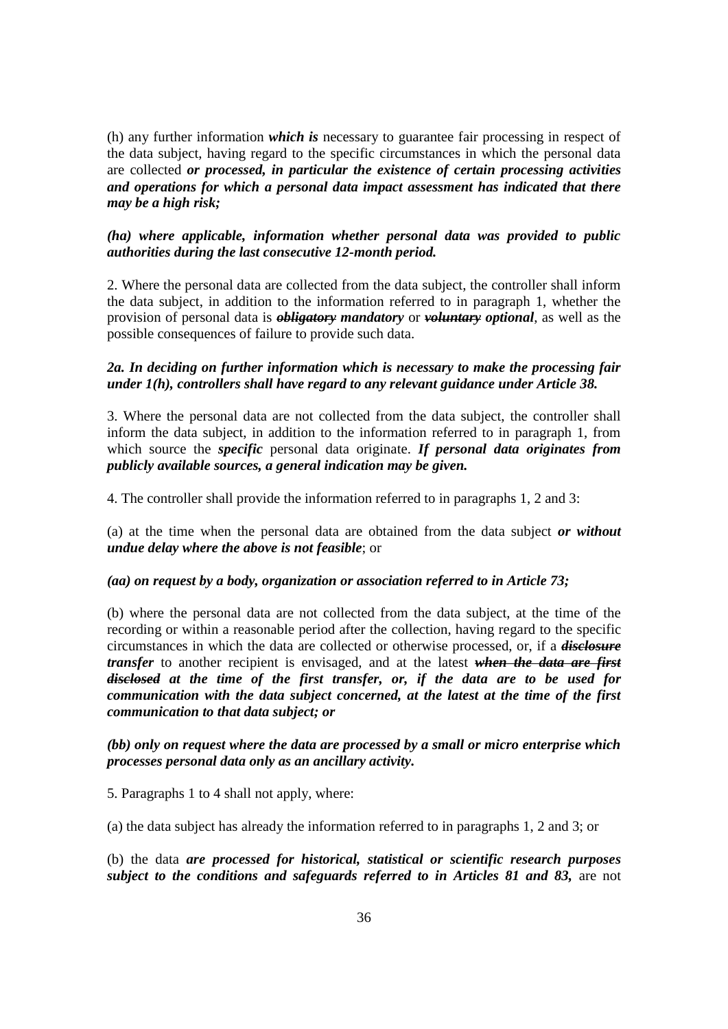(h) any further information ***which is*** necessary to guarantee fair processing in respect of the data subject, having regard to the specific circumstances in which the personal data are collected ***or processed, in particular the existence of certain processing activities and operations for which a personal data impact assessment has indicated that there may be a high risk;***

***(ha) where applicable, information whether personal data was provided to public authorities during the last consecutive 12-month period.***

2. Where the personal data are collected from the data subject, the controller shall inform the data subject, in addition to the information referred to in paragraph 1, whether the provision of personal data is ~~***obligatory***~~ ***mandatory*** or ~~***voluntary***~~ ***optional***, as well as the possible consequences of failure to provide such data.

***2a. In deciding on further information which is necessary to make the processing fair under 1(h), controllers shall have regard to any relevant guidance under Article 38.***

3. Where the personal data are not collected from the data subject, the controller shall inform the data subject, in addition to the information referred to in paragraph 1, from which source the ***specific*** personal data originate. ***If personal data originates from publicly available sources, a general indication may be given.***

4. The controller shall provide the information referred to in paragraphs 1, 2 and 3:

(a) at the time when the personal data are obtained from the data subject ***or without undue delay where the above is not feasible***; or

***(aa) on request by a body, organization or association referred to in Article 73;***

(b) where the personal data are not collected from the data subject, at the time of the recording or within a reasonable period after the collection, having regard to the specific circumstances in which the data are collected or otherwise processed, or, if a ~~***disclosure***~~ ***transfer*** to another recipient is envisaged, and at the latest ~~***when the data are first disclosed***~~ ***at the time of the first transfer, or, if the data are to be used for communication with the data subject concerned, at the latest at the time of the first communication to that data subject; or***

***(bb) only on request where the data are processed by a small or micro enterprise which processes personal data only as an ancillary activity.***

5. Paragraphs 1 to 4 shall not apply, where:

(a) the data subject has already the information referred to in paragraphs 1, 2 and 3; or

(b) the data ***are processed for historical, statistical or scientific research purposes subject to the conditions and safeguards referred to in Articles 81 and 83,*** are not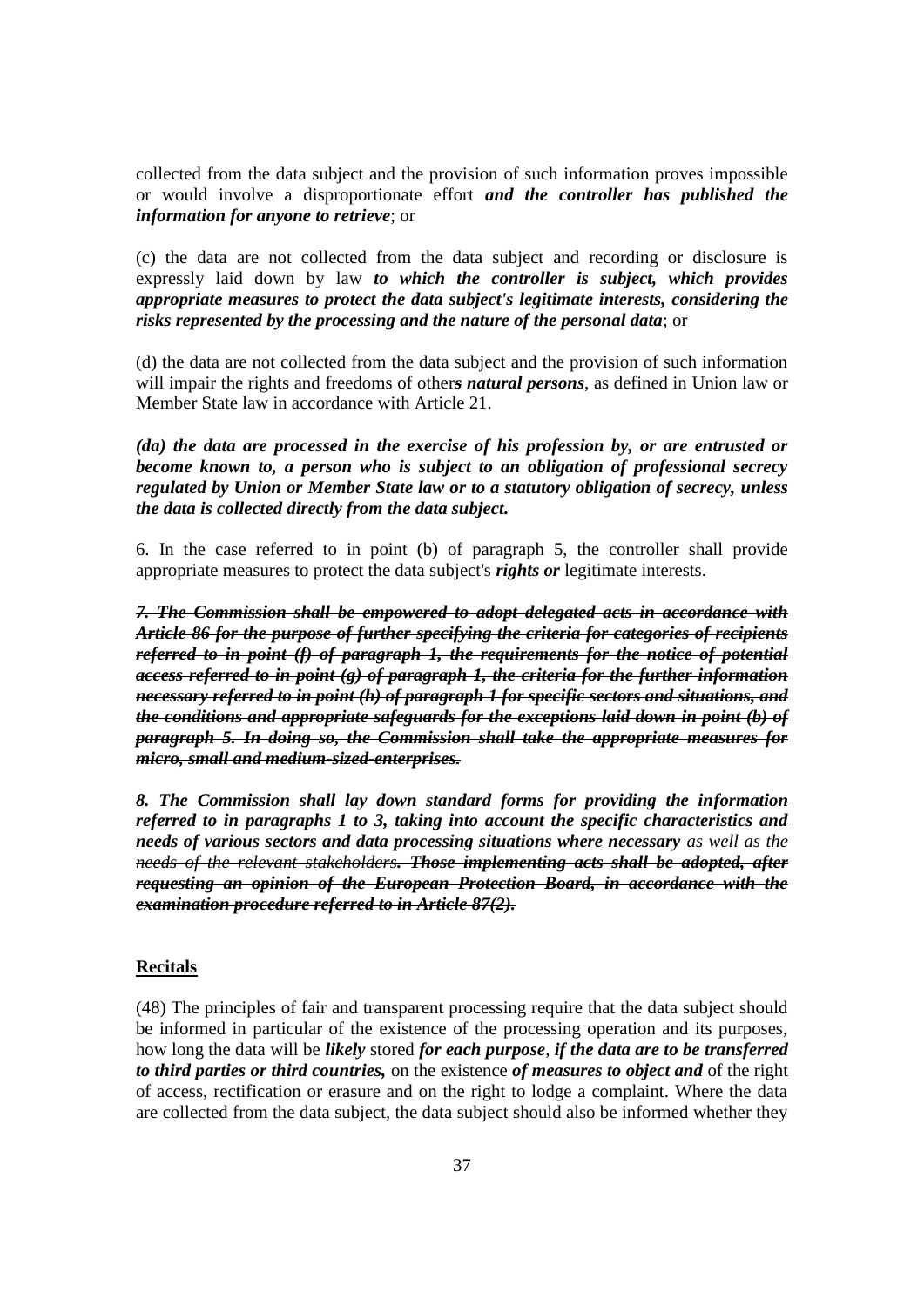collected from the data subject and the provision of such information proves impossible or would involve a disproportionate effort ***and the controller has published the information for anyone to retrieve***; or

(c) the data are not collected from the data subject and recording or disclosure is expressly laid down by law ***to which the controller is subject, which provides appropriate measures to protect the data subject's legitimate interests, considering the risks represented by the processing and the nature of the personal data***; or

(d) the data are not collected from the data subject and the provision of such information will impair the rights and freedoms of other***s natural persons***, as defined in Union law or Member State law in accordance with Article 21.

***(da) the data are processed in the exercise of his profession by, or are entrusted or become known to, a person who is subject to an obligation of professional secrecy regulated by Union or Member State law or to a statutory obligation of secrecy, unless the data is collected directly from the data subject.***

6. In the case referred to in point (b) of paragraph 5, the controller shall provide appropriate measures to protect the data subject's ***rights or*** legitimate interests.

***~~7. The Commission shall be empowered to adopt delegated acts in accordance with Article 86 for the purpose of further specifying the criteria for categories of recipients referred to in point (f) of paragraph 1, the requirements for the notice of potential access referred to in point (g) of paragraph 1, the criteria for the further information necessary referred to in point (h) of paragraph 1 for specific sectors and situations, and the conditions and appropriate safeguards for the exceptions laid down in point (b) of paragraph 5. In doing so, the Commission shall take the appropriate measures for micro, small and medium-sized-enterprises.~~***

***~~8. The Commission shall lay down standard forms for providing the information referred to in paragraphs 1 to 3, taking into account the specific characteristics and needs of various sectors and data processing situations where necessary~~*** *~~as well as the needs of the relevant stakeholders~~****~~. Those implementing acts shall be adopted, after requesting an opinion of the European Protection Board, in accordance with the examination procedure referred to in Article 87(2).~~***

**Recitals**

(48) The principles of fair and transparent processing require that the data subject should be informed in particular of the existence of the processing operation and its purposes, how long the data will be ***likely*** stored ***for each purpose***, ***if the data are to be transferred to third parties or third countries,*** on the existence ***of measures to object and*** of the right of access, rectification or erasure and on the right to lodge a complaint. Where the data are collected from the data subject, the data subject should also be informed whether they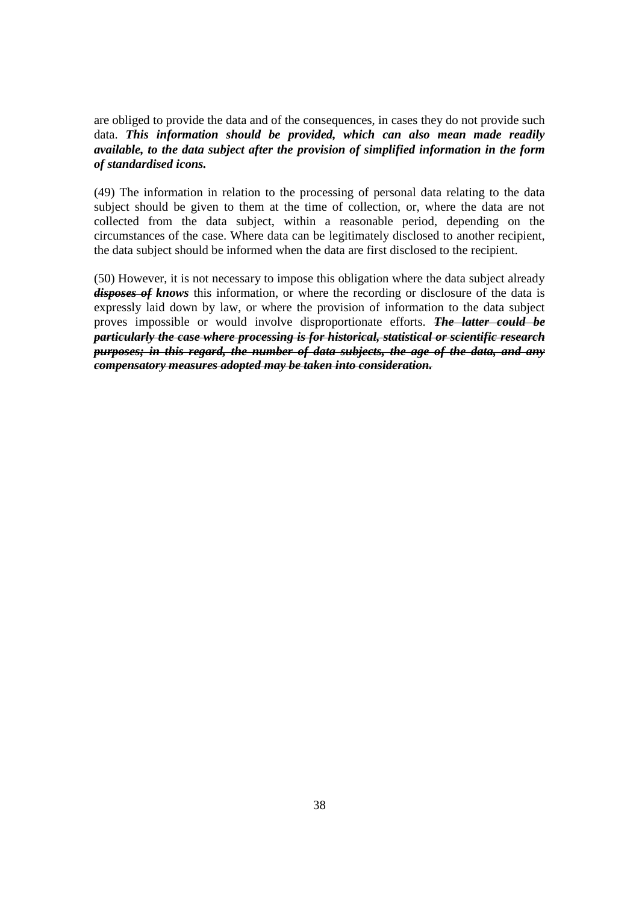are obliged to provide the data and of the consequences, in cases they do not provide such data. ***This information should be provided, which can also mean made readily available, to the data subject after the provision of simplified information in the form of standardised icons.***

(49) The information in relation to the processing of personal data relating to the data subject should be given to them at the time of collection, or, where the data are not collected from the data subject, within a reasonable period, depending on the circumstances of the case. Where data can be legitimately disclosed to another recipient, the data subject should be informed when the data are first disclosed to the recipient.

(50) However, it is not necessary to impose this obligation where the data subject already ***~~disposes of~~ knows*** this information, or where the recording or disclosure of the data is expressly laid down by law, or where the provision of information to the data subject proves impossible or would involve disproportionate efforts. ***~~The latter could be particularly the case where processing is for historical, statistical or scientific research purposes; in this regard, the number of data subjects, the age of the data, and any compensatory measures adopted may be taken into consideration.~~***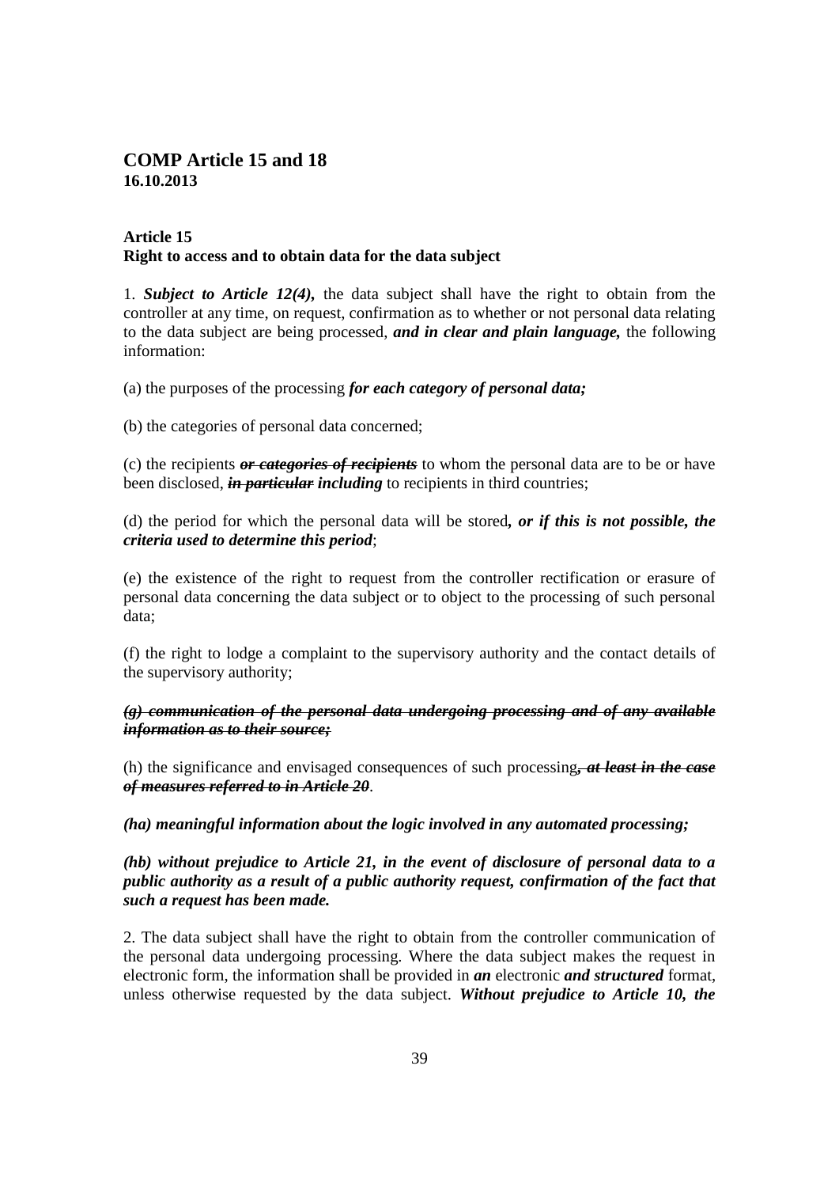## COMP Article 15 and 18
**16.10.2013**

**Article 15**
**Right to access and to obtain data for the data subject**

1. ***Subject to Article 12(4),*** the data subject shall have the right to obtain from the controller at any time, on request, confirmation as to whether or not personal data relating to the data subject are being processed, ***and in clear and plain language,*** the following information:

(a) the purposes of the processing ***for each category of personal data;***

(b) the categories of personal data concerned;

(c) the recipients ~~***or categories of recipients***~~ to whom the personal data are to be or have been disclosed, ~~***in particular***~~ ***including*** to recipients in third countries;

(d) the period for which the personal data will be stored***, or if this is not possible, the criteria used to determine this period***;

(e) the existence of the right to request from the controller rectification or erasure of personal data concerning the data subject or to object to the processing of such personal data;

(f) the right to lodge a complaint to the supervisory authority and the contact details of the supervisory authority;

~~***(g) communication of the personal data undergoing processing and of any available information as to their source;***~~

(h) the significance and envisaged consequences of such processing~~***, at least in the case of measures referred to in Article 20***~~.

***(ha) meaningful information about the logic involved in any automated processing;***

***(hb) without prejudice to Article 21, in the event of disclosure of personal data to a public authority as a result of a public authority request, confirmation of the fact that such a request has been made.***

2. The data subject shall have the right to obtain from the controller communication of the personal data undergoing processing. Where the data subject makes the request in electronic form, the information shall be provided in ***an*** electronic ***and structured*** format, unless otherwise requested by the data subject. ***Without prejudice to Article 10, the***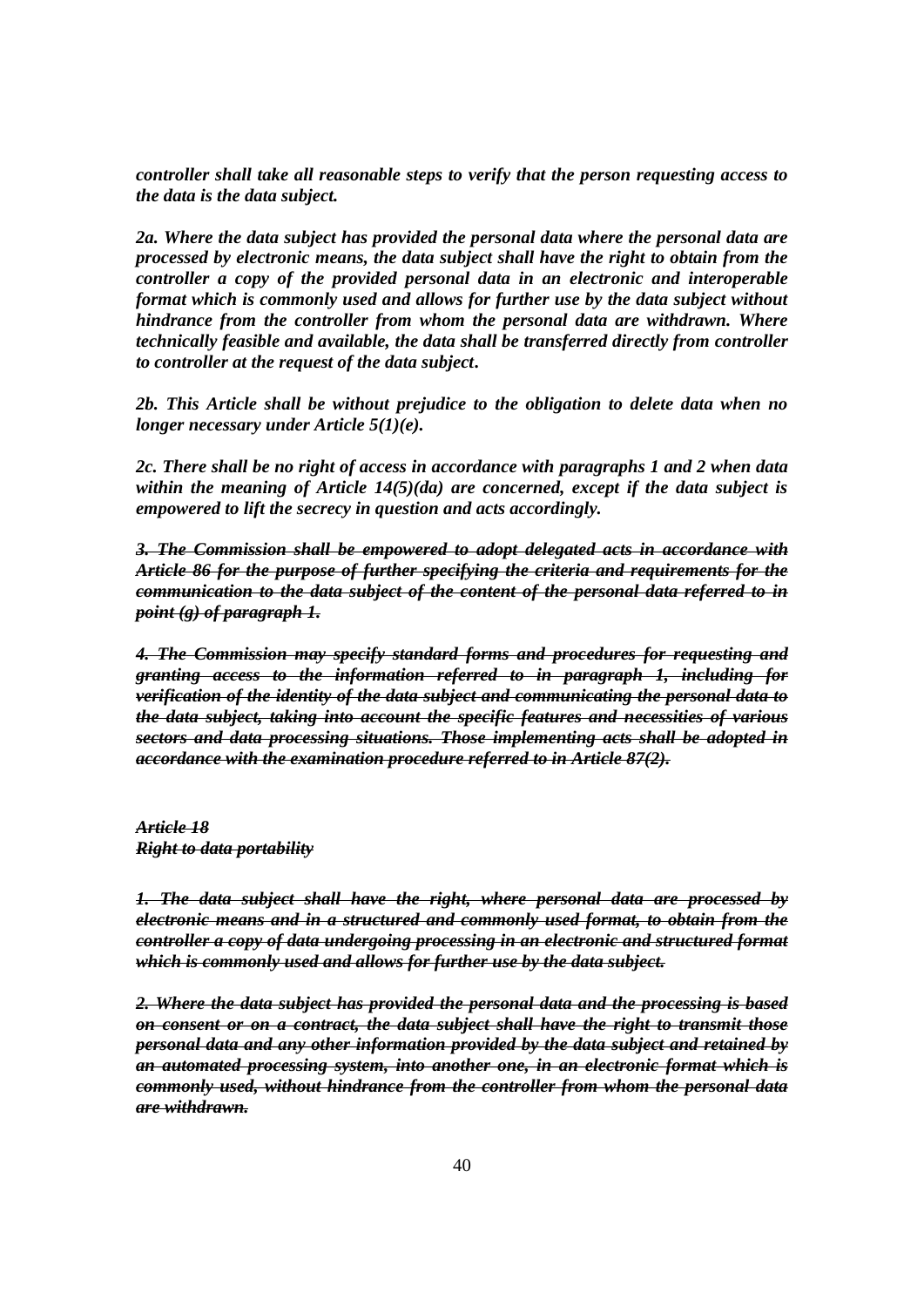***controller shall take all reasonable steps to verify that the person requesting access to the data is the data subject.***

***2a. Where the data subject has provided the personal data where the personal data are processed by electronic means, the data subject shall have the right to obtain from the controller a copy of the provided personal data in an electronic and interoperable format which is commonly used and allows for further use by the data subject without hindrance from the controller from whom the personal data are withdrawn. Where technically feasible and available, the data shall be transferred directly from controller to controller at the request of the data subject.***

***2b. This Article shall be without prejudice to the obligation to delete data when no longer necessary under Article 5(1)(e).***

***2c. There shall be no right of access in accordance with paragraphs 1 and 2 when data within the meaning of Article 14(5)(da) are concerned, except if the data subject is empowered to lift the secrecy in question and acts accordingly.***

***~~3. The Commission shall be empowered to adopt delegated acts in accordance with Article 86 for the purpose of further specifying the criteria and requirements for the communication to the data subject of the content of the personal data referred to in point (g) of paragraph 1.~~***

***~~4. The Commission may specify standard forms and procedures for requesting and granting access to the information referred to in paragraph 1, including for verification of the identity of the data subject and communicating the personal data to the data subject, taking into account the specific features and necessities of various sectors and data processing situations. Those implementing acts shall be adopted in accordance with the examination procedure referred to in Article 87(2).~~***

***~~Article 18~~***
***~~Right to data portability~~***

***~~1. The data subject shall have the right, where personal data are processed by electronic means and in a structured and commonly used format, to obtain from the controller a copy of data undergoing processing in an electronic and structured format which is commonly used and allows for further use by the data subject.~~***

***~~2. Where the data subject has provided the personal data and the processing is based on consent or on a contract, the data subject shall have the right to transmit those personal data and any other information provided by the data subject and retained by an automated processing system, into another one, in an electronic format which is commonly used, without hindrance from the controller from whom the personal data are withdrawn.~~***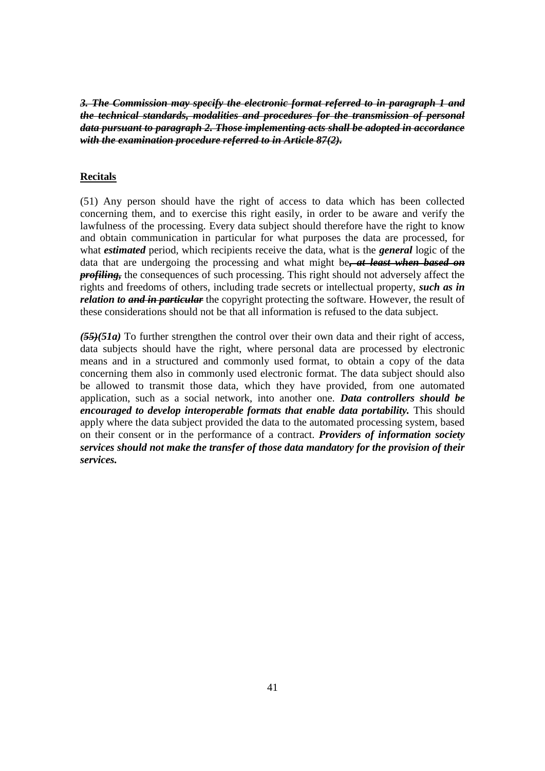~~***3. The Commission may specify the electronic format referred to in paragraph 1 and the technical standards, modalities and procedures for the transmission of personal data pursuant to paragraph 2. Those implementing acts shall be adopted in accordance with the examination procedure referred to in Article 87(2).***~~

**Recitals**

(51) Any person should have the right of access to data which has been collected concerning them, and to exercise this right easily, in order to be aware and verify the lawfulness of the processing. Every data subject should therefore have the right to know and obtain communication in particular for what purposes the data are processed, for what ***estimated*** period, which recipients receive the data, what is the ***general*** logic of the data that are undergoing the processing and what might be~~***, at least when based on profiling,***~~ the consequences of such processing. This right should not adversely affect the rights and freedoms of others, including trade secrets or intellectual property, ***such as in relation to*** ~~***and in particular***~~ the copyright protecting the software. However, the result of these considerations should not be that all information is refused to the data subject.

~~***(55)***~~***(51a)*** To further strengthen the control over their own data and their right of access, data subjects should have the right, where personal data are processed by electronic means and in a structured and commonly used format, to obtain a copy of the data concerning them also in commonly used electronic format. The data subject should also be allowed to transmit those data, which they have provided, from one automated application, such as a social network, into another one. ***Data controllers should be encouraged to develop interoperable formats that enable data portability.*** This should apply where the data subject provided the data to the automated processing system, based on their consent or in the performance of a contract. ***Providers of information society services should not make the transfer of those data mandatory for the provision of their services.***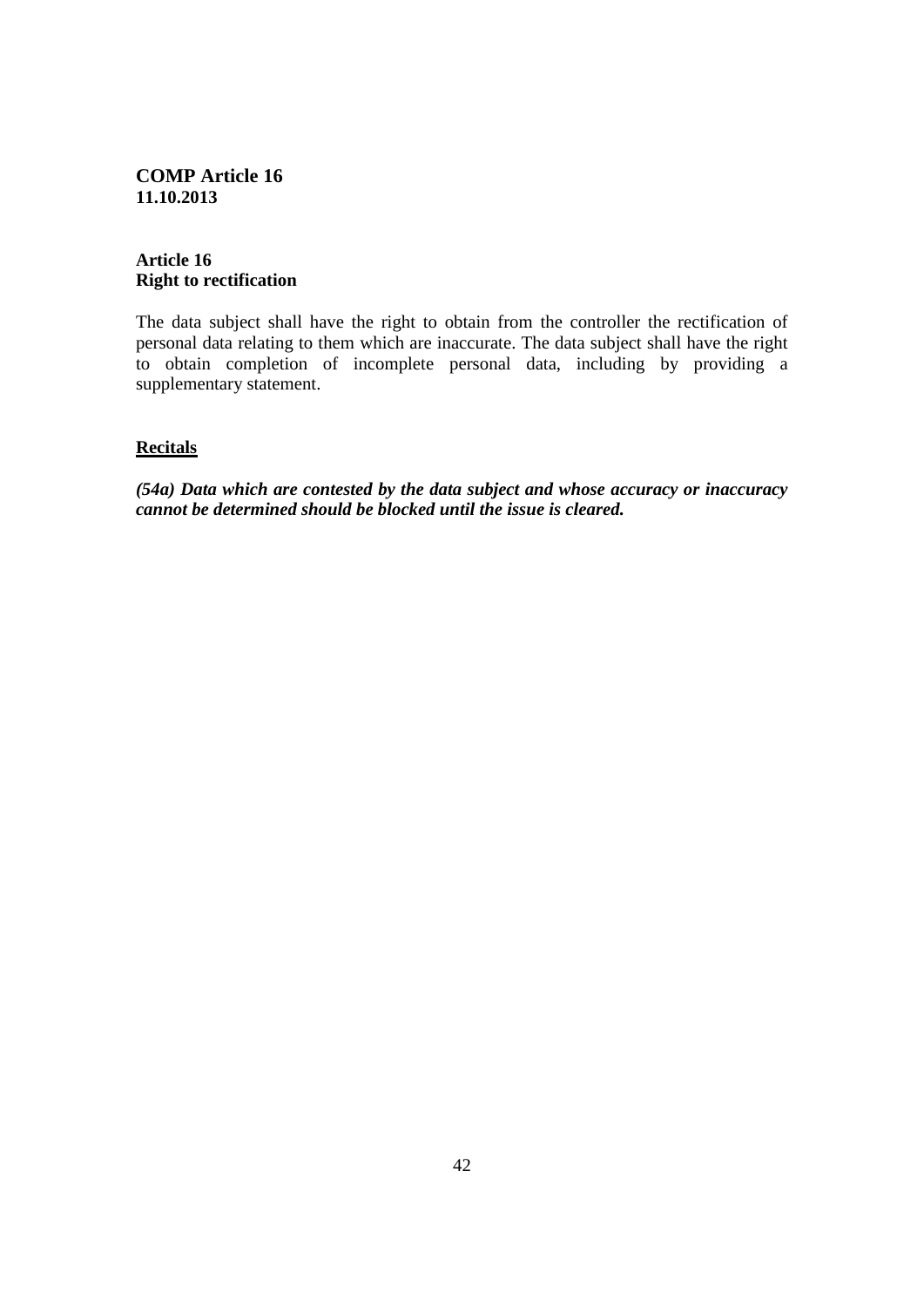**COMP Article 16**
**11.10.2013**

## Article 16
## Right to rectification

The data subject shall have the right to obtain from the controller the rectification of personal data relating to them which are inaccurate. The data subject shall have the right to obtain completion of incomplete personal data, including by providing a supplementary statement.

### Recitals

***(54a) Data which are contested by the data subject and whose accuracy or inaccuracy cannot be determined should be blocked until the issue is cleared.***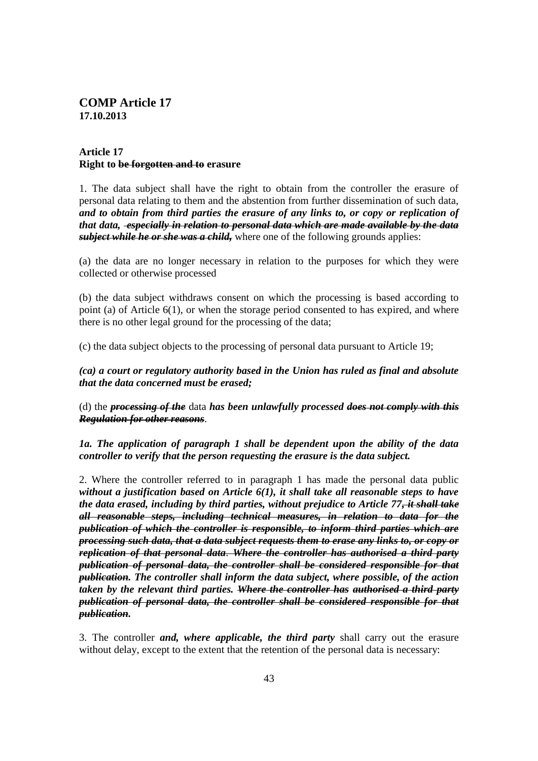**COMP Article 17**
**17.10.2013**

**Article 17**
**Right to ~~be forgotten and to~~ erasure**

1. The data subject shall have the right to obtain from the controller the erasure of personal data relating to them and the abstention from further dissemination of such data, ***and to obtain from third parties the erasure of any links to, or copy or replication of that data,*** ~~***especially in relation to personal data which are made available by the data subject while he or she was a child,***~~ where one of the following grounds applies:

(a) the data are no longer necessary in relation to the purposes for which they were collected or otherwise processed

(b) the data subject withdraws consent on which the processing is based according to point (a) of Article 6(1), or when the storage period consented to has expired, and where there is no other legal ground for the processing of the data;

(c) the data subject objects to the processing of personal data pursuant to Article 19;

***(ca) a court or regulatory authority based in the Union has ruled as final and absolute that the data concerned must be erased;***

(d) the ~~***processing of the***~~ data ***has been unlawfully processed*** ~~***does not comply with this Regulation for other reasons***~~.

***1a. The application of paragraph 1 shall be dependent upon the ability of the data controller to verify that the person requesting the erasure is the data subject.***

2. Where the controller referred to in paragraph 1 has made the personal data public ***without a justification based on Article 6(1), it shall take all reasonable steps to have the data erased, including by third parties, without prejudice to Article 77***~~***, it shall take all reasonable steps, including technical measures, in relation to data for the publication of which the controller is responsible, to inform third parties which are processing such data, that a data subject requests them to erase any links to, or copy or replication of that personal data***~~. ~~***Where the controller has authorised a third party publication of personal data, the controller shall be considered responsible for that publication***~~***. The controller shall inform the data subject, where possible, of the action taken by the relevant third parties.*** ~~***Where the controller has***~~ ~~***authorised a third party publication of personal data, the controller shall be considered responsible for that publication***~~***.***

3. The controller ***and, where applicable, the third party*** shall carry out the erasure without delay, except to the extent that the retention of the personal data is necessary: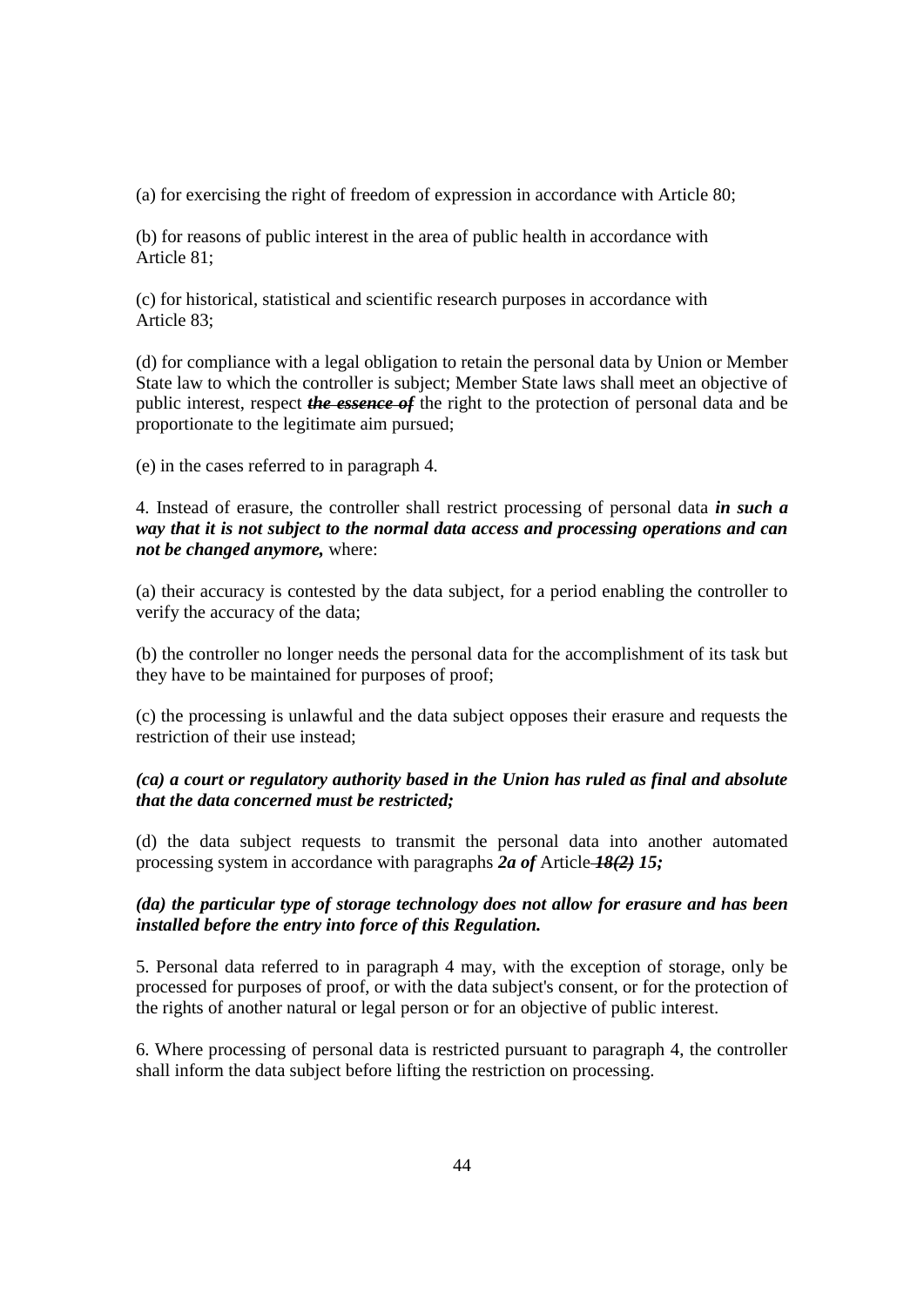(a) for exercising the right of freedom of expression in accordance with Article 80;

(b) for reasons of public interest in the area of public health in accordance with Article 81;

(c) for historical, statistical and scientific research purposes in accordance with Article 83;

(d) for compliance with a legal obligation to retain the personal data by Union or Member State law to which the controller is subject; Member State laws shall meet an objective of public interest, respect ***~~the essence of~~*** the right to the protection of personal data and be proportionate to the legitimate aim pursued;

(e) in the cases referred to in paragraph 4.

4. Instead of erasure, the controller shall restrict processing of personal data ***in such a way that it is not subject to the normal data access and processing operations and can not be changed anymore,*** where:

(a) their accuracy is contested by the data subject, for a period enabling the controller to verify the accuracy of the data;

(b) the controller no longer needs the personal data for the accomplishment of its task but they have to be maintained for purposes of proof;

(c) the processing is unlawful and the data subject opposes their erasure and requests the restriction of their use instead;

***(ca) a court or regulatory authority based in the Union has ruled as final and absolute that the data concerned must be restricted;***

(d) the data subject requests to transmit the personal data into another automated processing system in accordance with paragraphs ***2a of*** Article ***~~18(2)~~ 15;***

***(da) the particular type of storage technology does not allow for erasure and has been installed before the entry into force of this Regulation.***

5. Personal data referred to in paragraph 4 may, with the exception of storage, only be processed for purposes of proof, or with the data subject's consent, or for the protection of the rights of another natural or legal person or for an objective of public interest.

6. Where processing of personal data is restricted pursuant to paragraph 4, the controller shall inform the data subject before lifting the restriction on processing.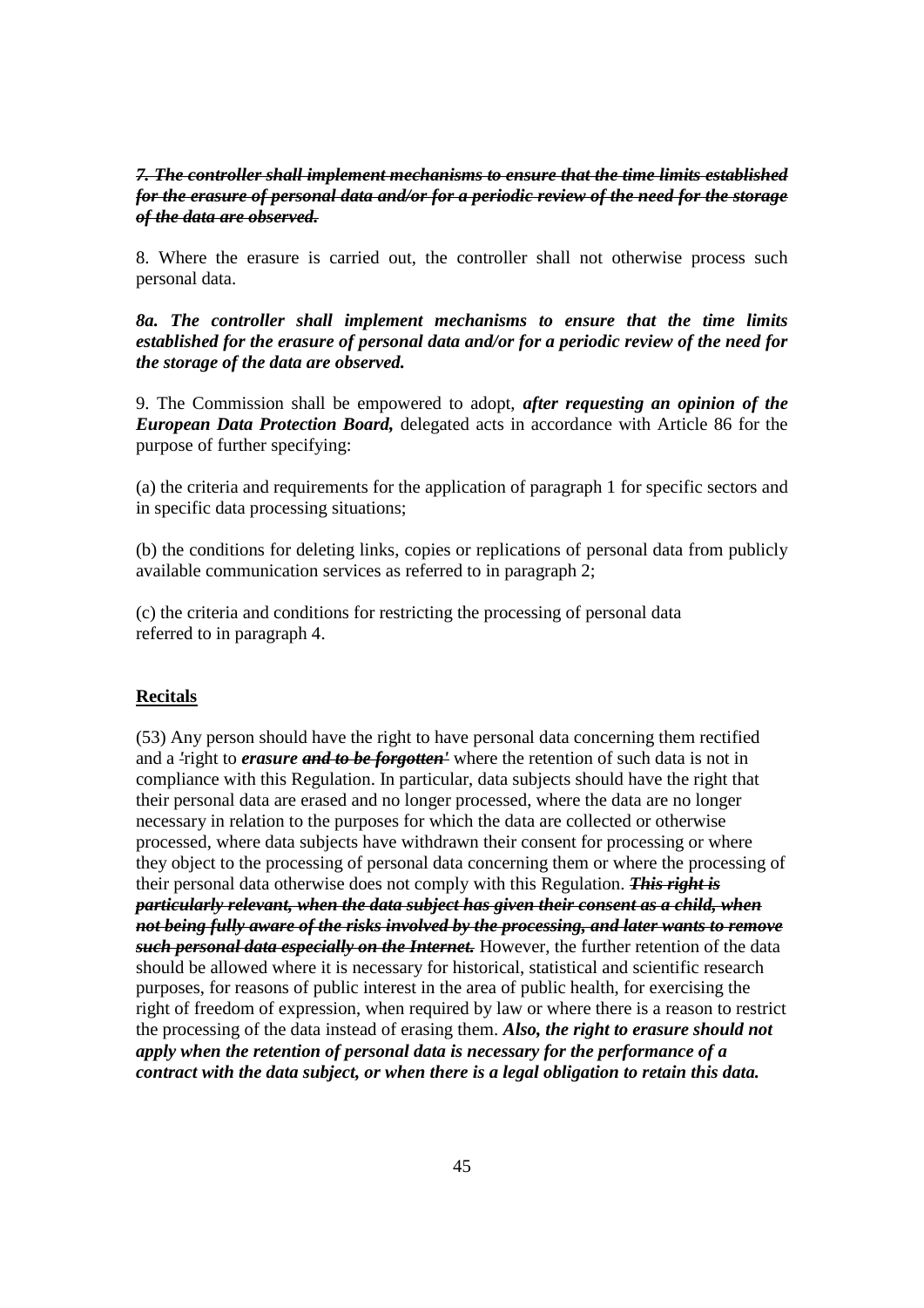~~***7. The controller shall implement mechanisms to ensure that the time limits established for the erasure of personal data and/or for a periodic review of the need for the storage of the data are observed.***~~

8. Where the erasure is carried out, the controller shall not otherwise process such personal data.

***8a. The controller shall implement mechanisms to ensure that the time limits established for the erasure of personal data and/or for a periodic review of the need for the storage of the data are observed.***

9. The Commission shall be empowered to adopt, ***after requesting an opinion of the European Data Protection Board,*** delegated acts in accordance with Article 86 for the purpose of further specifying:

(a) the criteria and requirements for the application of paragraph 1 for specific sectors and in specific data processing situations;

(b) the conditions for deleting links, copies or replications of personal data from publicly available communication services as referred to in paragraph 2;

(c) the criteria and conditions for restricting the processing of personal data referred to in paragraph 4.

**Recitals**

(53) Any person should have the right to have personal data concerning them rectified and a ~~'~~right to ***erasure*** ~~***and to be forgotten'***~~ where the retention of such data is not in compliance with this Regulation. In particular, data subjects should have the right that their personal data are erased and no longer processed, where the data are no longer necessary in relation to the purposes for which the data are collected or otherwise processed, where data subjects have withdrawn their consent for processing or where they object to the processing of personal data concerning them or where the processing of their personal data otherwise does not comply with this Regulation. ~~***This right is particularly relevant, when the data subject has given their consent as a child, when not being fully aware of the risks involved by the processing, and later wants to remove such personal data especially on the Internet.***~~ However, the further retention of the data should be allowed where it is necessary for historical, statistical and scientific research purposes, for reasons of public interest in the area of public health, for exercising the right of freedom of expression, when required by law or where there is a reason to restrict the processing of the data instead of erasing them. ***Also, the right to erasure should not apply when the retention of personal data is necessary for the performance of a contract with the data subject, or when there is a legal obligation to retain this data.***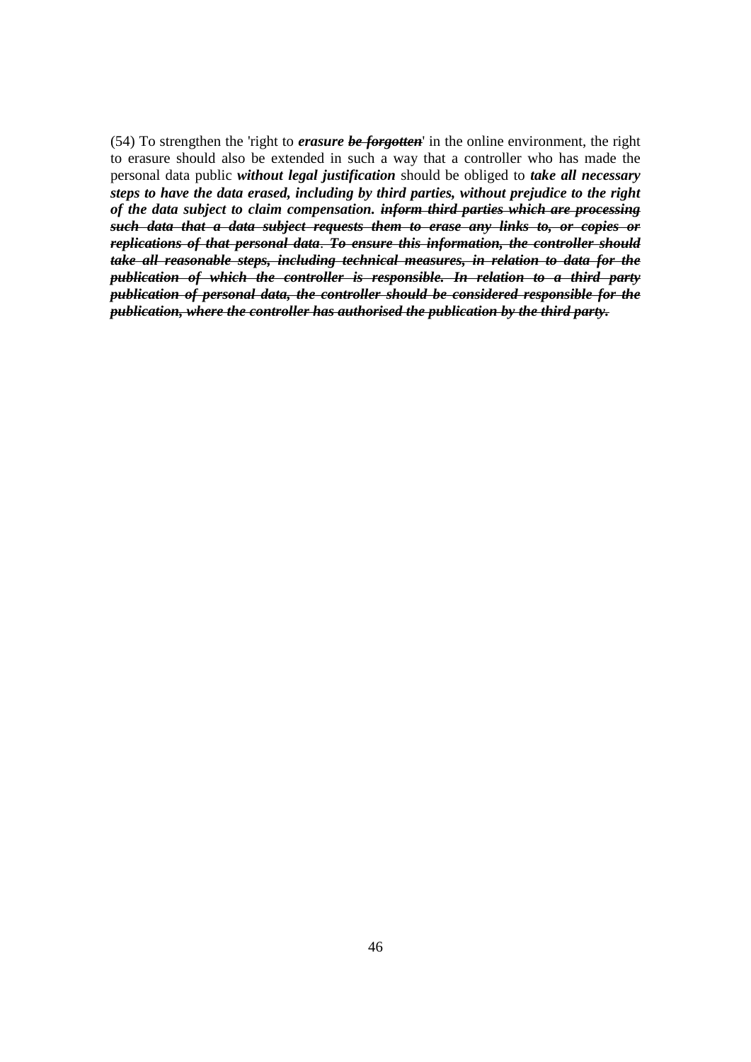(54) To strengthen the 'right to ***erasure*** ~~***be forgotten***~~' in the online environment, the right to erasure should also be extended in such a way that a controller who has made the personal data public ***without legal justification*** should be obliged to ***take all necessary steps to have the data erased, including by third parties, without prejudice to the right of the data subject to claim compensation.*** ~~***inform third parties which are processing such data that a data subject requests them to erase any links to, or copies or replications of that personal data. To ensure this information, the controller should take all reasonable steps, including technical measures, in relation to data for the publication of which the controller is responsible. In relation to a third party publication of personal data, the controller should be considered responsible for the publication, where the controller has authorised the publication by the third party.***~~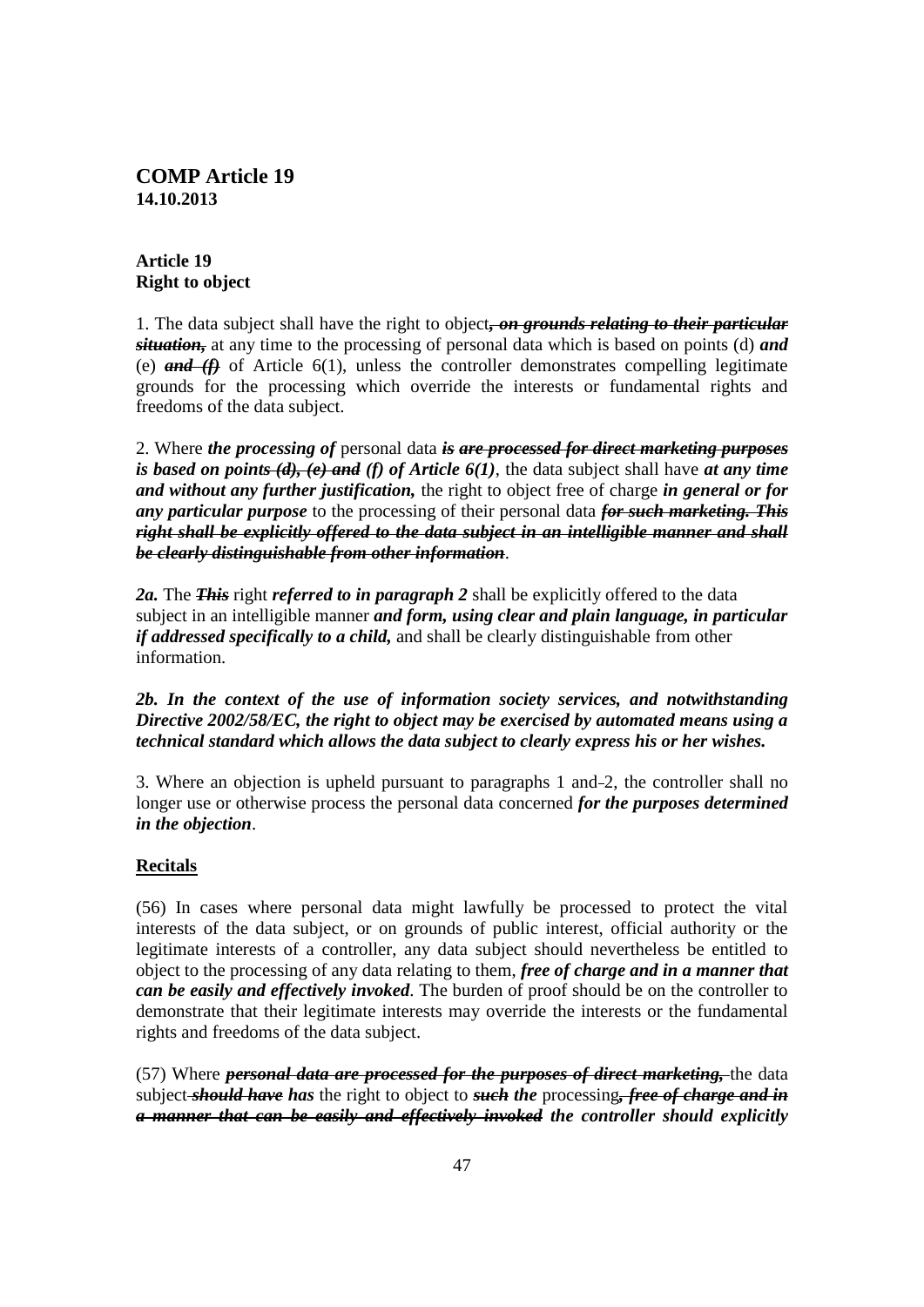**COMP Article 19**
**14.10.2013**

**Article 19**
**Right to object**

1. The data subject shall have the right to object***~~, on grounds relating to their particular situation,~~*** at any time to the processing of personal data which is based on points (d) ***and*** (e) ***~~and (f)~~*** of Article 6(1), unless the controller demonstrates compelling legitimate grounds for the processing which override the interests or fundamental rights and freedoms of the data subject.

2. Where ***the processing of*** personal data ***~~is are processed for direct marketing purposes~~ is based on point~~s (d), (e) and~~ (f) of Article 6(1)***, the data subject shall have ***at any time and without any further justification,*** the right to object free of charge ***in general or for any particular purpose*** to the processing of their personal data ***~~for such marketing. This right shall be explicitly offered to the data subject in an intelligible manner and shall be clearly distinguishable from other information~~***.

***2a.*** The ***~~This~~*** right ***referred to in paragraph 2*** shall be explicitly offered to the data subject in an intelligible manner ***and form, using clear and plain language, in particular if addressed specifically to a child,*** and shall be clearly distinguishable from other information.

***2b. In the context of the use of information society services, and notwithstanding Directive 2002/58/EC, the right to object may be exercised by automated means using a technical standard which allows the data subject to clearly express his or her wishes.***

3. Where an objection is upheld pursuant to paragraphs 1 and ~~-~~2, the controller shall no longer use or otherwise process the personal data concerned ***for the purposes determined in the objection***.

**Recitals**

(56) In cases where personal data might lawfully be processed to protect the vital interests of the data subject, or on grounds of public interest, official authority or the legitimate interests of a controller, any data subject should nevertheless be entitled to object to the processing of any data relating to them, ***free of charge and in a manner that can be easily and effectively invoked***. The burden of proof should be on the controller to demonstrate that their legitimate interests may override the interests or the fundamental rights and freedoms of the data subject.

(57) Where ***~~personal data are processed for the purposes of direct marketing,~~*** the data subject ***~~should have~~ has*** the right to object to ***~~such~~ the*** processing***~~, free of charge and in a manner that can be easily and effectively invoked~~ the controller should explicitly***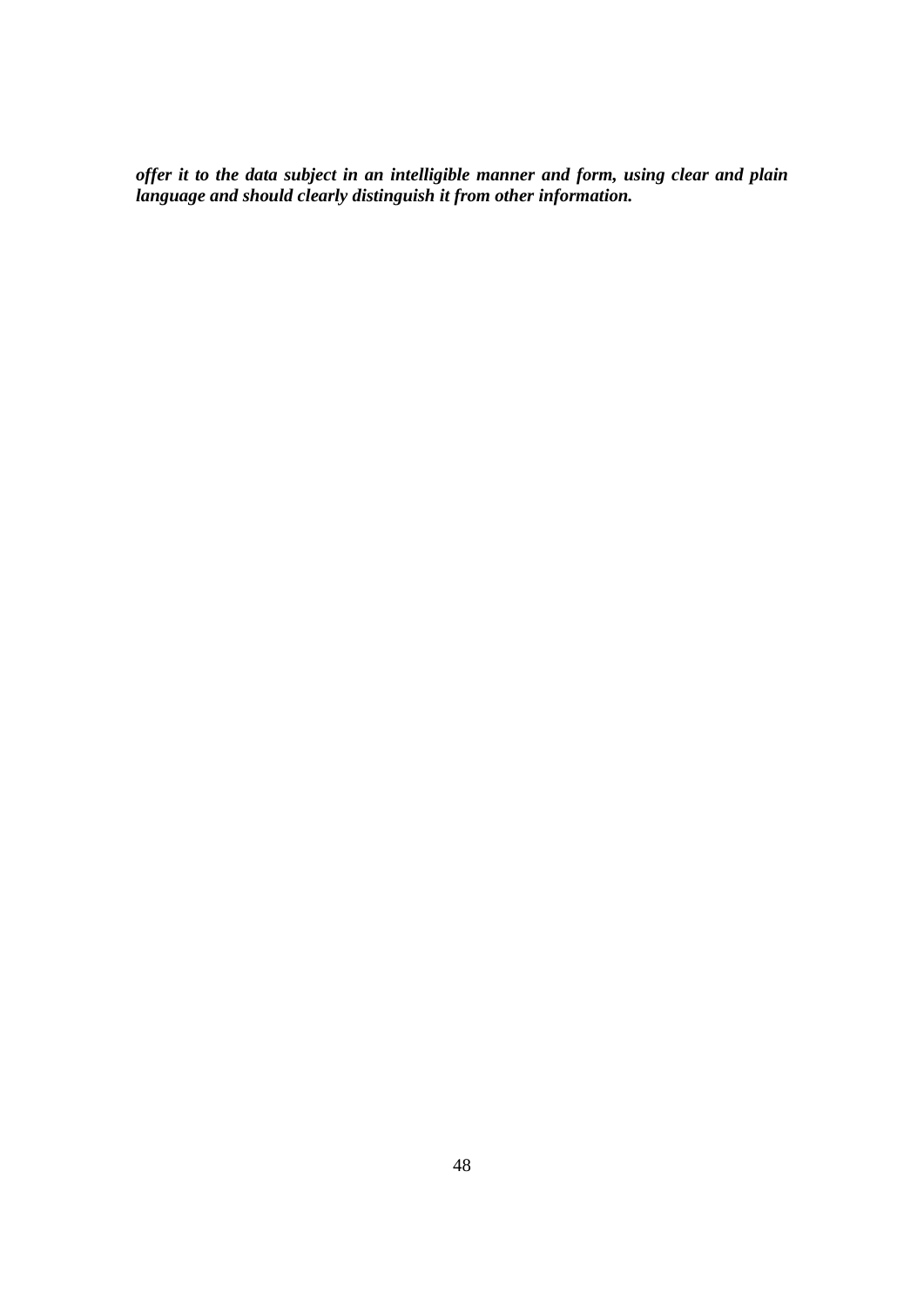***offer it to the data subject in an intelligible manner and form, using clear and plain language and should clearly distinguish it from other information.***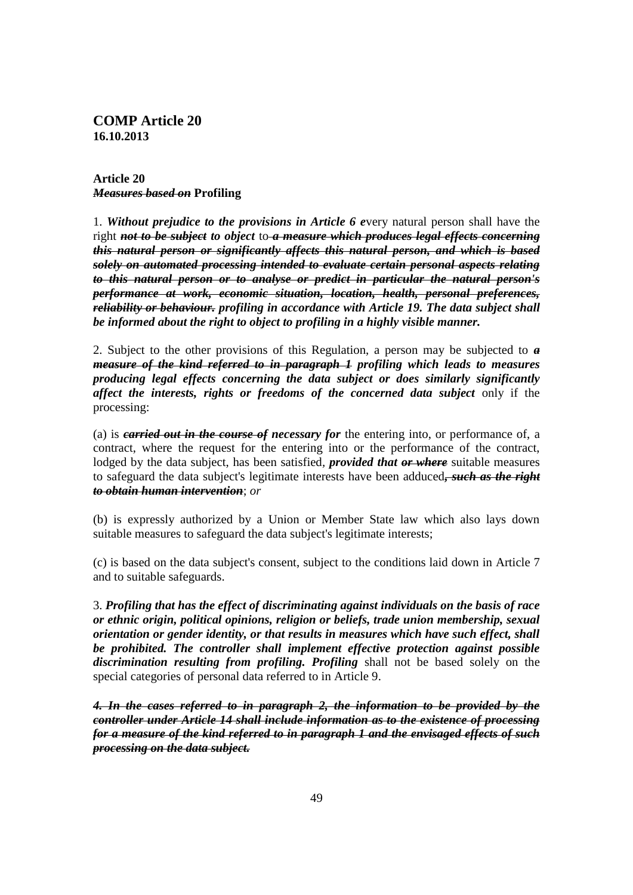**COMP Article 20**
**16.10.2013**

**Article 20**
***~~Measures based on~~*** **Profiling**

1. ***Without prejudice to the provisions in Article 6 e***very natural person shall have the right ***~~not to be subject~~ to object*** to ***~~a measure which produces legal effects concerning this natural person or significantly affects this natural person, and which is based solely on automated processing intended to evaluate certain personal aspects relating to this natural person or to analyse or predict in particular the natural person's performance at work, economic situation, location, health, personal preferences, reliability or behaviour.~~ profiling in accordance with Article 19. The data subject shall be informed about the right to object to profiling in a highly visible manner.***

2. Subject to the other provisions of this Regulation, a person may be subjected to ***~~a measure of the kind referred to in paragraph 1~~ profiling which leads to measures producing legal effects concerning the data subject or does similarly significantly affect the interests, rights or freedoms of the concerned data subject*** only if the processing:

(a) is ***~~carried out in the course of~~ necessary for*** the entering into, or performance of, a contract, where the request for the entering into or the performance of the contract, lodged by the data subject, has been satisfied, ***provided that ~~or where~~*** suitable measures to safeguard the data subject's legitimate interests have been adduced***~~, such as the right to obtain human intervention~~***; *or*

(b) is expressly authorized by a Union or Member State law which also lays down suitable measures to safeguard the data subject's legitimate interests;

(c) is based on the data subject's consent, subject to the conditions laid down in Article 7 and to suitable safeguards.

3. ***Profiling that has the effect of discriminating against individuals on the basis of race or ethnic origin, political opinions, religion or beliefs, trade union membership, sexual orientation or gender identity, or that results in measures which have such effect, shall be prohibited. The controller shall implement effective protection against possible discrimination resulting from profiling. Profiling*** shall not be based solely on the special categories of personal data referred to in Article 9.

***~~4. In the cases referred to in paragraph 2, the information to be provided by the controller under Article 14 shall include information as to the existence of processing for a measure of the kind referred to in paragraph 1 and the envisaged effects of such processing on the data subject.~~***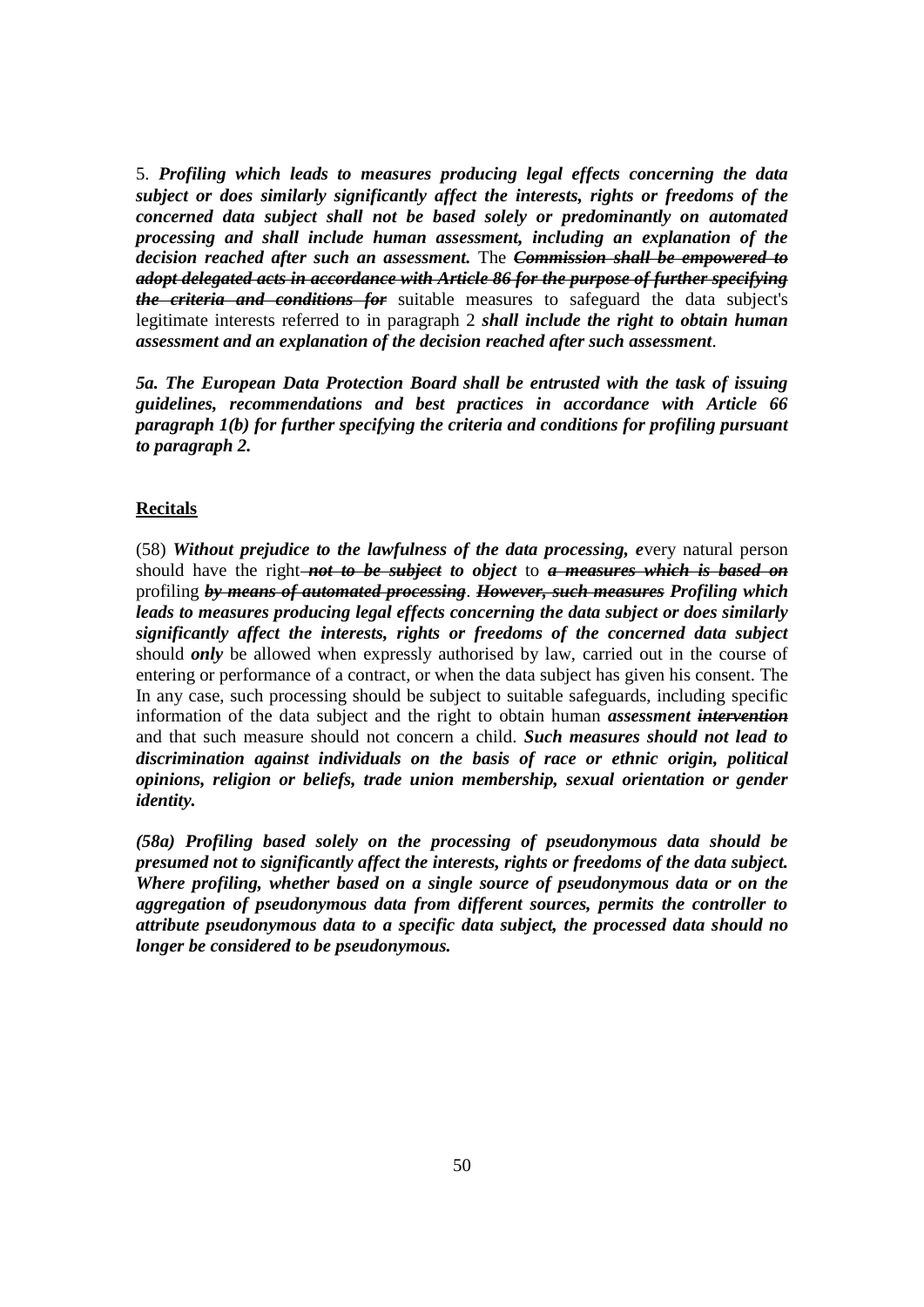5. ***Profiling which leads to measures producing legal effects concerning the data subject or does similarly significantly affect the interests, rights or freedoms of the concerned data subject shall not be based solely or predominantly on automated processing and shall include human assessment, including an explanation of the decision reached after such an assessment.*** The ~~***Commission shall be empowered to adopt delegated acts in accordance with Article 86 for the purpose of further specifying the criteria and conditions for***~~ suitable measures to safeguard the data subject's legitimate interests referred to in paragraph 2 ***shall include the right to obtain human assessment and an explanation of the decision reached after such assessment***.

***5a. The European Data Protection Board shall be entrusted with the task of issuing guidelines, recommendations and best practices in accordance with Article 66 paragraph 1(b) for further specifying the criteria and conditions for profiling pursuant to paragraph 2.***

**Recitals**

(58) ***Without prejudice to the lawfulness of the data processing, e***very natural person should have the right ~~***not to be subject***~~ ***to object*** to ~~***a measures which is based on***~~ profiling ~~***by means of automated processing***~~. ~~***However, such measures***~~ ***Profiling which leads to measures producing legal effects concerning the data subject or does similarly significantly affect the interests, rights or freedoms of the concerned data subject*** should ***only*** be allowed when expressly authorised by law, carried out in the course of entering or performance of a contract, or when the data subject has given his consent. The In any case, such processing should be subject to suitable safeguards, including specific information of the data subject and the right to obtain human ***assessment*** ~~***intervention***~~ and that such measure should not concern a child. ***Such measures should not lead to discrimination against individuals on the basis of race or ethnic origin, political opinions, religion or beliefs, trade union membership, sexual orientation or gender identity.***

***(58a) Profiling based solely on the processing of pseudonymous data should be presumed not to significantly affect the interests, rights or freedoms of the data subject. Where profiling, whether based on a single source of pseudonymous data or on the aggregation of pseudonymous data from different sources, permits the controller to attribute pseudonymous data to a specific data subject, the processed data should no longer be considered to be pseudonymous.***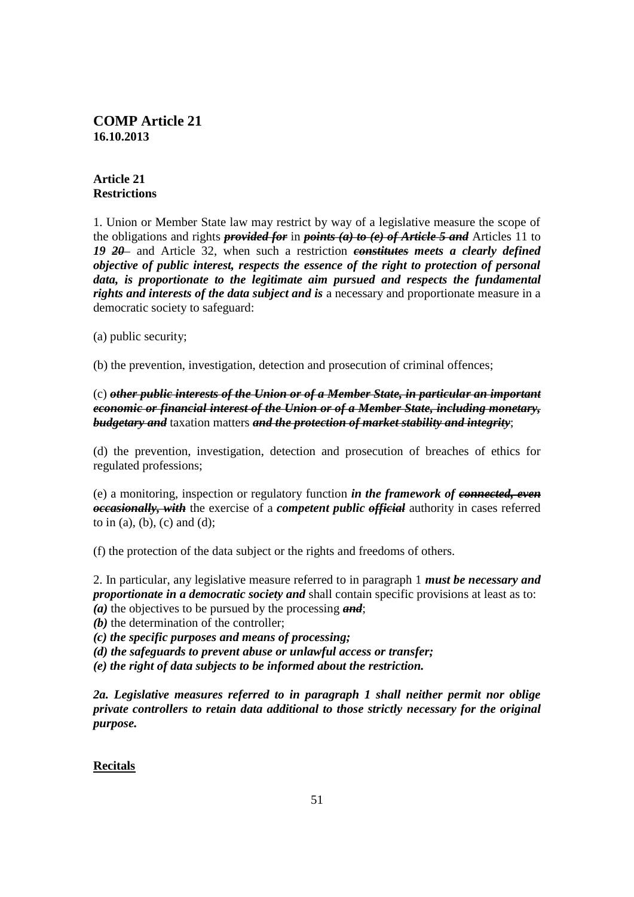# COMP Article 21

**16.10.2013**

## Article 21
**Restrictions**

1. Union or Member State law may restrict by way of a legislative measure the scope of the obligations and rights ***~~provided for~~*** in ***~~points (a) to (e) of Article 5 and~~*** Articles 11 to ***19*** ***~~20~~*** and Article 32, when such a restriction ***~~constitutes~~*** ***meets a clearly defined objective of public interest, respects the essence of the right to protection of personal data, is proportionate to the legitimate aim pursued and respects the fundamental rights and interests of the data subject and is*** a necessary and proportionate measure in a democratic society to safeguard:

(a) public security;

(b) the prevention, investigation, detection and prosecution of criminal offences;

(c) ***~~other public interests of the Union or of a Member State, in particular an important economic or financial interest of the Union or of a Member State, including monetary, budgetary and~~*** taxation matters ***~~and the protection of market stability and integrity~~***;

(d) the prevention, investigation, detection and prosecution of breaches of ethics for regulated professions;

(e) a monitoring, inspection or regulatory function ***in the framework of*** ***~~connected, even occasionally, with~~*** the exercise of a ***competent public*** ***~~official~~*** authority in cases referred to in (a), (b), (c) and (d);

(f) the protection of the data subject or the rights and freedoms of others.

2. In particular, any legislative measure referred to in paragraph 1 ***must be necessary and proportionate in a democratic society and*** shall contain specific provisions at least as to:
***(a)*** the objectives to be pursued by the processing ***~~and~~***;
***(b)*** the determination of the controller;
***(c) the specific purposes and means of processing;***
***(d) the safeguards to prevent abuse or unlawful access or transfer;***
***(e) the right of data subjects to be informed about the restriction.***

***2a. Legislative measures referred to in paragraph 1 shall neither permit nor oblige private controllers to retain data additional to those strictly necessary for the original purpose.***

**Recitals**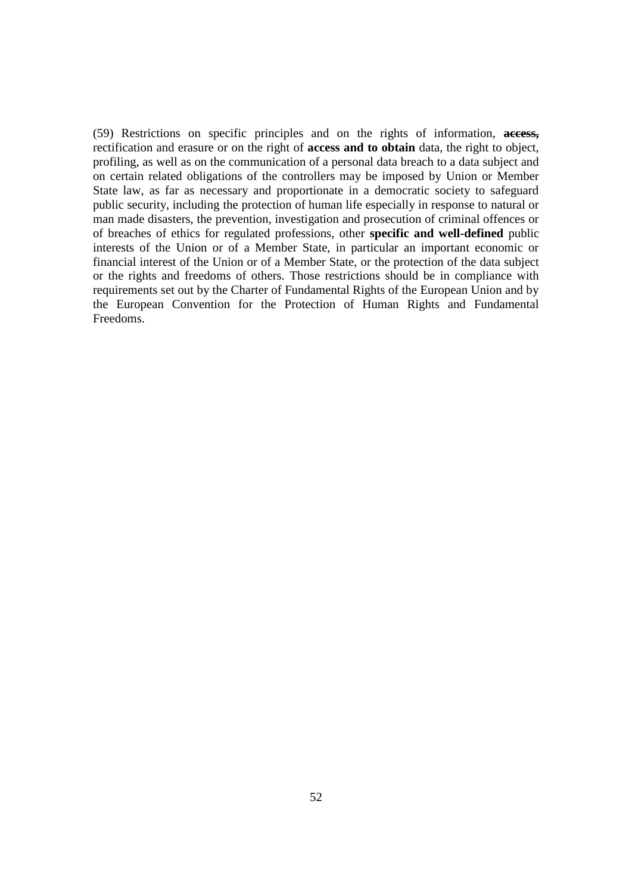(59) Restrictions on specific principles and on the rights of information, **~~access,~~** rectification and erasure or on the right of **access and to obtain** data, the right to object, profiling, as well as on the communication of a personal data breach to a data subject and on certain related obligations of the controllers may be imposed by Union or Member State law, as far as necessary and proportionate in a democratic society to safeguard public security, including the protection of human life especially in response to natural or man made disasters, the prevention, investigation and prosecution of criminal offences or of breaches of ethics for regulated professions, other **specific and well-defined** public interests of the Union or of a Member State, in particular an important economic or financial interest of the Union or of a Member State, or the protection of the data subject or the rights and freedoms of others. Those restrictions should be in compliance with requirements set out by the Charter of Fundamental Rights of the European Union and by the European Convention for the Protection of Human Rights and Fundamental Freedoms.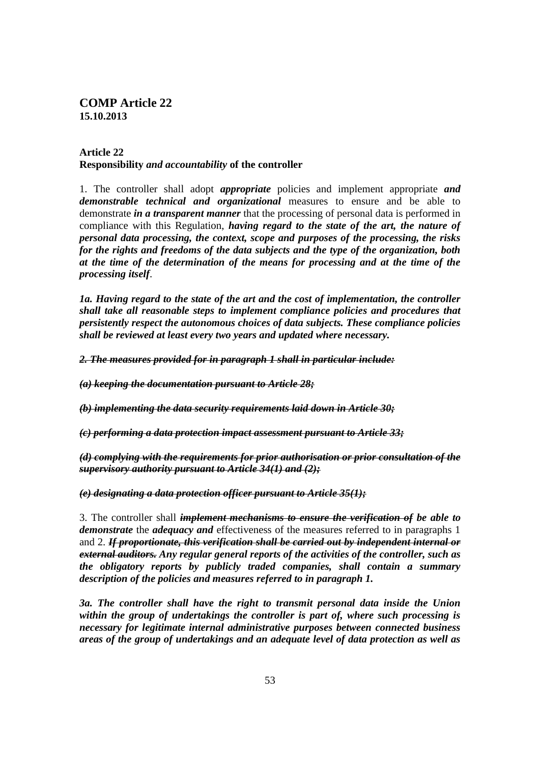**COMP Article 22**
**15.10.2013**

**Article 22**
**Responsibility *and accountability* of the controller**

1. The controller shall adopt ***appropriate*** policies and implement appropriate ***and demonstrable technical and organizational*** measures to ensure and be able to demonstrate ***in a transparent manner*** that the processing of personal data is performed in compliance with this Regulation, ***having regard to the state of the art, the nature of personal data processing, the context, scope and purposes of the processing, the risks for the rights and freedoms of the data subjects and the type of the organization, both at the time of the determination of the means for processing and at the time of the processing itself***.

***1a. Having regard to the state of the art and the cost of implementation, the controller shall take all reasonable steps to implement compliance policies and procedures that persistently respect the autonomous choices of data subjects. These compliance policies shall be reviewed at least every two years and updated where necessary.***

***~~2. The measures provided for in paragraph 1 shall in particular include:~~***

***~~(a) keeping the documentation pursuant to Article 28;~~***

***~~(b) implementing the data security requirements laid down in Article 30;~~***

***~~(c) performing a data protection impact assessment pursuant to Article 33;~~***

***~~(d) complying with the requirements for prior authorisation or prior consultation of the supervisory authority pursuant to Article 34(1) and (2);~~***

***~~(e) designating a data protection officer pursuant to Article 35(1);~~***

3. The controller shall ***~~implement mechanisms to ensure the verification of~~ be able to demonstrate*** the ***adequacy and*** effectiveness of the measures referred to in paragraphs 1 and 2. ***~~If proportionate, this verification shall be carried out by independent internal or external auditors.~~ Any regular general reports of the activities of the controller, such as the obligatory reports by publicly traded companies, shall contain a summary description of the policies and measures referred to in paragraph 1.***

***3a. The controller shall have the right to transmit personal data inside the Union within the group of undertakings the controller is part of, where such processing is necessary for legitimate internal administrative purposes between connected business areas of the group of undertakings and an adequate level of data protection as well as***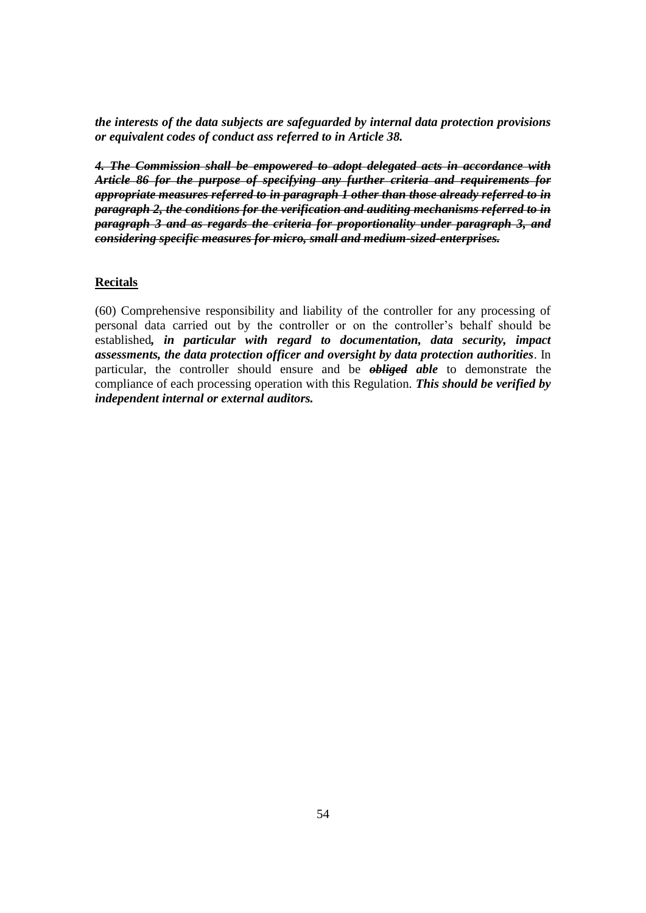***the interests of the data subjects are safeguarded by internal data protection provisions or equivalent codes of conduct ass referred to in Article 38.***

~~***4. The Commission shall be empowered to adopt delegated acts in accordance with Article 86 for the purpose of specifying any further criteria and requirements for appropriate measures referred to in paragraph 1 other than those already referred to in paragraph 2, the conditions for the verification and auditing mechanisms referred to in paragraph 3 and as regards the criteria for proportionality under paragraph 3, and considering specific measures for micro, small and medium-sized-enterprises.***~~

**Recitals**

(60) Comprehensive responsibility and liability of the controller for any processing of personal data carried out by the controller or on the controller's behalf should be established***, in particular with regard to documentation, data security, impact assessments, the data protection officer and oversight by data protection authorities***. In particular, the controller should ensure and be ~~***obliged***~~ ***able*** to demonstrate the compliance of each processing operation with this Regulation. ***This should be verified by independent internal or external auditors.***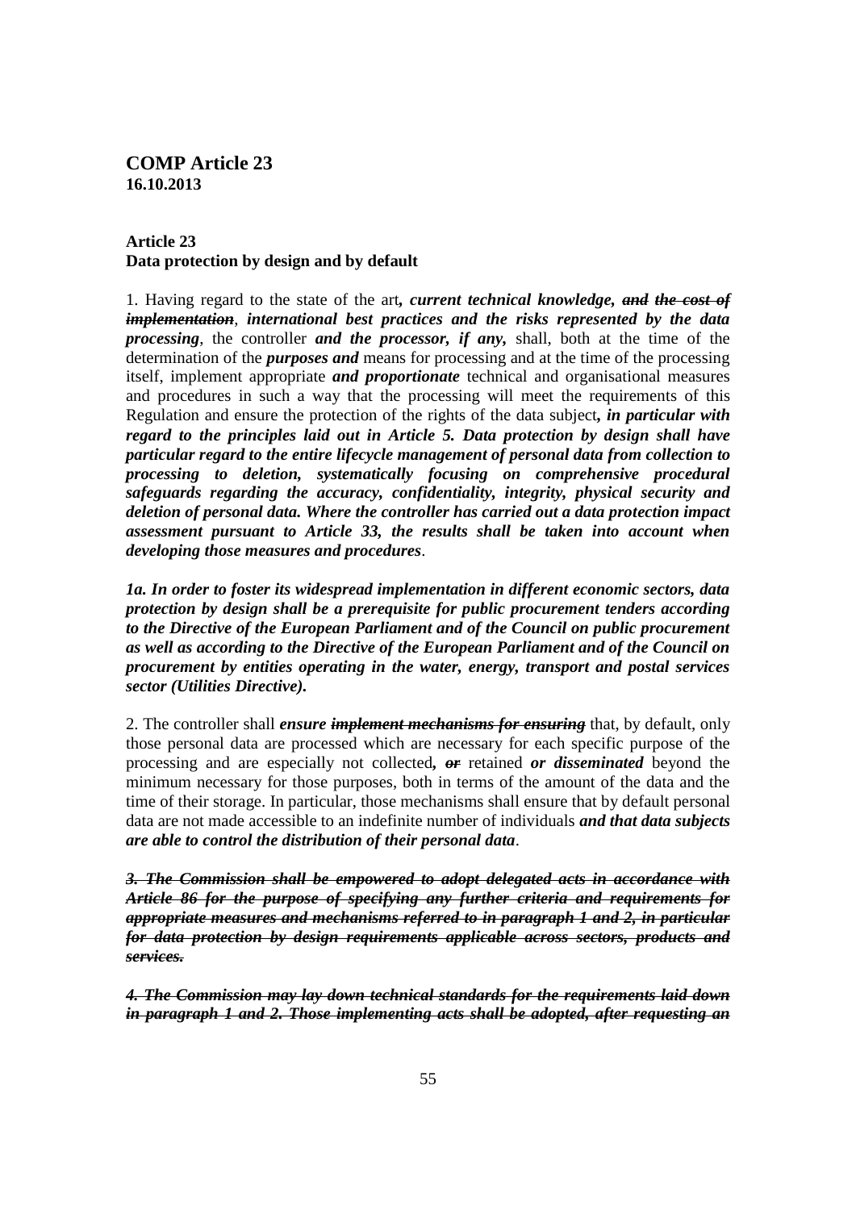**COMP Article 23**
**16.10.2013**

**Article 23**
**Data protection by design and by default**

1. Having regard to the state of the art***, current technical knowledge, ~~and~~ ~~the cost of implementation~~***, ***international best practices and the risks represented by the data processing***, the controller ***and the processor, if any,*** shall, both at the time of the determination of the ***purposes and*** means for processing and at the time of the processing itself, implement appropriate ***and proportionate*** technical and organisational measures and procedures in such a way that the processing will meet the requirements of this Regulation and ensure the protection of the rights of the data subject***, in particular with regard to the principles laid out in Article 5. Data protection by design shall have particular regard to the entire lifecycle management of personal data from collection to processing to deletion, systematically focusing on comprehensive procedural safeguards regarding the accuracy, confidentiality, integrity, physical security and deletion of personal data. Where the controller has carried out a data protection impact assessment pursuant to Article 33, the results shall be taken into account when developing those measures and procedures***.

***1a. In order to foster its widespread implementation in different economic sectors, data protection by design shall be a prerequisite for public procurement tenders according to the Directive of the European Parliament and of the Council on public procurement as well as according to the Directive of the European Parliament and of the Council on procurement by entities operating in the water, energy, transport and postal services sector (Utilities Directive).***

2. The controller shall ***ensure ~~implement mechanisms for ensuring~~*** that, by default, only those personal data are processed which are necessary for each specific purpose of the processing and are especially not collected***, ~~or~~*** retained ***or disseminated*** beyond the minimum necessary for those purposes, both in terms of the amount of the data and the time of their storage. In particular, those mechanisms shall ensure that by default personal data are not made accessible to an indefinite number of individuals ***and that data subjects are able to control the distribution of their personal data***.

***~~3. The Commission shall be empowered to adopt delegated acts in accordance with Article 86 for the purpose of specifying any further criteria and requirements for appropriate measures and mechanisms referred to in paragraph 1 and 2, in particular for data protection by design requirements applicable across sectors, products and services.~~***

***~~4. The Commission may lay down technical standards for the requirements laid down in paragraph 1 and 2. Those implementing acts shall be adopted, after requesting an~~***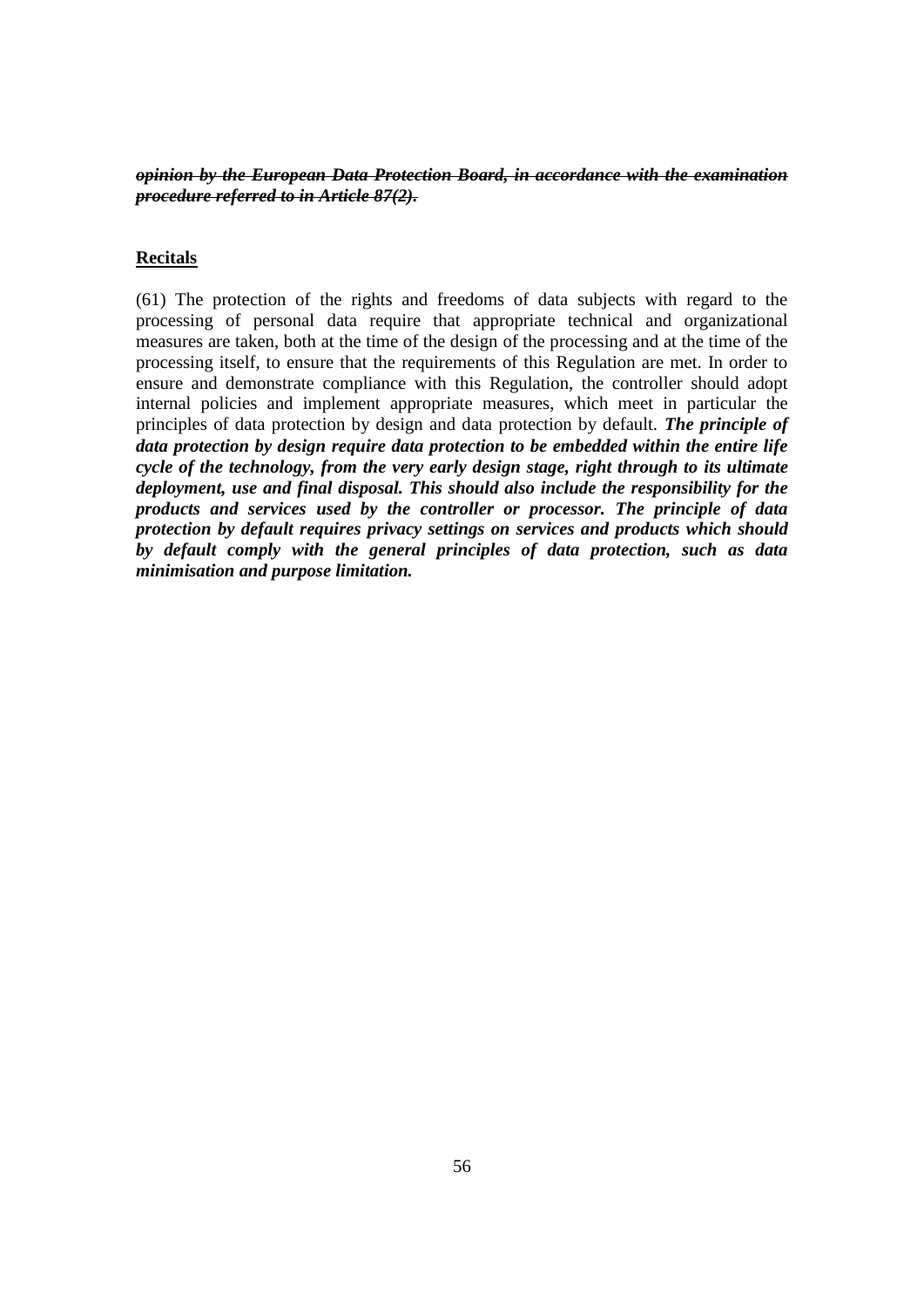~~***opinion by the European Data Protection Board, in accordance with the examination procedure referred to in Article 87(2).***~~

**Recitals**

(61) The protection of the rights and freedoms of data subjects with regard to the processing of personal data require that appropriate technical and organizational measures are taken, both at the time of the design of the processing and at the time of the processing itself, to ensure that the requirements of this Regulation are met. In order to ensure and demonstrate compliance with this Regulation, the controller should adopt internal policies and implement appropriate measures, which meet in particular the principles of data protection by design and data protection by default. ***The principle of data protection by design require data protection to be embedded within the entire life cycle of the technology, from the very early design stage, right through to its ultimate deployment, use and final disposal. This should also include the responsibility for the products and services used by the controller or processor. The principle of data protection by default requires privacy settings on services and products which should by default comply with the general principles of data protection, such as data minimisation and purpose limitation.***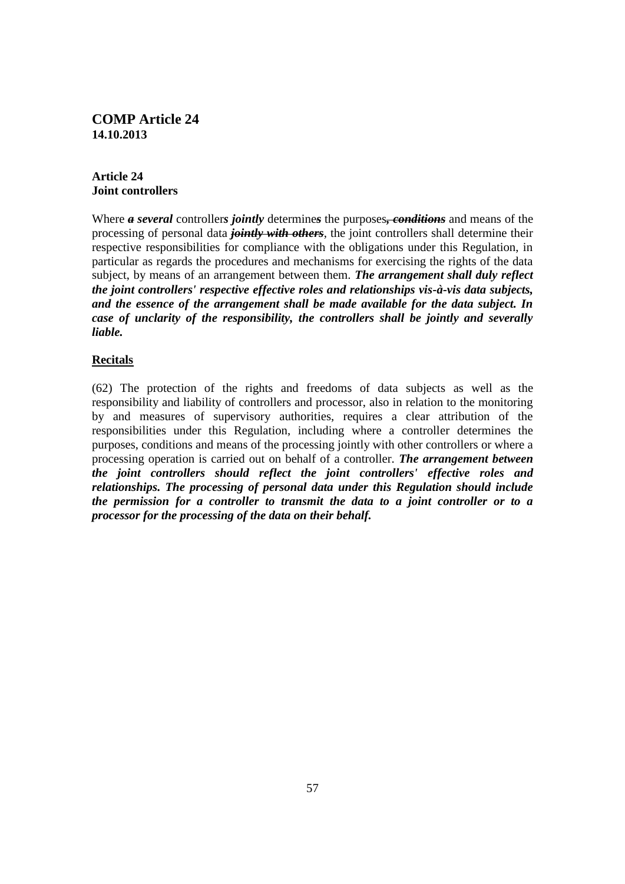## COMP Article 24
**14.10.2013**

**Article 24**
**Joint controllers**

Where ***~~a~~ several*** controller***s jointly*** determine~~*s*~~ the purposes~~*, conditions*~~ and means of the processing of personal data ~~***jointly with others***~~, the joint controllers shall determine their respective responsibilities for compliance with the obligations under this Regulation, in particular as regards the procedures and mechanisms for exercising the rights of the data subject, by means of an arrangement between them. ***The arrangement shall duly reflect the joint controllers' respective effective roles and relationships vis-à-vis data subjects, and the essence of the arrangement shall be made available for the data subject. In case of unclarity of the responsibility, the controllers shall be jointly and severally liable.***

**Recitals**

(62) The protection of the rights and freedoms of data subjects as well as the responsibility and liability of controllers and processor, also in relation to the monitoring by and measures of supervisory authorities, requires a clear attribution of the responsibilities under this Regulation, including where a controller determines the purposes, conditions and means of the processing jointly with other controllers or where a processing operation is carried out on behalf of a controller. ***The arrangement between the joint controllers should reflect the joint controllers' effective roles and relationships. The processing of personal data under this Regulation should include the permission for a controller to transmit the data to a joint controller or to a processor for the processing of the data on their behalf.***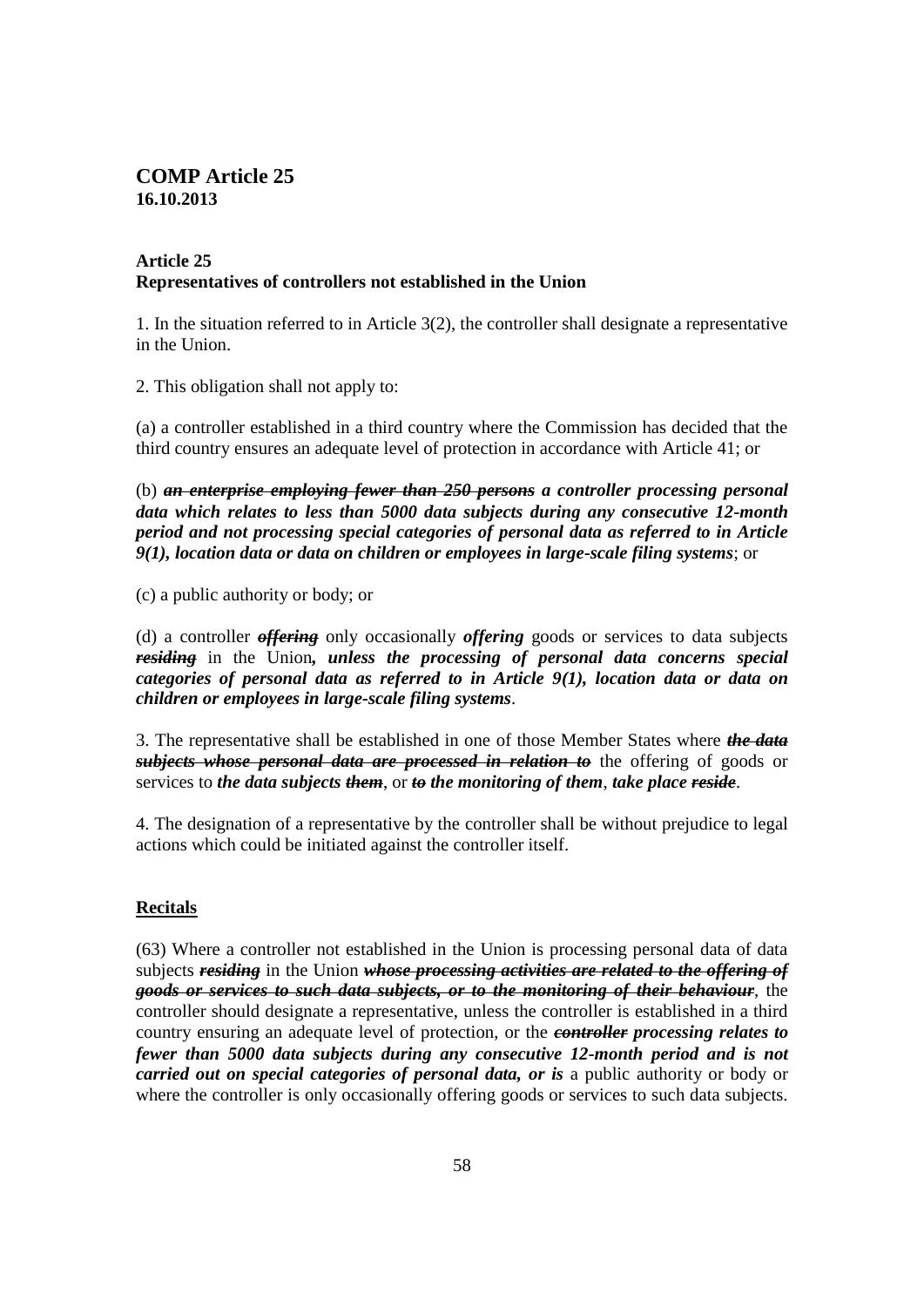# COMP Article 25

**16.10.2013**

**Article 25**
**Representatives of controllers not established in the Union**

1. In the situation referred to in Article 3(2), the controller shall designate a representative in the Union.

2. This obligation shall not apply to:

(a) a controller established in a third country where the Commission has decided that the third country ensures an adequate level of protection in accordance with Article 41; or

(b) ~~***an enterprise employing fewer than 250 persons***~~ ***a controller processing personal data which relates to less than 5000 data subjects during any consecutive 12-month period and not processing special categories of personal data as referred to in Article 9(1), location data or data on children or employees in large-scale filing systems***; or

(c) a public authority or body; or

(d) a controller ~~***offering***~~ only occasionally ***offering*** goods or services to data subjects ~~***residing***~~ in the Union***, unless the processing of personal data concerns special categories of personal data as referred to in Article 9(1), location data or data on children or employees in large-scale filing systems***.

3. The representative shall be established in one of those Member States where ~~***the data subjects whose personal data are processed in relation to***~~ the offering of goods or services to ***the data subjects*** ~~***them***~~, or ~~***to***~~ ***the monitoring of them***, ***take place*** ~~***reside***~~.

4. The designation of a representative by the controller shall be without prejudice to legal actions which could be initiated against the controller itself.

**Recitals**

(63) Where a controller not established in the Union is processing personal data of data subjects ~~***residing***~~ in the Union ~~***whose processing activities are related to the offering of goods or services to such data subjects, or to the monitoring of their behaviour***~~, the controller should designate a representative, unless the controller is established in a third country ensuring an adequate level of protection, or the ~~***controller***~~ ***processing relates to fewer than 5000 data subjects during any consecutive 12-month period and is not carried out on special categories of personal data, or is*** a public authority or body or where the controller is only occasionally offering goods or services to such data subjects.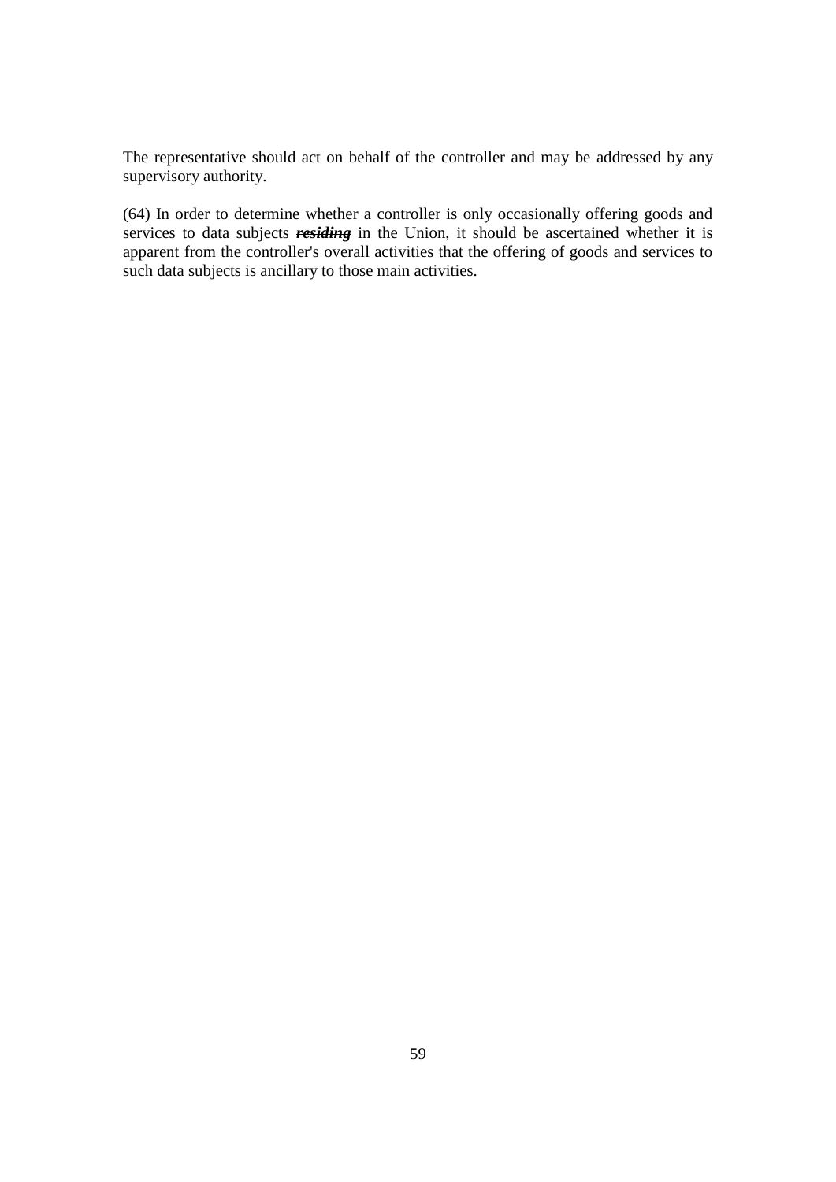The representative should act on behalf of the controller and may be addressed by any supervisory authority.

(64) In order to determine whether a controller is only occasionally offering goods and services to data subjects ~~***residing***~~ in the Union, it should be ascertained whether it is apparent from the controller's overall activities that the offering of goods and services to such data subjects is ancillary to those main activities.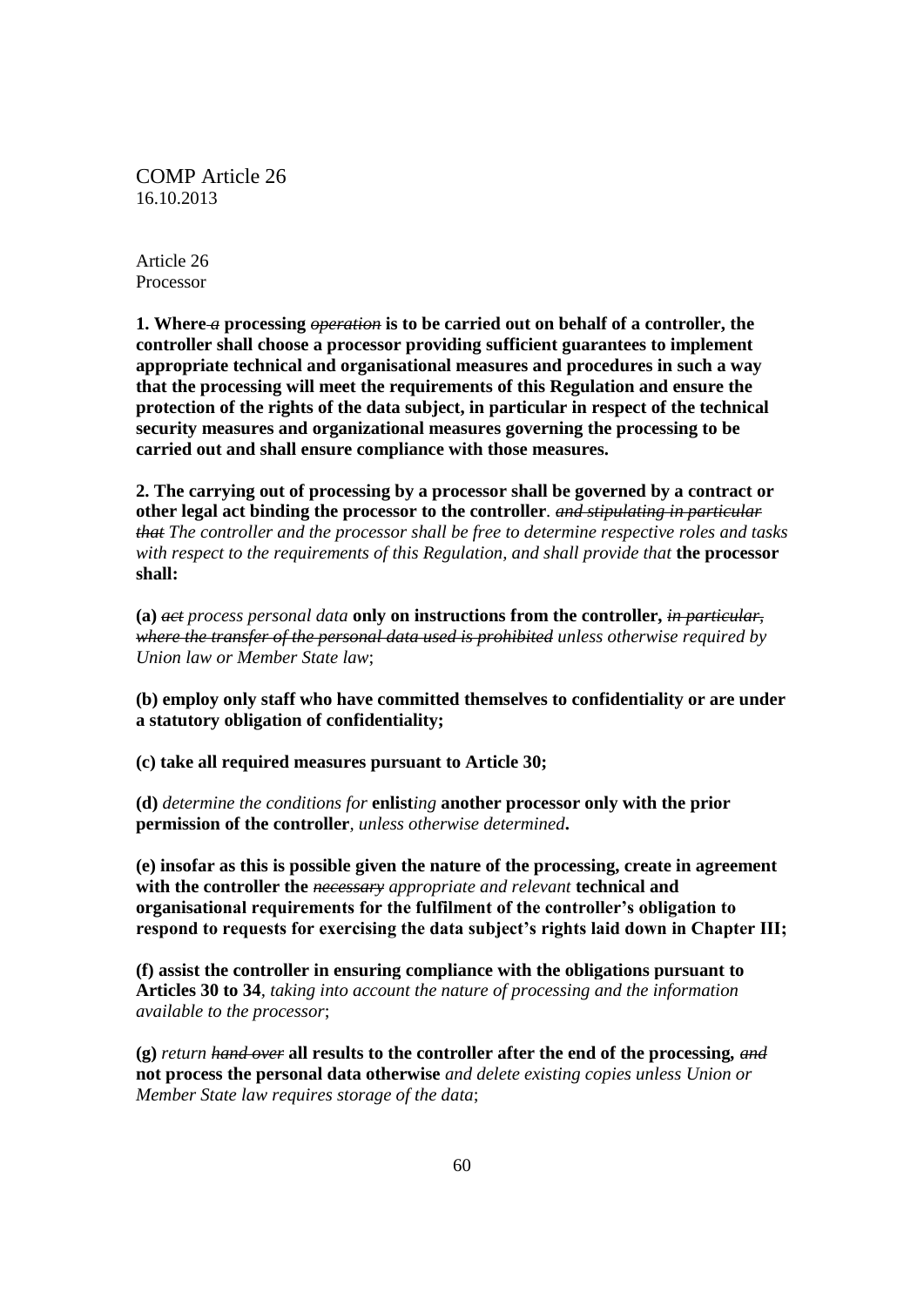COMP Article 26
16.10.2013

Article 26
Processor

**1. Where** ~~*a*~~ **processing** ~~*operation*~~ **is to be carried out on behalf of a controller, the controller shall choose a processor providing sufficient guarantees to implement appropriate technical and organisational measures and procedures in such a way that the processing will meet the requirements of this Regulation and ensure the protection of the rights of the data subject, in particular in respect of the technical security measures and organizational measures governing the processing to be carried out and shall ensure compliance with those measures.**

**2. The carrying out of processing by a processor shall be governed by a contract or other legal act binding the processor to the controller**. ~~*and stipulating in particular that*~~ *The controller and the processor shall be free to determine respective roles and tasks with respect to the requirements of this Regulation, and shall provide that* **the processor shall:**

**(a)** ~~*act*~~ *process personal data* **only on instructions from the controller,** ~~*in particular, where the transfer of the personal data used is prohibited*~~ *unless otherwise required by Union law or Member State law*;

**(b) employ only staff who have committed themselves to confidentiality or are under a statutory obligation of confidentiality;**

**(c) take all required measures pursuant to Article 30;**

**(d)** *determine the conditions for* **enlist***ing* **another processor only with the prior permission of the controller***, unless otherwise determined***.**

**(e) insofar as this is possible given the nature of the processing, create in agreement with the controller the** ~~*necessary*~~ *appropriate and relevant* **technical and organisational requirements for the fulfilment of the controller's obligation to respond to requests for exercising the data subject's rights laid down in Chapter III;**

**(f) assist the controller in ensuring compliance with the obligations pursuant to Articles 30 to 34***, taking into account the nature of processing and the information available to the processor*;

**(g)** *return* ~~*hand over*~~ **all results to the controller after the end of the processing,** ~~*and*~~ **not process the personal data otherwise** *and delete existing copies unless Union or Member State law requires storage of the data*;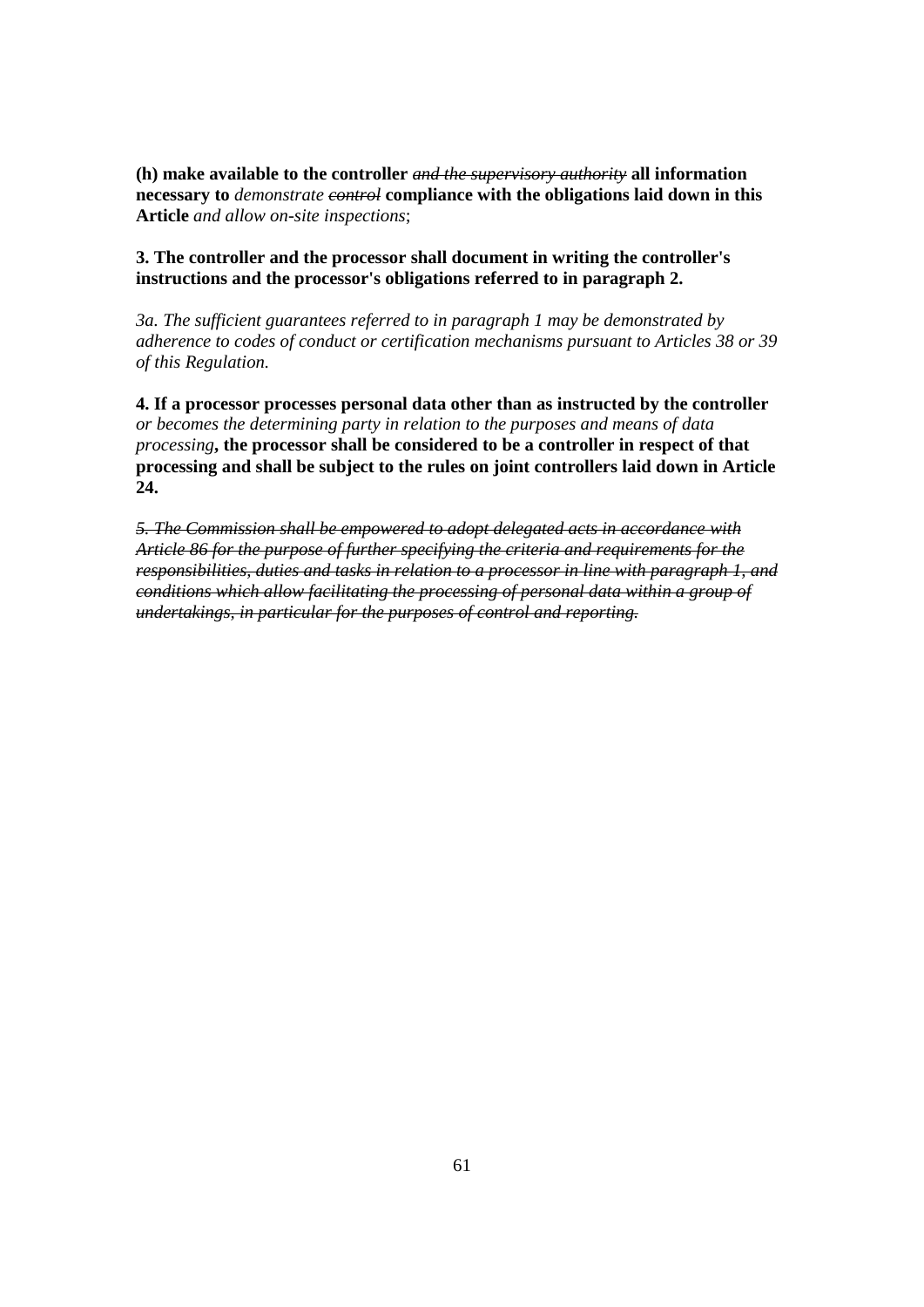**(h) make available to the controller** ~~*and the supervisory authority*~~ **all information necessary to** *demonstrate* ~~*control*~~ **compliance with the obligations laid down in this Article** *and allow on-site inspections*;

**3. The controller and the processor shall document in writing the controller's instructions and the processor's obligations referred to in paragraph 2.**

*3a. The sufficient guarantees referred to in paragraph 1 may be demonstrated by adherence to codes of conduct or certification mechanisms pursuant to Articles 38 or 39 of this Regulation.*

**4. If a processor processes personal data other than as instructed by the controller** *or becomes the determining party in relation to the purposes and means of data processing***, the processor shall be considered to be a controller in respect of that processing and shall be subject to the rules on joint controllers laid down in Article 24.**

~~*5. The Commission shall be empowered to adopt delegated acts in accordance with Article 86 for the purpose of further specifying the criteria and requirements for the responsibilities, duties and tasks in relation to a processor in line with paragraph 1, and conditions which allow facilitating the processing of personal data within a group of undertakings, in particular for the purposes of control and reporting.*~~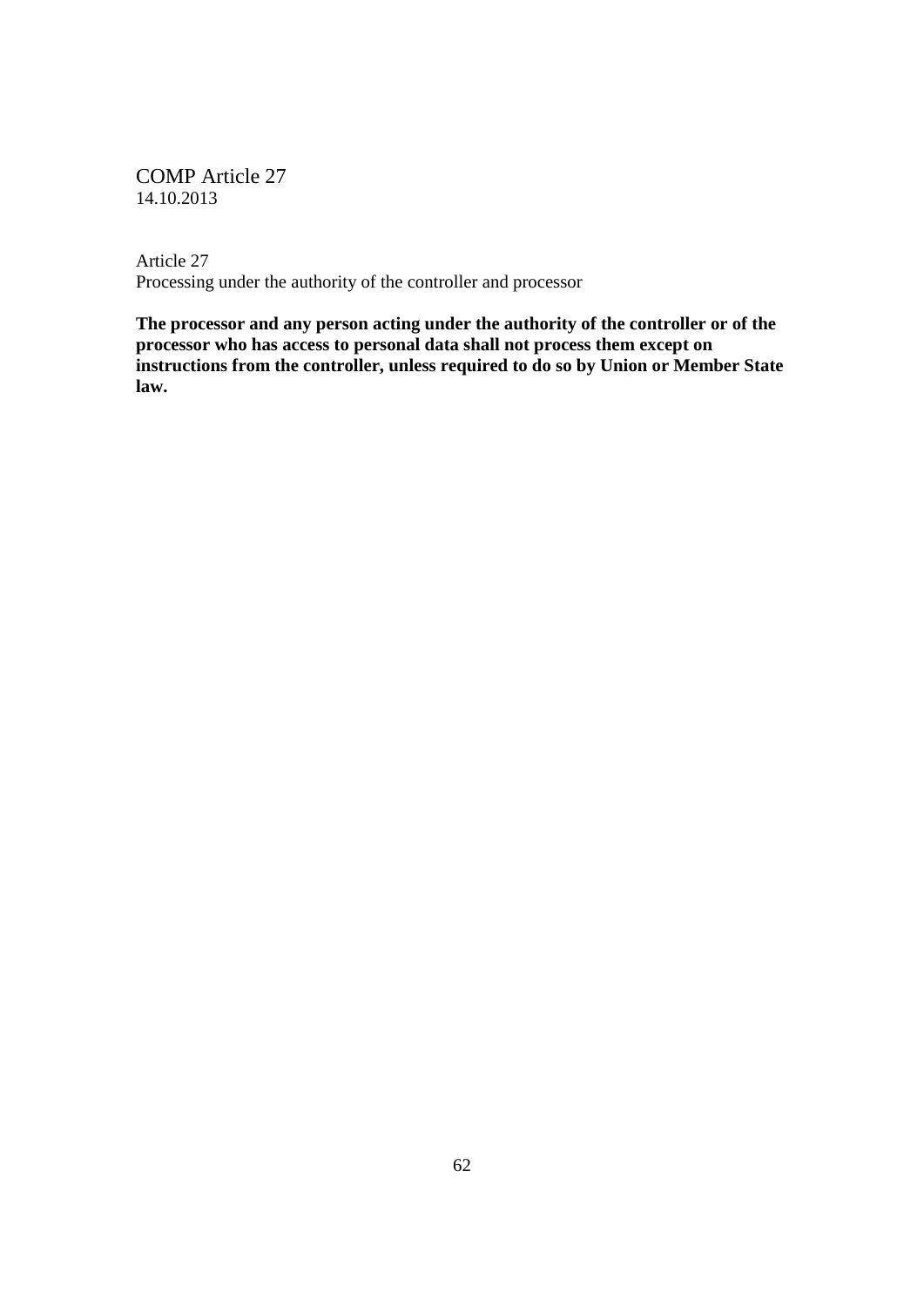COMP Article 27
14.10.2013

Article 27
Processing under the authority of the controller and processor

**The processor and any person acting under the authority of the controller or of the processor who has access to personal data shall not process them except on instructions from the controller, unless required to do so by Union or Member State law.**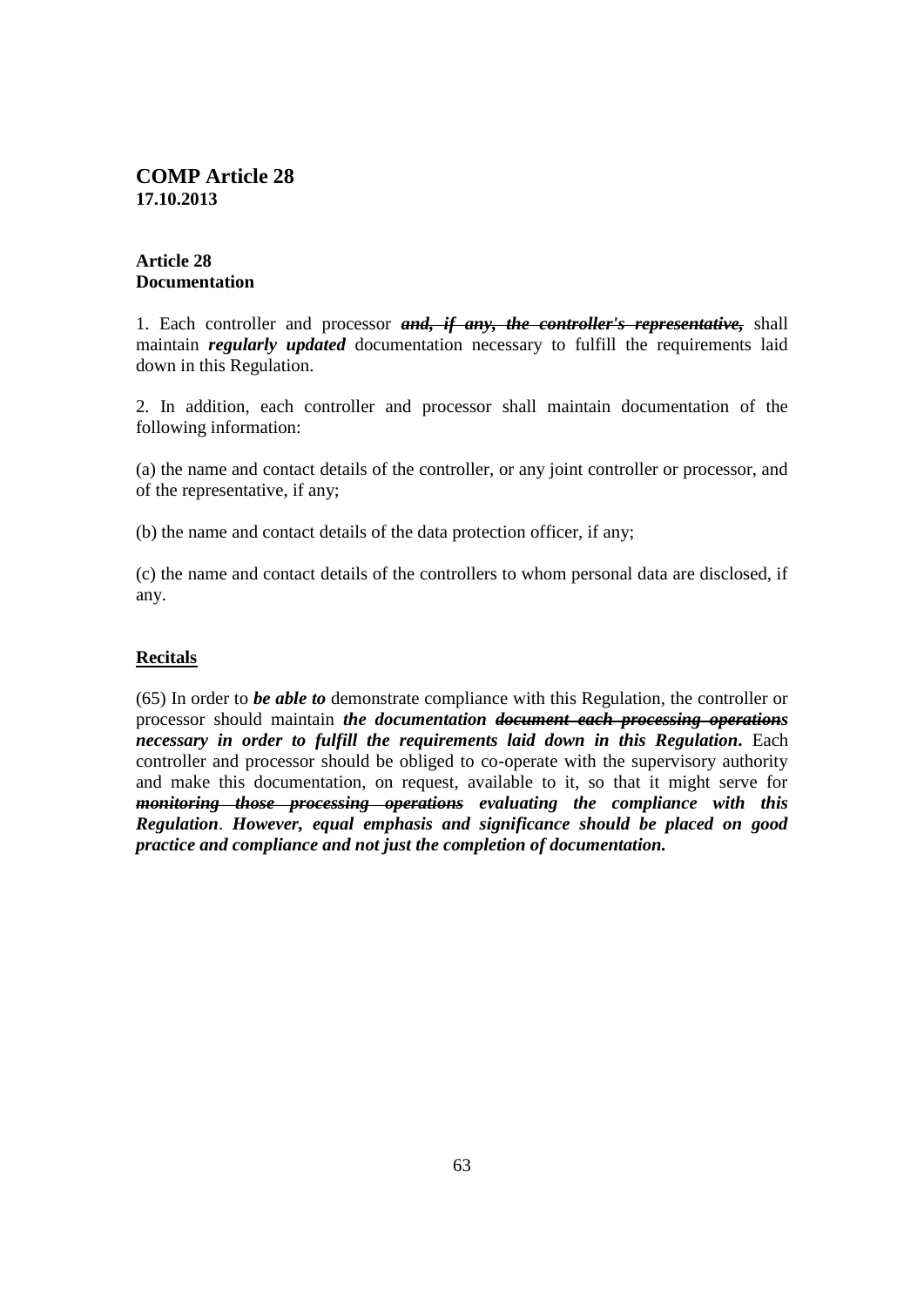# COMP Article 28

**17.10.2013**

**Article 28**
**Documentation**

1. Each controller and processor ~~***and, if any, the controller's representative,***~~ shall maintain ***regularly updated*** documentation necessary to fulfill the requirements laid down in this Regulation.

2. In addition, each controller and processor shall maintain documentation of the following information:

(a) the name and contact details of the controller, or any joint controller or processor, and of the representative, if any;

(b) the name and contact details of the data protection officer, if any;

(c) the name and contact details of the controllers to whom personal data are disclosed, if any.

**<u>Recitals</u>**

(65) In order to ***be able to*** demonstrate compliance with this Regulation, the controller or processor should maintain ***the documentation*** ~~***document each processing operations***~~ ***necessary in order to fulfill the requirements laid down in this Regulation*****.** Each controller and processor should be obliged to co-operate with the supervisory authority and make this documentation, on request, available to it, so that it might serve for ~~***monitoring those processing operations***~~ ***evaluating the compliance with this Regulation***. ***However, equal emphasis and significance should be placed on good practice and compliance and not just the completion of documentation.***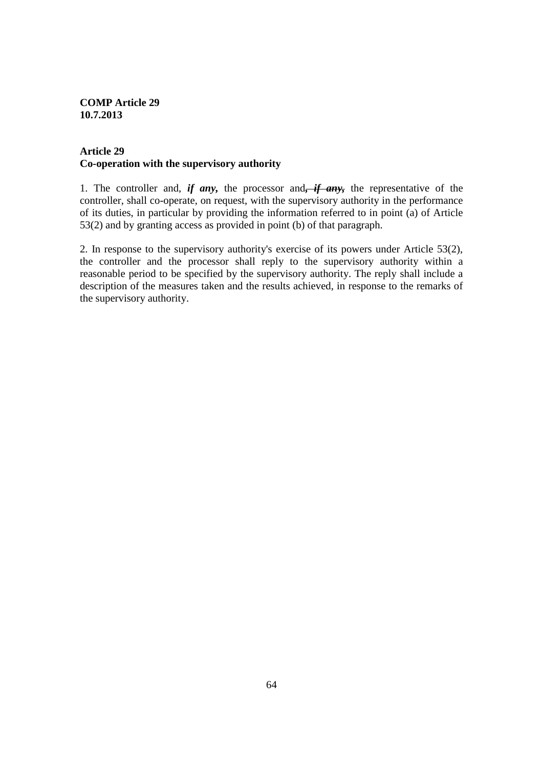**COMP Article 29**
**10.7.2013**

**Article 29**
**Co-operation with the supervisory authority**

1. The controller and, ***if any,*** the processor and~~***, if any,***~~ the representative of the controller, shall co-operate, on request, with the supervisory authority in the performance of its duties, in particular by providing the information referred to in point (a) of Article 53(2) and by granting access as provided in point (b) of that paragraph.

2. In response to the supervisory authority's exercise of its powers under Article 53(2), the controller and the processor shall reply to the supervisory authority within a reasonable period to be specified by the supervisory authority. The reply shall include a description of the measures taken and the results achieved, in response to the remarks of the supervisory authority.